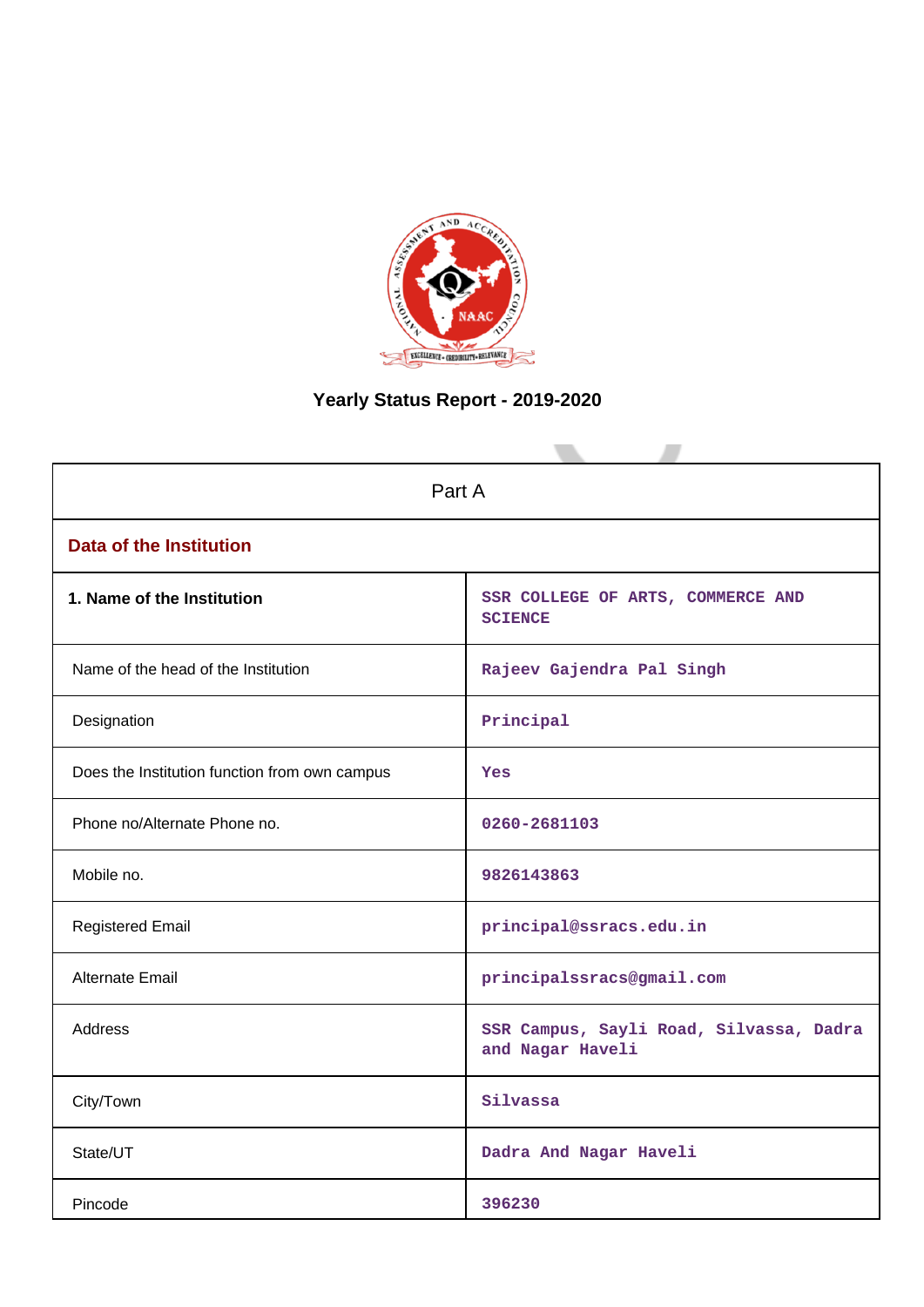# Yearly Status Report - 2019-2020

| Part A | |
|---|---|
| **Data of the Institution** | |
| **1. Name of the Institution** | SSR COLLEGE OF ARTS, COMMERCE AND SCIENCE |
| Name of the head of the Institution | Rajeev Gajendra Pal Singh |
| Designation | Principal |
| Does the Institution function from own campus | Yes |
| Phone no/Alternate Phone no. | 0260-2681103 |
| Mobile no. | 9826143863 |
| Registered Email | principal@ssracs.edu.in |
| Alternate Email | principalssracs@gmail.com |
| Address | SSR Campus, Sayli Road, Silvassa, Dadra and Nagar Haveli |
| City/Town | Silvassa |
| State/UT | Dadra And Nagar Haveli |
| Pincode | 396230 |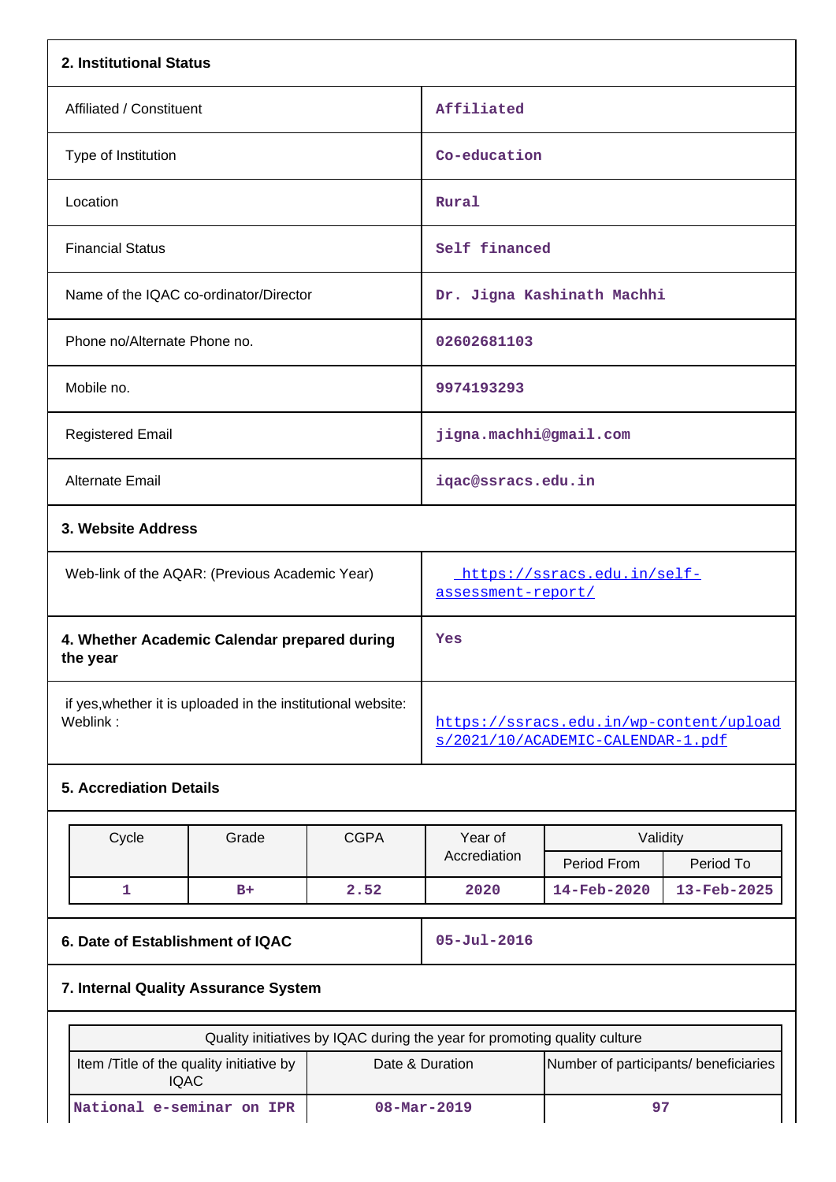## 2. Institutional Status

| | |
|---|---|
| Affiliated / Constituent | Affiliated |
| Type of Institution | Co-education |
| Location | Rural |
| Financial Status | Self financed |
| Name of the IQAC co-ordinator/Director | Dr. Jigna Kashinath Machhi |
| Phone no/Alternate Phone no. | 02602681103 |
| Mobile no. | 9974193293 |
| Registered Email | jigna.machhi@gmail.com |
| Alternate Email | iqac@ssracs.edu.in |

## 3. Website Address

| | |
|---|---|
| Web-link of the AQAR: (Previous Academic Year) | https://ssracs.edu.in/self-assessment-report/ |

| | |
|---|---|
| **4. Whether Academic Calendar prepared during the year** | Yes |
| if yes,whether it is uploaded in the institutional website: Weblink : | https://ssracs.edu.in/wp-content/uploads/2021/10/ACADEMIC-CALENDAR-1.pdf |

## 5. Accrediation Details

| Cycle | Grade | CGPA | Year of Accrediation | Validity | |
|---|---|---|---|---|---|
| | | | | Period From | Period To |
| 1 | B+ | 2.52 | 2020 | 14-Feb-2020 | 13-Feb-2025 |

| | |
|---|---|
| **6. Date of Establishment of IQAC** | 05-Jul-2016 |

## 7. Internal Quality Assurance System

| Quality initiatives by IQAC during the year for promoting quality culture | | |
|---|---|---|
| Item /Title of the quality initiative by IQAC | Date & Duration | Number of participants/ beneficiaries |
| National e-seminar on IPR | 08-Mar-2019 | 97 |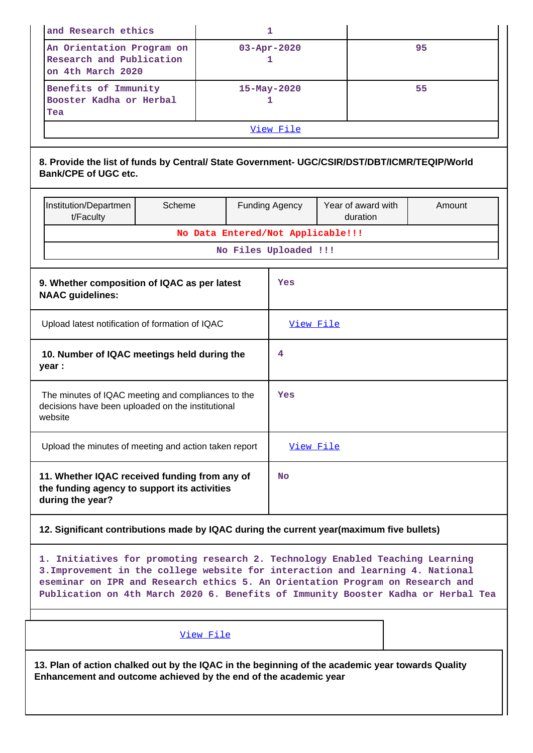| | | |
|---|---|---|
| and Research ethics | 1 | |
| An Orientation Program on Research and Publication on 4th March 2020 | 03-Apr-2020<br>1 | 95 |
| Benefits of Immunity Booster Kadha or Herbal Tea | 15-May-2020<br>1 | 55 |
| View File | | |

**8. Provide the list of funds by Central/ State Government- UGC/CSIR/DST/DBT/ICMR/TEQIP/World Bank/CPE of UGC etc.**

| Institution/Department/Faculty | Scheme | Funding Agency | Year of award with duration | Amount |
|---|---|---|---|---|
| No Data Entered/Not Applicable!!! | | | | |
| No Files Uploaded !!! | | | | |

| | |
|---|---|
| **9. Whether composition of IQAC as per latest NAAC guidelines:** | Yes |
| Upload latest notification of formation of IQAC | View File |
| **10. Number of IQAC meetings held during the year :** | 4 |
| The minutes of IQAC meeting and compliances to the decisions have been uploaded on the institutional website | Yes |
| Upload the minutes of meeting and action taken report | View File |
| **11. Whether IQAC received funding from any of the funding agency to support its activities during the year?** | No |

**12. Significant contributions made by IQAC during the current year(maximum five bullets)**

1. Initiatives for promoting research 2. Technology Enabled Teaching Learning 3.Improvement in the college website for interaction and learning 4. National eseminar on IPR and Research ethics 5. An Orientation Program on Research and Publication on 4th March 2020 6. Benefits of Immunity Booster Kadha or Herbal Tea

View File

**13. Plan of action chalked out by the IQAC in the beginning of the academic year towards Quality Enhancement and outcome achieved by the end of the academic year**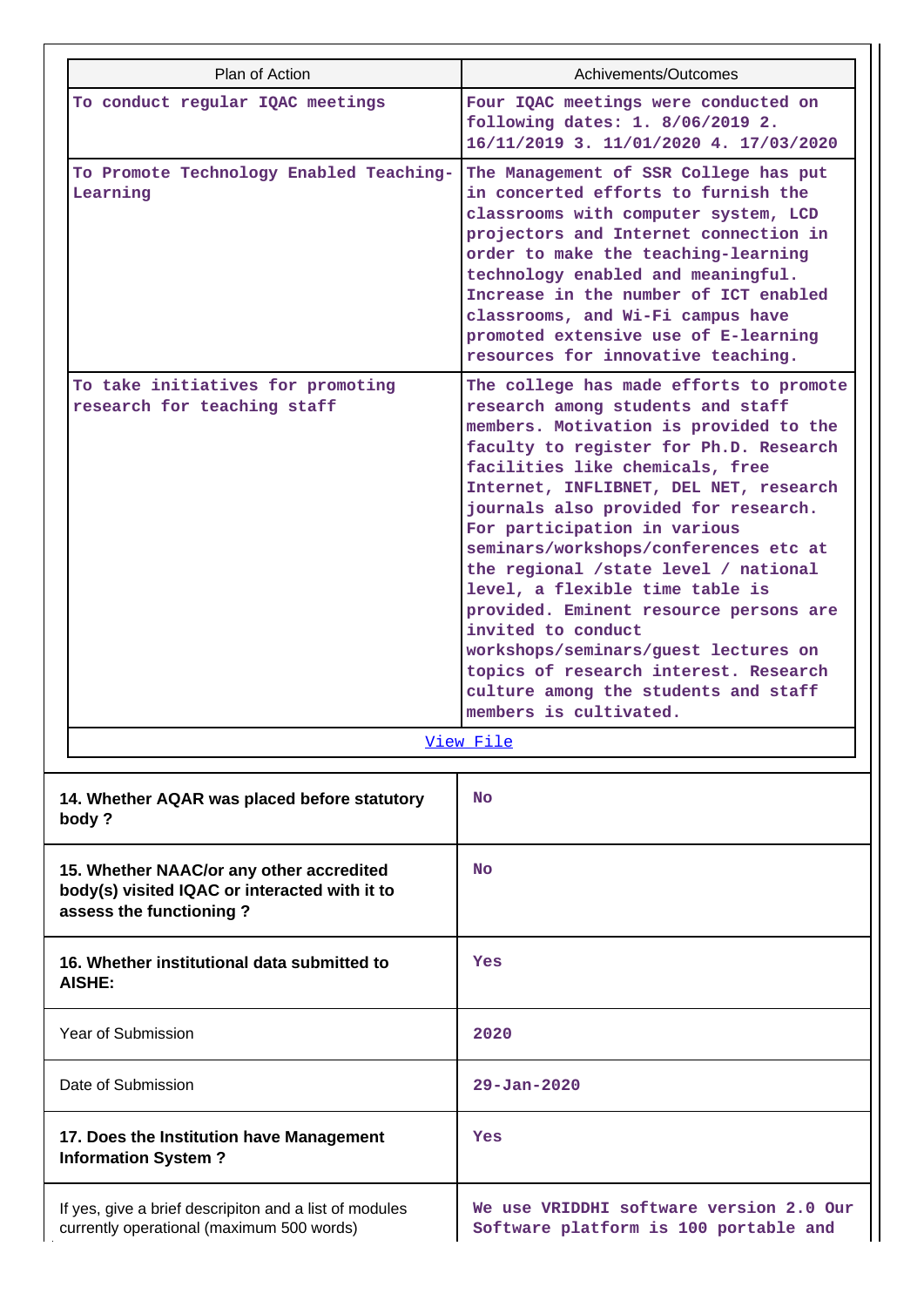| Plan of Action | Achivements/Outcomes |
| --- | --- |
| To conduct regular IQAC meetings | Four IQAC meetings were conducted on following dates: 1. 8/06/2019 2. 16/11/2019 3. 11/01/2020 4. 17/03/2020 |
| To Promote Technology Enabled Teaching-Learning | The Management of SSR College has put in concerted efforts to furnish the classrooms with computer system, LCD projectors and Internet connection in order to make the teaching-learning technology enabled and meaningful. Increase in the number of ICT enabled classrooms, and Wi-Fi campus have promoted extensive use of E-learning resources for innovative teaching. |
| To take initiatives for promoting research for teaching staff | The college has made efforts to promote research among students and staff members. Motivation is provided to the faculty to register for Ph.D. Research facilities like chemicals, free Internet, INFLIBNET, DEL NET, research journals also provided for research. For participation in various seminars/workshops/conferences etc at the regional /state level / national level, a flexible time table is provided. Eminent resource persons are invited to conduct workshops/seminars/guest lectures on topics of research interest. Research culture among the students and staff members is cultivated. |
| View File | |

| | |
| --- | --- |
| **14. Whether AQAR was placed before statutory body ?** | No |
| **15. Whether NAAC/or any other accredited body(s) visited IQAC or interacted with it to assess the functioning ?** | No |
| **16. Whether institutional data submitted to AISHE:** | Yes |
| Year of Submission | 2020 |
| Date of Submission | 29-Jan-2020 |
| **17. Does the Institution have Management Information System ?** | Yes |
| If yes, give a brief descripiton and a list of modules currently operational (maximum 500 words) | We use VRIDDHI software version 2.0 Our Software platform is 100 portable and |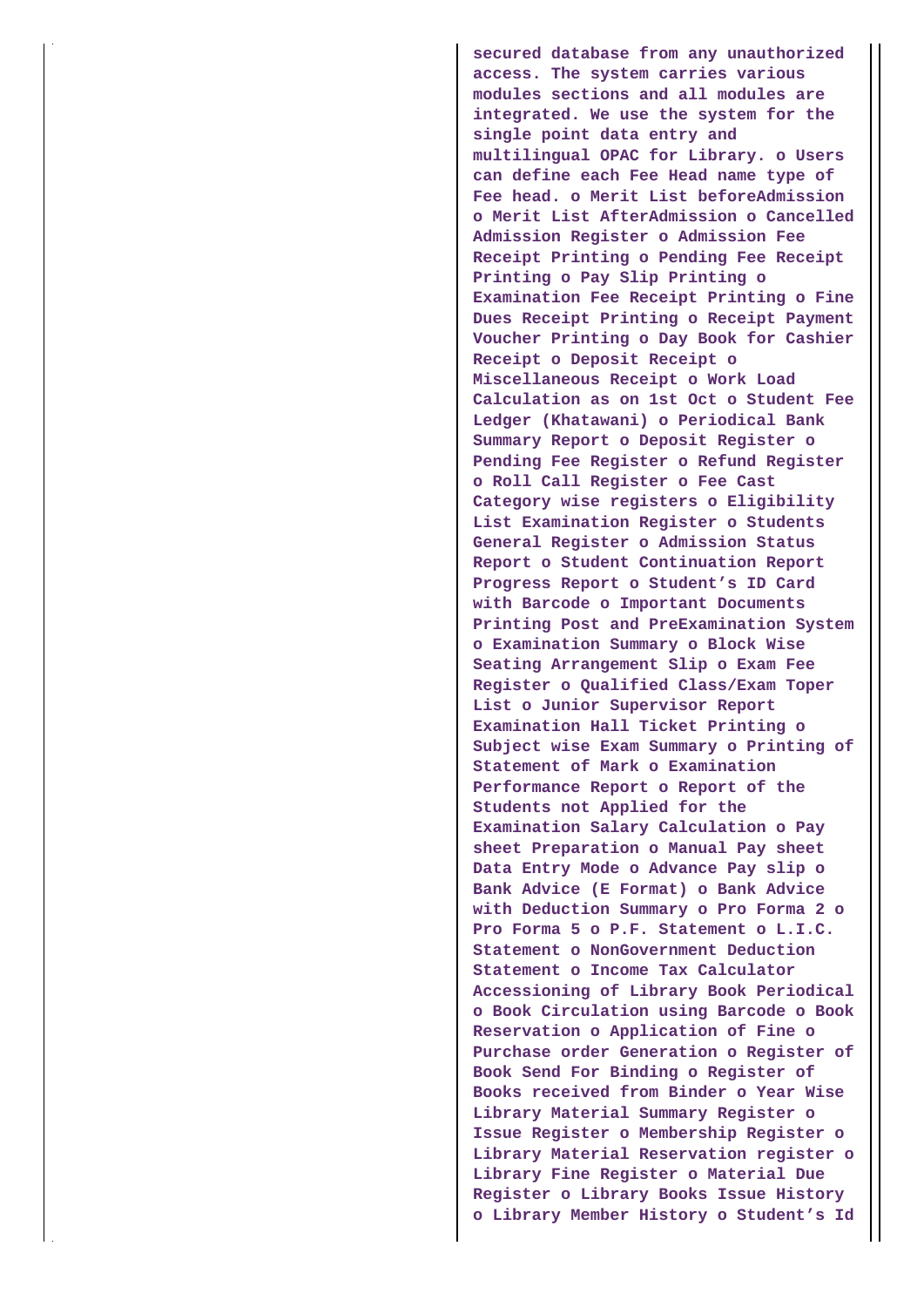secured database from any unauthorized access. The system carries various modules sections and all modules are integrated. We use the system for the single point data entry and multilingual OPAC for Library. o Users can define each Fee Head name type of Fee head. o Merit List beforeAdmission o Merit List AfterAdmission o Cancelled Admission Register o Admission Fee Receipt Printing o Pending Fee Receipt Printing o Pay Slip Printing o Examination Fee Receipt Printing o Fine Dues Receipt Printing o Receipt Payment Voucher Printing o Day Book for Cashier Receipt o Deposit Receipt o Miscellaneous Receipt o Work Load Calculation as on 1st Oct o Student Fee Ledger (Khatawani) o Periodical Bank Summary Report o Deposit Register o Pending Fee Register o Refund Register o Roll Call Register o Fee Cast Category wise registers o Eligibility List Examination Register o Students General Register o Admission Status Report o Student Continuation Report Progress Report o Student's ID Card with Barcode o Important Documents Printing Post and PreExamination System o Examination Summary o Block Wise Seating Arrangement Slip o Exam Fee Register o Qualified Class/Exam Toper List o Junior Supervisor Report Examination Hall Ticket Printing o Subject wise Exam Summary o Printing of Statement of Mark o Examination Performance Report o Report of the Students not Applied for the Examination Salary Calculation o Pay sheet Preparation o Manual Pay sheet Data Entry Mode o Advance Pay slip o Bank Advice (E Format) o Bank Advice with Deduction Summary o Pro Forma 2 o Pro Forma 5 o P.F. Statement o L.I.C. Statement o NonGovernment Deduction Statement o Income Tax Calculator Accessioning of Library Book Periodical o Book Circulation using Barcode o Book Reservation o Application of Fine o Purchase order Generation o Register of Book Send For Binding o Register of Books received from Binder o Year Wise Library Material Summary Register o Issue Register o Membership Register o Library Material Reservation register o Library Fine Register o Material Due Register o Library Books Issue History o Library Member History o Student's Id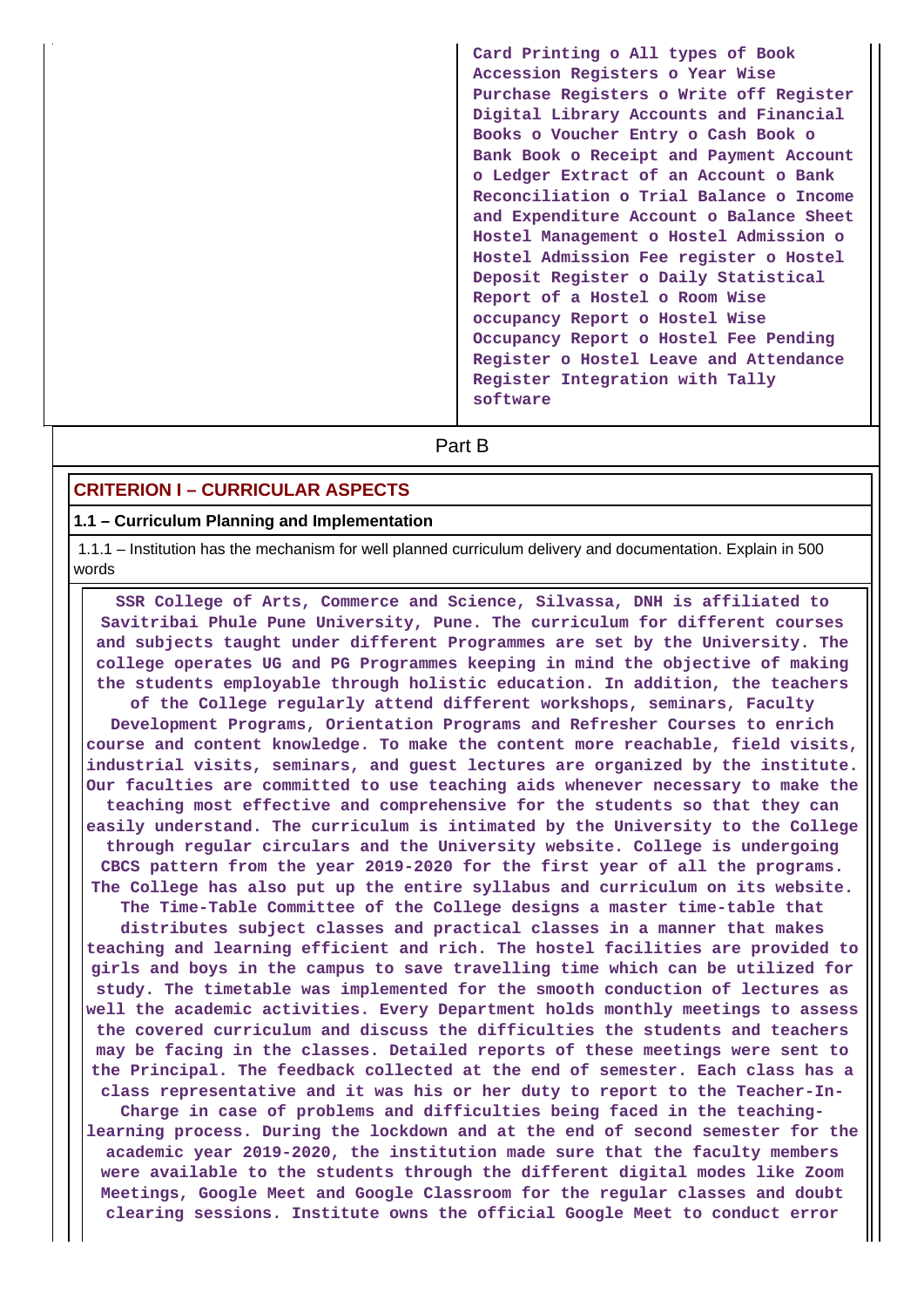| | Card Printing o All types of Book Accession Registers o Year Wise Purchase Registers o Write off Register Digital Library Accounts and Financial Books o Voucher Entry o Cash Book o Bank Book o Receipt and Payment Account o Ledger Extract of an Account o Bank Reconciliation o Trial Balance o Income and Expenditure Account o Balance Sheet Hostel Management o Hostel Admission o Hostel Admission Fee register o Hostel Deposit Register o Daily Statistical Report of a Hostel o Room Wise occupancy Report o Hostel Wise Occupancy Report o Hostel Fee Pending Register o Hostel Leave and Attendance Register Integration with Tally software |
|---|---|

## Part B

## CRITERION I – CURRICULAR ASPECTS

### 1.1 – Curriculum Planning and Implementation

1.1.1 – Institution has the mechanism for well planned curriculum delivery and documentation. Explain in 500 words

**SSR College of Arts, Commerce and Science, Silvassa, DNH is affiliated to Savitribai Phule Pune University, Pune. The curriculum for different courses and subjects taught under different Programmes are set by the University. The college operates UG and PG Programmes keeping in mind the objective of making the students employable through holistic education. In addition, the teachers of the College regularly attend different workshops, seminars, Faculty Development Programs, Orientation Programs and Refresher Courses to enrich course and content knowledge. To make the content more reachable, field visits, industrial visits, seminars, and guest lectures are organized by the institute. Our faculties are committed to use teaching aids whenever necessary to make the teaching most effective and comprehensive for the students so that they can easily understand. The curriculum is intimated by the University to the College through regular circulars and the University website. College is undergoing CBCS pattern from the year 2019-2020 for the first year of all the programs. The College has also put up the entire syllabus and curriculum on its website. The Time-Table Committee of the College designs a master time-table that distributes subject classes and practical classes in a manner that makes teaching and learning efficient and rich. The hostel facilities are provided to girls and boys in the campus to save travelling time which can be utilized for study. The timetable was implemented for the smooth conduction of lectures as well the academic activities. Every Department holds monthly meetings to assess the covered curriculum and discuss the difficulties the students and teachers may be facing in the classes. Detailed reports of these meetings were sent to the Principal. The feedback collected at the end of semester. Each class has a class representative and it was his or her duty to report to the Teacher-In-Charge in case of problems and difficulties being faced in the teaching-learning process. During the lockdown and at the end of second semester for the academic year 2019-2020, the institution made sure that the faculty members were available to the students through the different digital modes like Zoom Meetings, Google Meet and Google Classroom for the regular classes and doubt clearing sessions. Institute owns the official Google Meet to conduct error**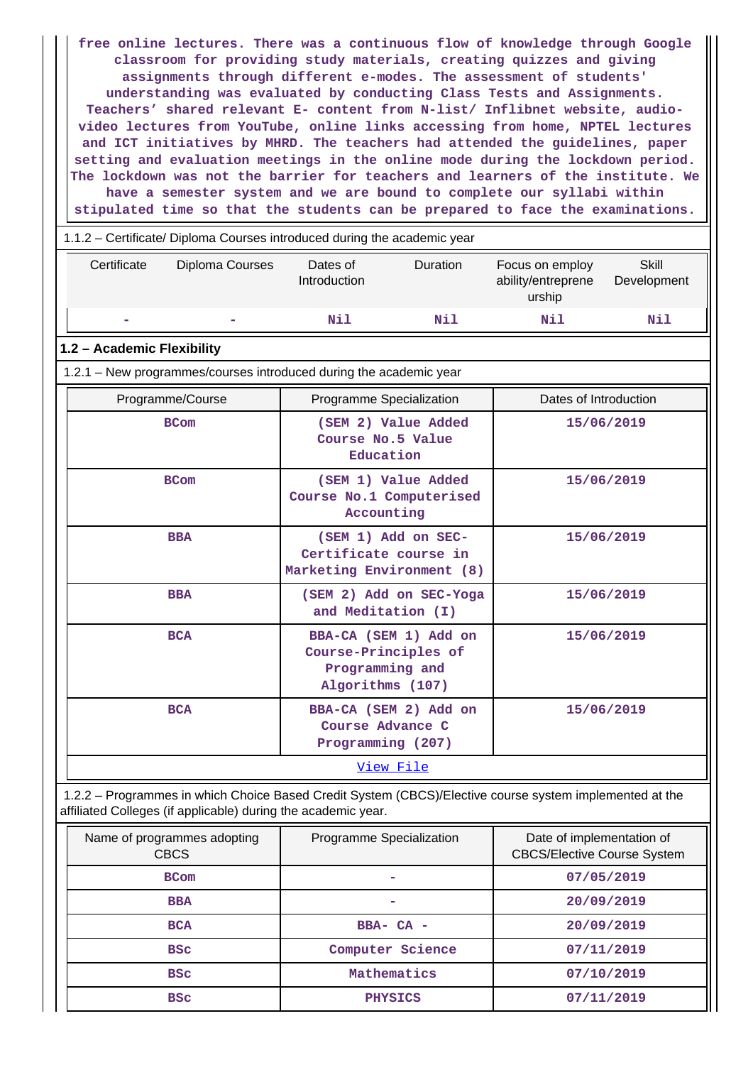free online lectures. There was a continuous flow of knowledge through Google classroom for providing study materials, creating quizzes and giving assignments through different e-modes. The assessment of students' understanding was evaluated by conducting Class Tests and Assignments. Teachers' shared relevant E- content from N-list/ Inflibnet website, audio-video lectures from YouTube, online links accessing from home, NPTEL lectures and ICT initiatives by MHRD. The teachers had attended the guidelines, paper setting and evaluation meetings in the online mode during the lockdown period. The lockdown was not the barrier for teachers and learners of the institute. We have a semester system and we are bound to complete our syllabi within stipulated time so that the students can be prepared to face the examinations.

1.1.2 – Certificate/ Diploma Courses introduced during the academic year

| Certificate | Diploma Courses | Dates of Introduction | Duration | Focus on employ ability/entreprene urship | Skill Development |
|---|---|---|---|---|---|
| - | - | Nil | Nil | Nil | Nil |

**1.2 – Academic Flexibility**

1.2.1 – New programmes/courses introduced during the academic year

| Programme/Course | Programme Specialization | Dates of Introduction |
|---|---|---|
| BCom | (SEM 2) Value Added Course No.5 Value Education | 15/06/2019 |
| BCom | (SEM 1) Value Added Course No.1 Computerised Accounting | 15/06/2019 |
| BBA | (SEM 1) Add on SEC-Certificate course in Marketing Environment (8) | 15/06/2019 |
| BBA | (SEM 2) Add on SEC-Yoga and Meditation (I) | 15/06/2019 |
| BCA | BBA-CA (SEM 1) Add on Course-Principles of Programming and Algorithms (107) | 15/06/2019 |
| BCA | BBA-CA (SEM 2) Add on Course Advance C Programming (207) | 15/06/2019 |

View File

1.2.2 – Programmes in which Choice Based Credit System (CBCS)/Elective course system implemented at the affiliated Colleges (if applicable) during the academic year.

| Name of programmes adopting CBCS | Programme Specialization | Date of implementation of CBCS/Elective Course System |
|---|---|---|
| BCom | - | 07/05/2019 |
| BBA | - | 20/09/2019 |
| BCA | BBA- CA - | 20/09/2019 |
| BSc | Computer Science | 07/11/2019 |
| BSc | Mathematics | 07/10/2019 |
| BSc | PHYSICS | 07/11/2019 |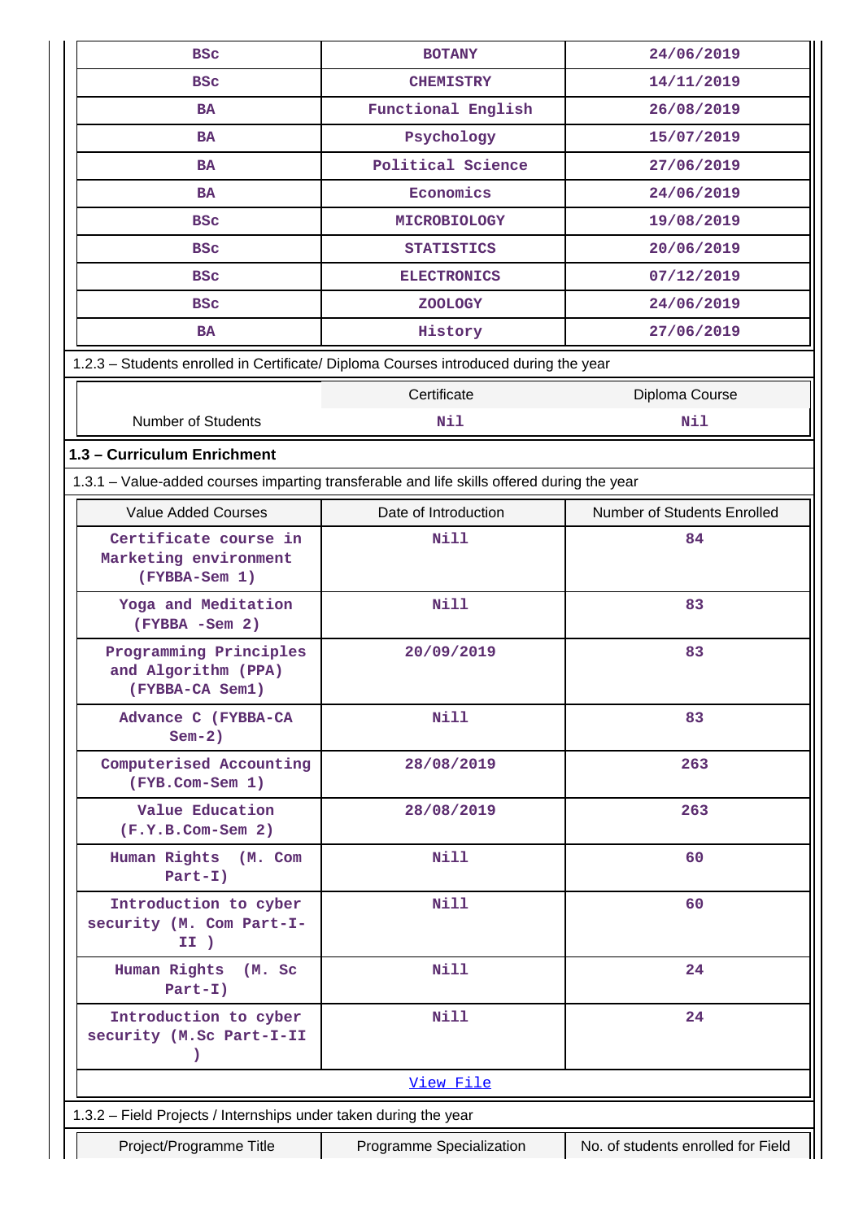| BSc | BOTANY | 24/06/2019 |
|---|---|---|
| BSc | CHEMISTRY | 14/11/2019 |
| BA | Functional English | 26/08/2019 |
| BA | Psychology | 15/07/2019 |
| BA | Political Science | 27/06/2019 |
| BA | Economics | 24/06/2019 |
| BSc | MICROBIOLOGY | 19/08/2019 |
| BSc | STATISTICS | 20/06/2019 |
| BSc | ELECTRONICS | 07/12/2019 |
| BSc | ZOOLOGY | 24/06/2019 |
| BA | History | 27/06/2019 |

1.2.3 – Students enrolled in Certificate/ Diploma Courses introduced during the year

| | Certificate | Diploma Course |
|---|---|---|
| Number of Students | Nil | Nil |

## 1.3 – Curriculum Enrichment

1.3.1 – Value-added courses imparting transferable and life skills offered during the year

| Value Added Courses | Date of Introduction | Number of Students Enrolled |
|---|---|---|
| Certificate course in Marketing environment (FYBBA-Sem 1) | Nill | 84 |
| Yoga and Meditation (FYBBA -Sem 2) | Nill | 83 |
| Programming Principles and Algorithm (PPA) (FYBBA-CA Sem1) | 20/09/2019 | 83 |
| Advance C (FYBBA-CA Sem-2) | Nill | 83 |
| Computerised Accounting (FYB.Com-Sem 1) | 28/08/2019 | 263 |
| Value Education (F.Y.B.Com-Sem 2) | 28/08/2019 | 263 |
| Human Rights (M. Com Part-I) | Nill | 60 |
| Introduction to cyber security (M. Com Part-I-II ) | Nill | 60 |
| Human Rights (M. Sc Part-I) | Nill | 24 |
| Introduction to cyber security (M.Sc Part-I-II ) | Nill | 24 |

View File

1.3.2 – Field Projects / Internships under taken during the year

| Project/Programme Title | Programme Specialization | No. of students enrolled for Field |
|---|---|---|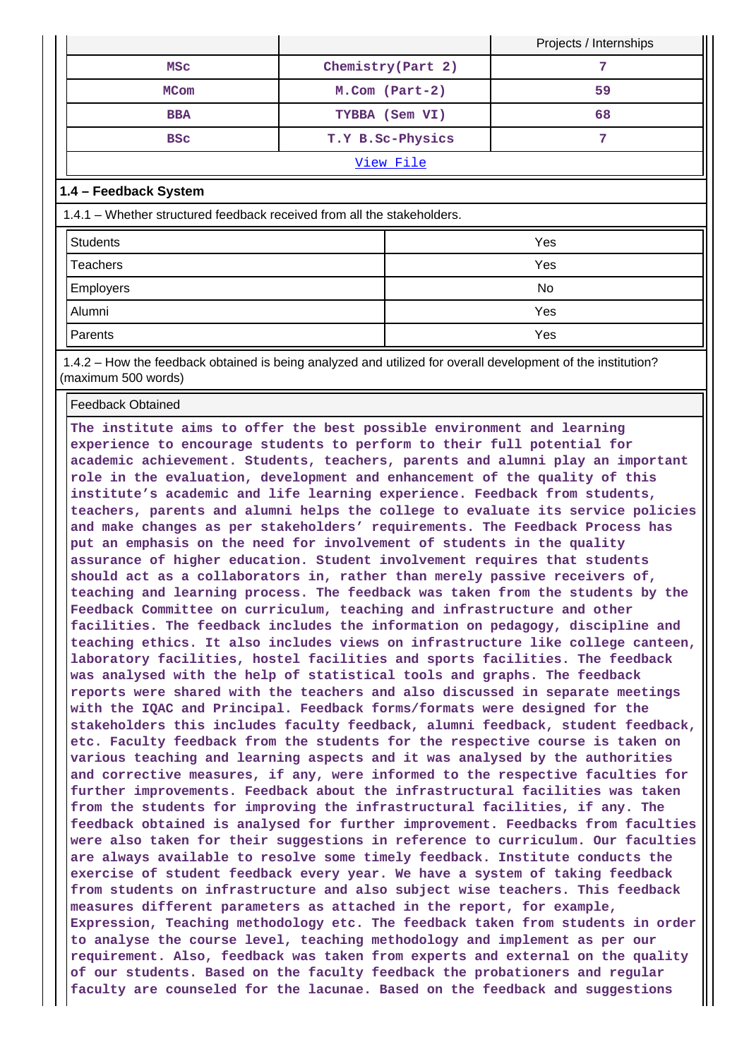| | | Projects / Internships |
|---|---|---|
| MSc | Chemistry(Part 2) | 7 |
| MCom | M.Com (Part-2) | 59 |
| BBA | TYBBA (Sem VI) | 68 |
| BSc | T.Y B.Sc-Physics | 7 |

View File

**1.4 – Feedback System**

1.4.1 – Whether structured feedback received from all the stakeholders.

| | |
|---|---|
| Students | Yes |
| Teachers | Yes |
| Employers | No |
| Alumni | Yes |
| Parents | Yes |

1.4.2 – How the feedback obtained is being analyzed and utilized for overall development of the institution? (maximum 500 words)

Feedback Obtained

The institute aims to offer the best possible environment and learning experience to encourage students to perform to their full potential for academic achievement. Students, teachers, parents and alumni play an important role in the evaluation, development and enhancement of the quality of this institute's academic and life learning experience. Feedback from students, teachers, parents and alumni helps the college to evaluate its service policies and make changes as per stakeholders' requirements. The Feedback Process has put an emphasis on the need for involvement of students in the quality assurance of higher education. Student involvement requires that students should act as a collaborators in, rather than merely passive receivers of, teaching and learning process. The feedback was taken from the students by the Feedback Committee on curriculum, teaching and infrastructure and other facilities. The feedback includes the information on pedagogy, discipline and teaching ethics. It also includes views on infrastructure like college canteen, laboratory facilities, hostel facilities and sports facilities. The feedback was analysed with the help of statistical tools and graphs. The feedback reports were shared with the teachers and also discussed in separate meetings with the IQAC and Principal. Feedback forms/formats were designed for the stakeholders this includes faculty feedback, alumni feedback, student feedback, etc. Faculty feedback from the students for the respective course is taken on various teaching and learning aspects and it was analysed by the authorities and corrective measures, if any, were informed to the respective faculties for further improvements. Feedback about the infrastructural facilities was taken from the students for improving the infrastructural facilities, if any. The feedback obtained is analysed for further improvement. Feedbacks from faculties were also taken for their suggestions in reference to curriculum. Our faculties are always available to resolve some timely feedback. Institute conducts the exercise of student feedback every year. We have a system of taking feedback from students on infrastructure and also subject wise teachers. This feedback measures different parameters as attached in the report, for example, Expression, Teaching methodology etc. The feedback taken from students in order to analyse the course level, teaching methodology and implement as per our requirement. Also, feedback was taken from experts and external on the quality of our students. Based on the faculty feedback the probationers and regular faculty are counseled for the lacunae. Based on the feedback and suggestions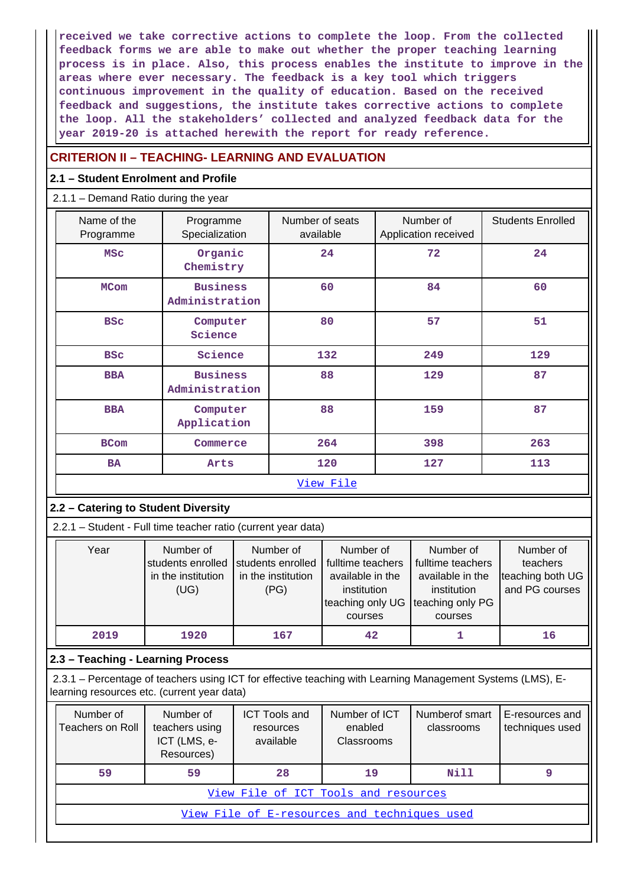received we take corrective actions to complete the loop. From the collected feedback forms we are able to make out whether the proper teaching learning process is in place. Also, this process enables the institute to improve in the areas where ever necessary. The feedback is a key tool which triggers continuous improvement in the quality of education. Based on the received feedback and suggestions, the institute takes corrective actions to complete the loop. All the stakeholders' collected and analyzed feedback data for the year 2019-20 is attached herewith the report for ready reference.

## CRITERION II – TEACHING- LEARNING AND EVALUATION

### 2.1 – Student Enrolment and Profile

2.1.1 – Demand Ratio during the year

| Name of the Programme | Programme Specialization | Number of seats available | Number of Application received | Students Enrolled |
|---|---|---|---|---|
| MSc | Organic Chemistry | 24 | 72 | 24 |
| MCom | Business Administration | 60 | 84 | 60 |
| BSc | Computer Science | 80 | 57 | 51 |
| BSc | Science | 132 | 249 | 129 |
| BBA | Business Administration | 88 | 129 | 87 |
| BBA | Computer Application | 88 | 159 | 87 |
| BCom | Commerce | 264 | 398 | 263 |
| BA | Arts | 120 | 127 | 113 |

View File

### 2.2 – Catering to Student Diversity

2.2.1 – Student - Full time teacher ratio (current year data)

| Year | Number of students enrolled in the institution (UG) | Number of students enrolled in the institution (PG) | Number of fulltime teachers available in the institution teaching only UG courses | Number of fulltime teachers available in the institution teaching only PG courses | Number of teachers teaching both UG and PG courses |
|---|---|---|---|---|---|
| 2019 | 1920 | 167 | 42 | 1 | 16 |

### 2.3 – Teaching - Learning Process

2.3.1 – Percentage of teachers using ICT for effective teaching with Learning Management Systems (LMS), E-learning resources etc. (current year data)

| Number of Teachers on Roll | Number of teachers using ICT (LMS, e-Resources) | ICT Tools and resources available | Number of ICT enabled Classrooms | Numberof smart classrooms | E-resources and techniques used |
|---|---|---|---|---|---|
| 59 | 59 | 28 | 19 | Nill | 9 |

View File of ICT Tools and resources

View File of E-resources and techniques used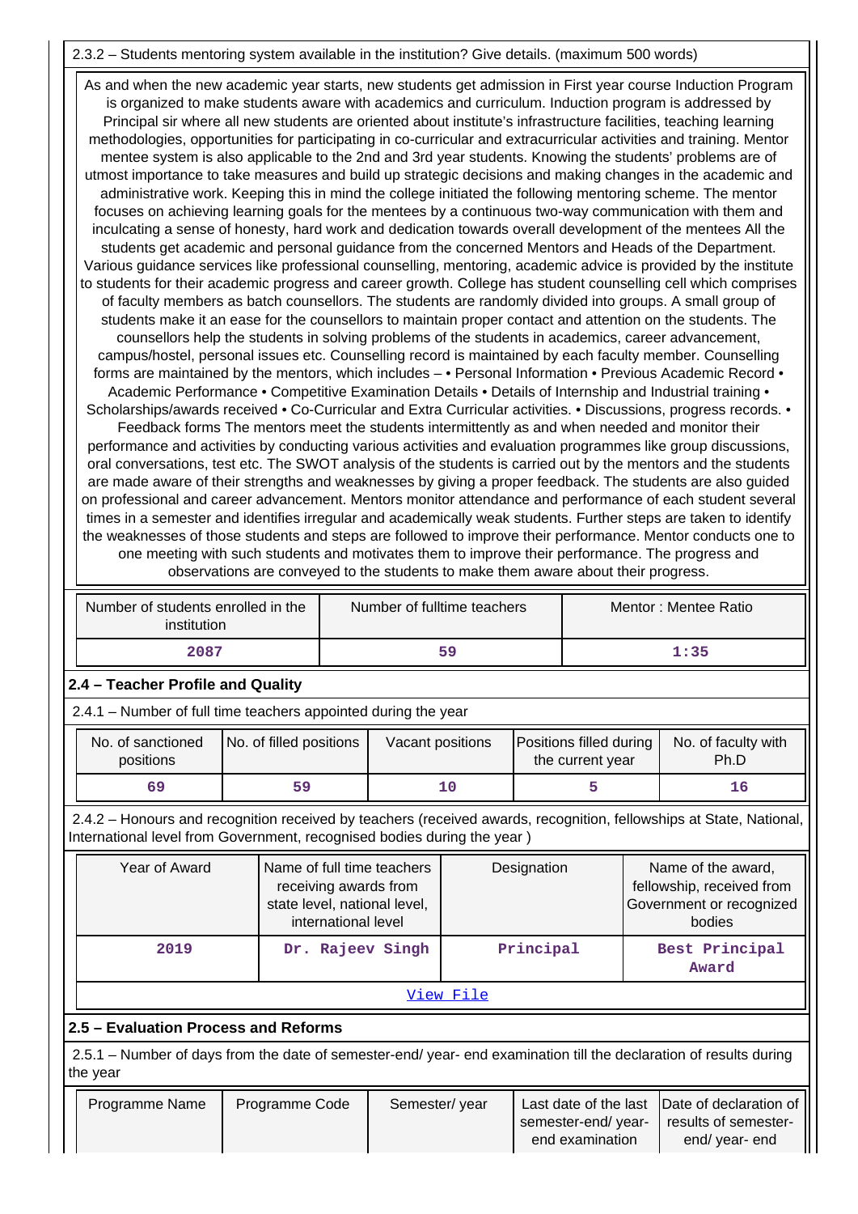2.3.2 – Students mentoring system available in the institution? Give details. (maximum 500 words)

As and when the new academic year starts, new students get admission in First year course Induction Program is organized to make students aware with academics and curriculum. Induction program is addressed by Principal sir where all new students are oriented about institute's infrastructure facilities, teaching learning methodologies, opportunities for participating in co-curricular and extracurricular activities and training. Mentor mentee system is also applicable to the 2nd and 3rd year students. Knowing the students' problems are of utmost importance to take measures and build up strategic decisions and making changes in the academic and administrative work. Keeping this in mind the college initiated the following mentoring scheme. The mentor focuses on achieving learning goals for the mentees by a continuous two-way communication with them and inculcating a sense of honesty, hard work and dedication towards overall development of the mentees All the students get academic and personal guidance from the concerned Mentors and Heads of the Department. Various guidance services like professional counselling, mentoring, academic advice is provided by the institute to students for their academic progress and career growth. College has student counselling cell which comprises of faculty members as batch counsellors. The students are randomly divided into groups. A small group of students make it an ease for the counsellors to maintain proper contact and attention on the students. The counsellors help the students in solving problems of the students in academics, career advancement, campus/hostel, personal issues etc. Counselling record is maintained by each faculty member. Counselling forms are maintained by the mentors, which includes – • Personal Information • Previous Academic Record • Academic Performance • Competitive Examination Details • Details of Internship and Industrial training • Scholarships/awards received • Co-Curricular and Extra Curricular activities. • Discussions, progress records. • Feedback forms The mentors meet the students intermittently as and when needed and monitor their performance and activities by conducting various activities and evaluation programmes like group discussions, oral conversations, test etc. The SWOT analysis of the students is carried out by the mentors and the students are made aware of their strengths and weaknesses by giving a proper feedback. The students are also guided on professional and career advancement. Mentors monitor attendance and performance of each student several times in a semester and identifies irregular and academically weak students. Further steps are taken to identify the weaknesses of those students and steps are followed to improve their performance. Mentor conducts one to one meeting with such students and motivates them to improve their performance. The progress and observations are conveyed to the students to make them aware about their progress.

| Number of students enrolled in the institution | Number of fulltime teachers | Mentor : Mentee Ratio |
|---|---|---|
| 2087 | 59 | 1:35 |

## 2.4 – Teacher Profile and Quality

2.4.1 – Number of full time teachers appointed during the year

| No. of sanctioned positions | No. of filled positions | Vacant positions | Positions filled during the current year | No. of faculty with Ph.D |
|---|---|---|---|---|
| 69 | 59 | 10 | 5 | 16 |

2.4.2 – Honours and recognition received by teachers (received awards, recognition, fellowships at State, National, International level from Government, recognised bodies during the year )

| Year of Award | Name of full time teachers receiving awards from state level, national level, international level | Designation | Name of the award, fellowship, received from Government or recognized bodies |
|---|---|---|---|
| 2019 | Dr. Rajeev Singh | Principal | Best Principal Award |

View File

## 2.5 – Evaluation Process and Reforms

2.5.1 – Number of days from the date of semester-end/ year- end examination till the declaration of results during the year

| Programme Name | Programme Code | Semester/ year | Last date of the last semester-end/ year- end examination | Date of declaration of results of semester- end/ year- end |
|---|---|---|---|---|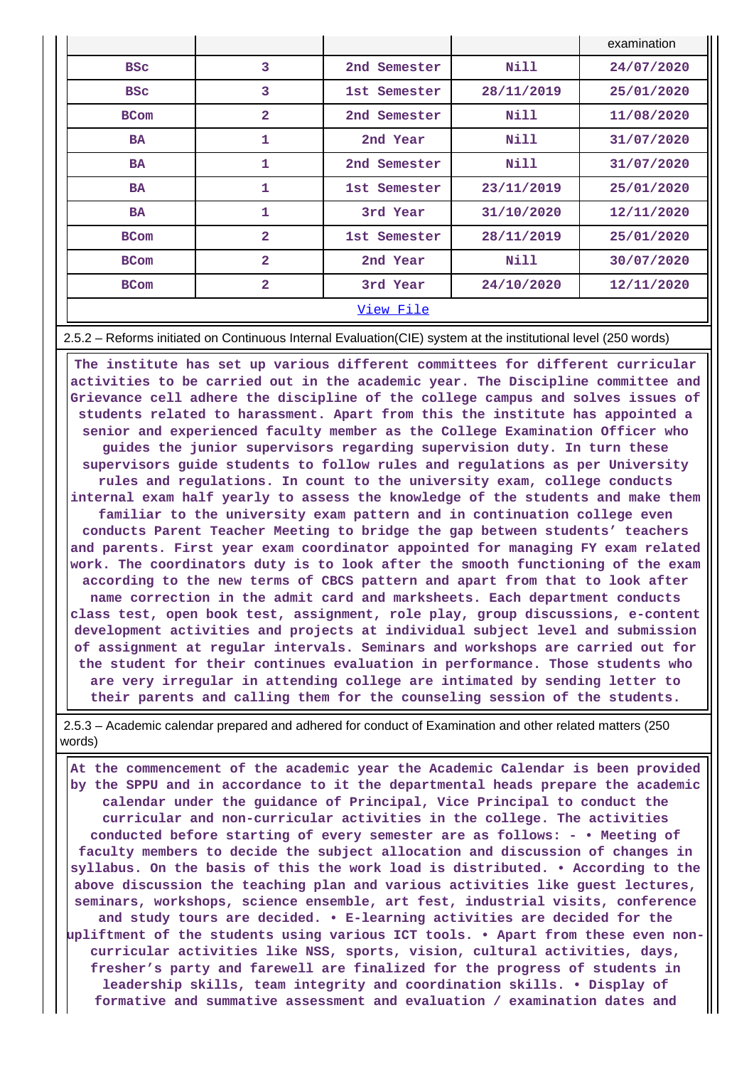| | | | | examination |
|---|---|---|---|---|
| BSc | 3 | 2nd Semester | Nill | 24/07/2020 |
| BSc | 3 | 1st Semester | 28/11/2019 | 25/01/2020 |
| BCom | 2 | 2nd Semester | Nill | 11/08/2020 |
| BA | 1 | 2nd Year | Nill | 31/07/2020 |
| BA | 1 | 2nd Semester | Nill | 31/07/2020 |
| BA | 1 | 1st Semester | 23/11/2019 | 25/01/2020 |
| BA | 1 | 3rd Year | 31/10/2020 | 12/11/2020 |
| BCom | 2 | 1st Semester | 28/11/2019 | 25/01/2020 |
| BCom | 2 | 2nd Year | Nill | 30/07/2020 |
| BCom | 2 | 3rd Year | 24/10/2020 | 12/11/2020 |

View File

2.5.2 – Reforms initiated on Continuous Internal Evaluation(CIE) system at the institutional level (250 words)

**The institute has set up various different committees for different curricular activities to be carried out in the academic year. The Discipline committee and Grievance cell adhere the discipline of the college campus and solves issues of students related to harassment. Apart from this the institute has appointed a senior and experienced faculty member as the College Examination Officer who guides the junior supervisors regarding supervision duty. In turn these supervisors guide students to follow rules and regulations as per University rules and regulations. In count to the university exam, college conducts internal exam half yearly to assess the knowledge of the students and make them familiar to the university exam pattern and in continuation college even conducts Parent Teacher Meeting to bridge the gap between students' teachers and parents. First year exam coordinator appointed for managing FY exam related work. The coordinators duty is to look after the smooth functioning of the exam according to the new terms of CBCS pattern and apart from that to look after name correction in the admit card and marksheets. Each department conducts class test, open book test, assignment, role play, group discussions, e-content development activities and projects at individual subject level and submission of assignment at regular intervals. Seminars and workshops are carried out for the student for their continues evaluation in performance. Those students who are very irregular in attending college are intimated by sending letter to their parents and calling them for the counseling session of the students.**

2.5.3 – Academic calendar prepared and adhered for conduct of Examination and other related matters (250 words)

**At the commencement of the academic year the Academic Calendar is been provided by the SPPU and in accordance to it the departmental heads prepare the academic calendar under the guidance of Principal, Vice Principal to conduct the curricular and non-curricular activities in the college. The activities conducted before starting of every semester are as follows: - • Meeting of faculty members to decide the subject allocation and discussion of changes in syllabus. On the basis of this the work load is distributed. • According to the above discussion the teaching plan and various activities like guest lectures, seminars, workshops, science ensemble, art fest, industrial visits, conference and study tours are decided. • E-learning activities are decided for the upliftment of the students using various ICT tools. • Apart from these even non-curricular activities like NSS, sports, vision, cultural activities, days, fresher's party and farewell are finalized for the progress of students in leadership skills, team integrity and coordination skills. • Display of formative and summative assessment and evaluation / examination dates and**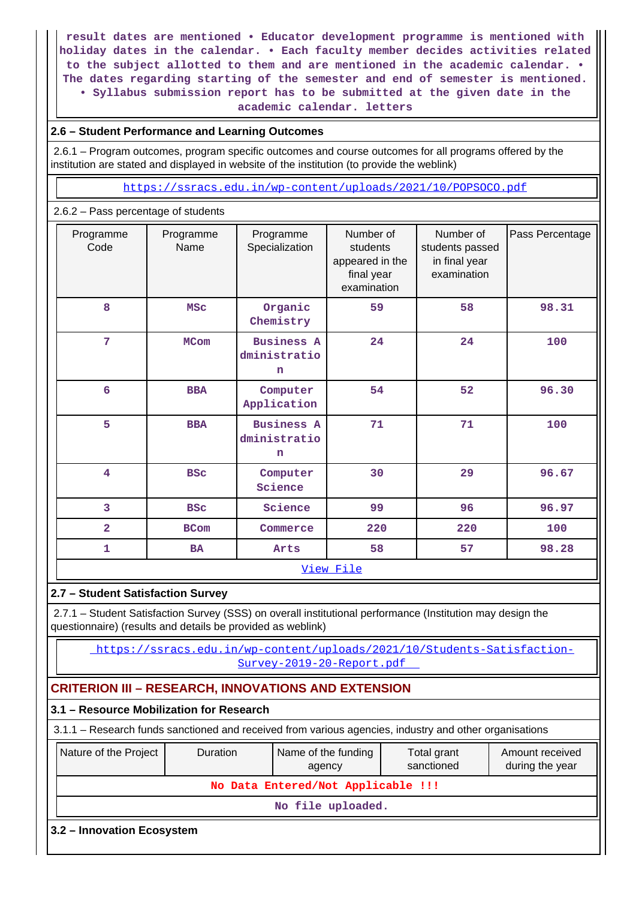result dates are mentioned • Educator development programme is mentioned with holiday dates in the calendar. • Each faculty member decides activities related to the subject allotted to them and are mentioned in the academic calendar. • The dates regarding starting of the semester and end of semester is mentioned. • Syllabus submission report has to be submitted at the given date in the academic calendar. letters

## 2.6 – Student Performance and Learning Outcomes

2.6.1 – Program outcomes, program specific outcomes and course outcomes for all programs offered by the institution are stated and displayed in website of the institution (to provide the weblink)

https://ssracs.edu.in/wp-content/uploads/2021/10/POPSOCO.pdf

2.6.2 – Pass percentage of students

| Programme Code | Programme Name | Programme Specialization | Number of students appeared in the final year examination | Number of students passed in final year examination | Pass Percentage |
|---|---|---|---|---|---|
| 8 | MSc | Organic Chemistry | 59 | 58 | 98.31 |
| 7 | MCom | Business Administration | 24 | 24 | 100 |
| 6 | BBA | Computer Application | 54 | 52 | 96.30 |
| 5 | BBA | Business Administration | 71 | 71 | 100 |
| 4 | BSc | Computer Science | 30 | 29 | 96.67 |
| 3 | BSc | Science | 99 | 96 | 96.97 |
| 2 | BCom | Commerce | 220 | 220 | 100 |
| 1 | BA | Arts | 58 | 57 | 98.28 |

View File

## 2.7 – Student Satisfaction Survey

2.7.1 – Student Satisfaction Survey (SSS) on overall institutional performance (Institution may design the questionnaire) (results and details be provided as weblink)

https://ssracs.edu.in/wp-content/uploads/2021/10/Students-Satisfaction-Survey-2019-20-Report.pdf

# CRITERION III – RESEARCH, INNOVATIONS AND EXTENSION

## 3.1 – Resource Mobilization for Research

3.1.1 – Research funds sanctioned and received from various agencies, industry and other organisations

| Nature of the Project | Duration | Name of the funding agency | Total grant sanctioned | Amount received during the year |
|---|---|---|---|---|
| No Data Entered/Not Applicable !!! | | | | |

No file uploaded.

## 3.2 – Innovation Ecosystem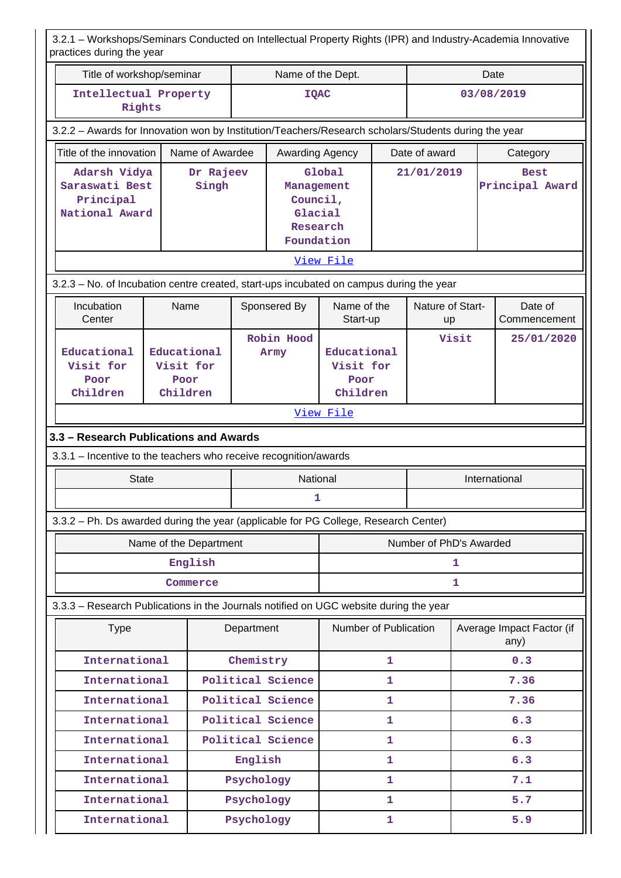3.2.1 – Workshops/Seminars Conducted on Intellectual Property Rights (IPR) and Industry-Academia Innovative practices during the year

| Title of workshop/seminar | Name of the Dept. | Date |
|---|---|---|
| Intellectual Property Rights | IQAC | 03/08/2019 |

3.2.2 – Awards for Innovation won by Institution/Teachers/Research scholars/Students during the year

| Title of the innovation | Name of Awardee | Awarding Agency | Date of award | Category |
|---|---|---|---|---|
| Adarsh Vidya Saraswati Best Principal National Award | Dr Rajeev Singh | Global Management Council, Glacial Research Foundation | 21/01/2019 | Best Principal Award |

View File

3.2.3 – No. of Incubation centre created, start-ups incubated on campus during the year

| Incubation Center | Name | Sponsered By | Name of the Start-up | Nature of Start-up | Date of Commencement |
|---|---|---|---|---|---|
| Educational Visit for Poor Children | Educational Visit for Poor Children | Robin Hood Army | Educational Visit for Poor Children | Visit | 25/01/2020 |

View File

### 3.3 – Research Publications and Awards

3.3.1 – Incentive to the teachers who receive recognition/awards

| State | National | International |
|---|---|---|
| | 1 | |

3.3.2 – Ph. Ds awarded during the year (applicable for PG College, Research Center)

| Name of the Department | Number of PhD's Awarded |
|---|---|
| English | 1 |
| Commerce | 1 |

3.3.3 – Research Publications in the Journals notified on UGC website during the year

| Type | Department | Number of Publication | Average Impact Factor (if any) |
|---|---|---|---|
| International | Chemistry | 1 | 0.3 |
| International | Political Science | 1 | 7.36 |
| International | Political Science | 1 | 7.36 |
| International | Political Science | 1 | 6.3 |
| International | Political Science | 1 | 6.3 |
| International | English | 1 | 6.3 |
| International | Psychology | 1 | 7.1 |
| International | Psychology | 1 | 5.7 |
| International | Psychology | 1 | 5.9 |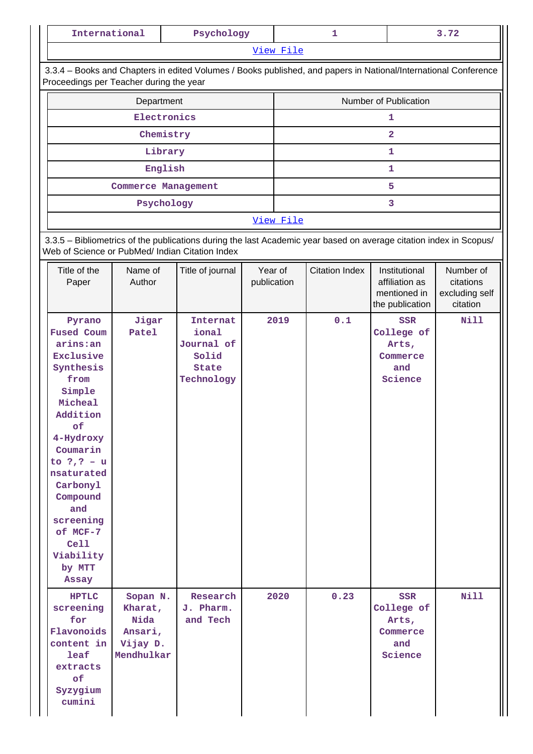| International | Psychology | 1 | 3.72 |
|---|---|---|---|

View File

3.3.4 – Books and Chapters in edited Volumes / Books published, and papers in National/International Conference Proceedings per Teacher during the year

| Department | Number of Publication |
|---|---|
| Electronics | 1 |
| Chemistry | 2 |
| Library | 1 |
| English | 1 |
| Commerce Management | 5 |
| Psychology | 3 |

View File

3.3.5 – Bibliometrics of the publications during the last Academic year based on average citation index in Scopus/ Web of Science or PubMed/ Indian Citation Index

| Title of the Paper | Name of Author | Title of journal | Year of publication | Citation Index | Institutional affiliation as mentioned in the publication | Number of citations excluding self citation |
|---|---|---|---|---|---|---|
| Pyrano Fused Coumarins:an Exclusive Synthesis from Simple Micheal Addition of 4-Hydroxy Coumarin to ?,? – unsaturated Carbonyl Compound and screening of MCF-7 Cell Viability by MTT Assay | Jigar Patel | International Journal of Solid State Technology | 2019 | 0.1 | SSR College of Arts, Commerce and Science | Nill |
| HPTLC screening for Flavonoids content in leaf extracts of Syzygium cumini | Sopan N. Kharat, Nida Ansari, Vijay D. Mendhulkar | Research J. Pharm. and Tech | 2020 | 0.23 | SSR College of Arts, Commerce and Science | Nill |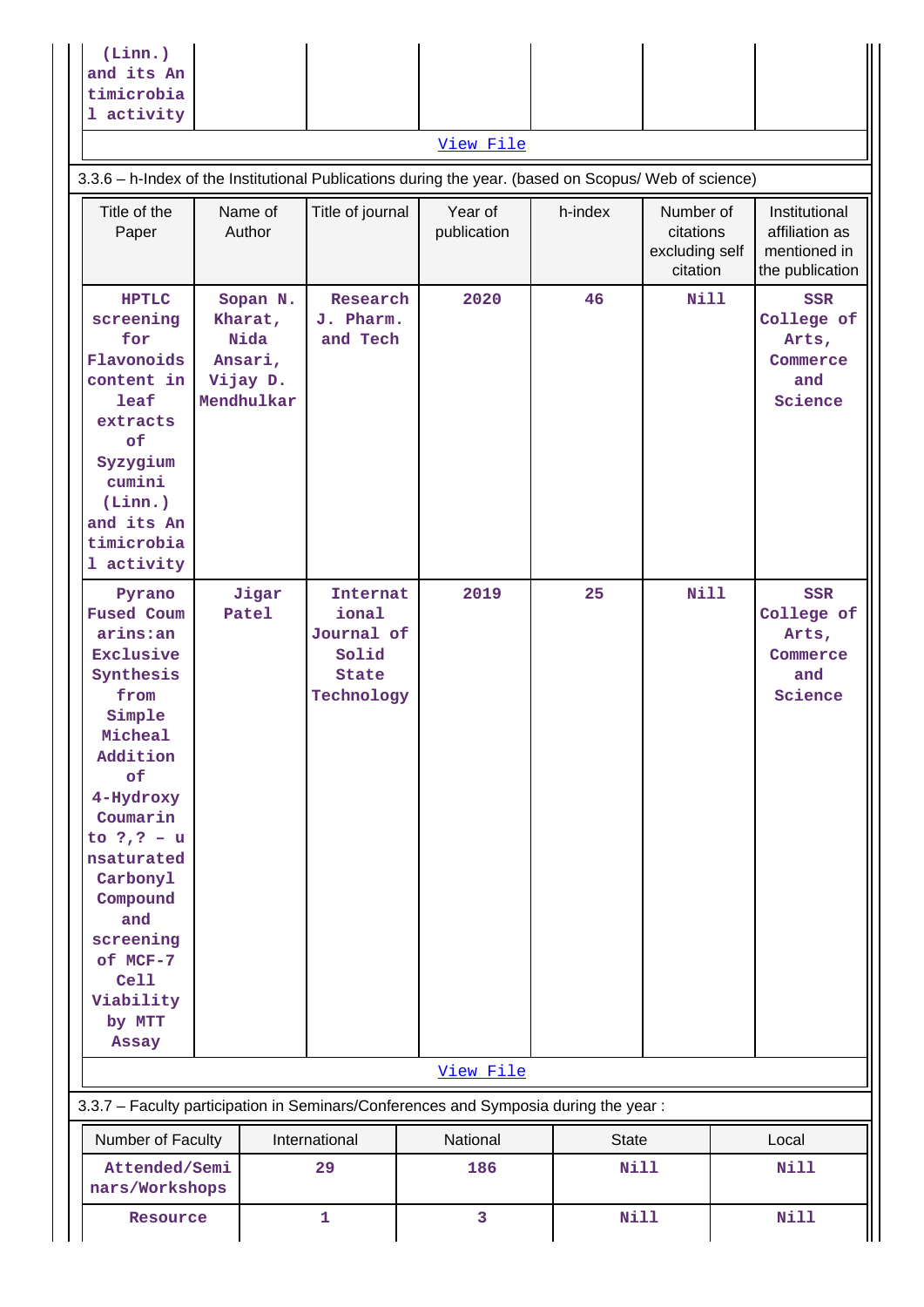| | | | | | | |
|---|---|---|---|---|---|---|
| (Linn.) and its Antimicrobial activity | | | | | | |

View File

3.3.6 – h-Index of the Institutional Publications during the year. (based on Scopus/ Web of science)

| Title of the Paper | Name of Author | Title of journal | Year of publication | h-index | Number of citations excluding self citation | Institutional affiliation as mentioned in the publication |
|---|---|---|---|---|---|---|
| HPTLC screening for Flavonoids content in leaf extracts of Syzygium cumini (Linn.) and its Antimicrobial activity | Sopan N. Kharat, Nida Ansari, Vijay D. Mendhulkar | Research J. Pharm. and Tech | 2020 | 46 | Nill | SSR College of Arts, Commerce and Science |
| Pyrano Fused Coumarins:an Exclusive Synthesis from Simple Micheal Addition of 4-Hydroxy Coumarin to ?,? – unsaturated Carbonyl Compound and screening of MCF-7 Cell Viability by MTT Assay | Jigar Patel | International Journal of Solid State Technology | 2019 | 25 | Nill | SSR College of Arts, Commerce and Science |

View File

3.3.7 – Faculty participation in Seminars/Conferences and Symposia during the year :

| Number of Faculty | International | National | State | Local |
|---|---|---|---|---|
| Attended/Seminars/Workshops | 29 | 186 | Nill | Nill |
| Resource | 1 | 3 | Nill | Nill |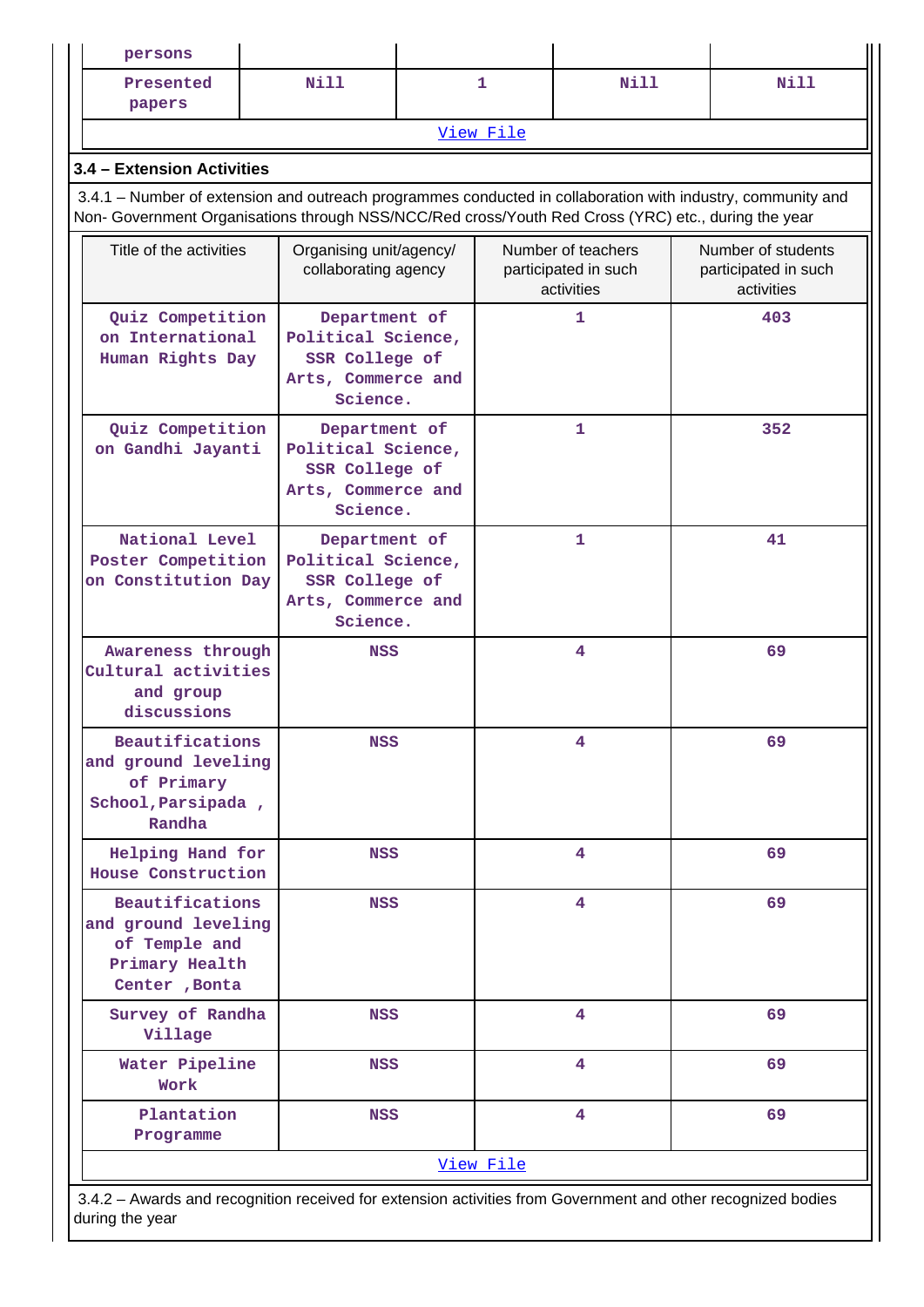| persons | | | | |
|---|---|---|---|---|
| Presented papers | Nill | 1 | Nill | Nill |

View File

### 3.4 – Extension Activities

3.4.1 – Number of extension and outreach programmes conducted in collaboration with industry, community and Non- Government Organisations through NSS/NCC/Red cross/Youth Red Cross (YRC) etc., during the year

| Title of the activities | Organising unit/agency/ collaborating agency | Number of teachers participated in such activities | Number of students participated in such activities |
|---|---|---|---|
| Quiz Competition on International Human Rights Day | Department of Political Science, SSR College of Arts, Commerce and Science. | 1 | 403 |
| Quiz Competition on Gandhi Jayanti | Department of Political Science, SSR College of Arts, Commerce and Science. | 1 | 352 |
| National Level Poster Competition on Constitution Day | Department of Political Science, SSR College of Arts, Commerce and Science. | 1 | 41 |
| Awareness through Cultural activities and group discussions | NSS | 4 | 69 |
| Beautifications and ground leveling of Primary School,Parsipada , Randha | NSS | 4 | 69 |
| Helping Hand for House Construction | NSS | 4 | 69 |
| Beautifications and ground leveling of Temple and Primary Health Center ,Bonta | NSS | 4 | 69 |
| Survey of Randha Village | NSS | 4 | 69 |
| Water Pipeline Work | NSS | 4 | 69 |
| Plantation Programme | NSS | 4 | 69 |

View File

3.4.2 – Awards and recognition received for extension activities from Government and other recognized bodies during the year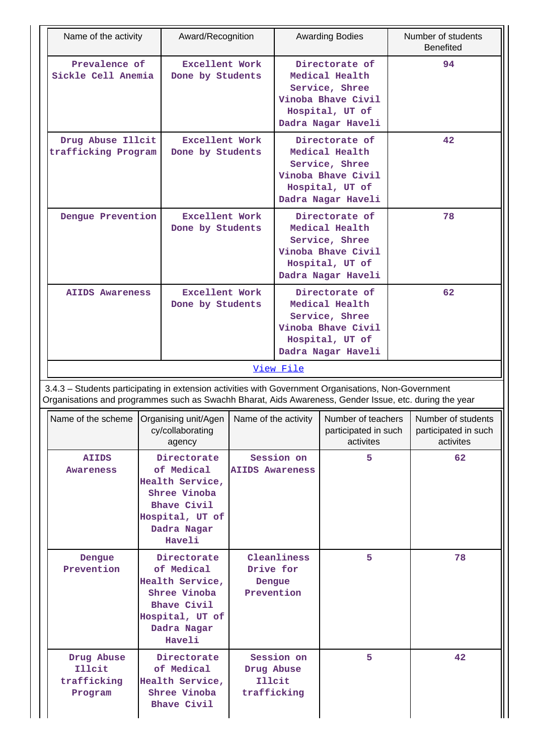| Name of the activity | Award/Recognition | Awarding Bodies | Number of students Benefited |
|---|---|---|---|
| Prevalence of Sickle Cell Anemia | Excellent Work Done by Students | Directorate of Medical Health Service, Shree Vinoba Bhave Civil Hospital, UT of Dadra Nagar Haveli | 94 |
| Drug Abuse Illcit trafficking Program | Excellent Work Done by Students | Directorate of Medical Health Service, Shree Vinoba Bhave Civil Hospital, UT of Dadra Nagar Haveli | 42 |
| Dengue Prevention | Excellent Work Done by Students | Directorate of Medical Health Service, Shree Vinoba Bhave Civil Hospital, UT of Dadra Nagar Haveli | 78 |
| AIIDS Awareness | Excellent Work Done by Students | Directorate of Medical Health Service, Shree Vinoba Bhave Civil Hospital, UT of Dadra Nagar Haveli | 62 |

View File

3.4.3 – Students participating in extension activities with Government Organisations, Non-Government Organisations and programmes such as Swachh Bharat, Aids Awareness, Gender Issue, etc. during the year

| Name of the scheme | Organising unit/Agency/collaborating agency | Name of the activity | Number of teachers participated in such activites | Number of students participated in such activites |
|---|---|---|---|---|
| AIIDS Awareness | Directorate of Medical Health Service, Shree Vinoba Bhave Civil Hospital, UT of Dadra Nagar Haveli | Session on AIIDS Awareness | 5 | 62 |
| Dengue Prevention | Directorate of Medical Health Service, Shree Vinoba Bhave Civil Hospital, UT of Dadra Nagar Haveli | Cleanliness Drive for Dengue Prevention | 5 | 78 |
| Drug Abuse Illcit trafficking Program | Directorate of Medical Health Service, Shree Vinoba Bhave Civil | Session on Drug Abuse Illcit trafficking | 5 | 42 |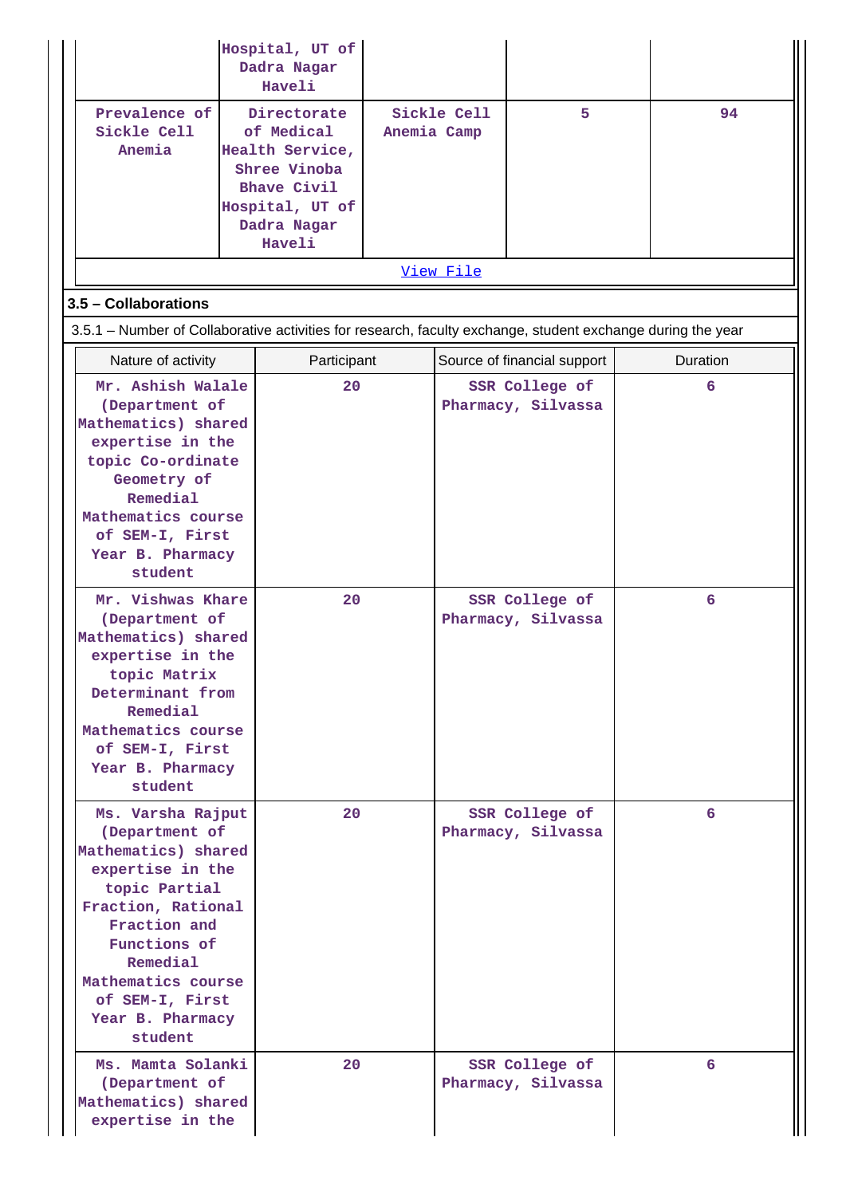| | Hospital, UT of Dadra Nagar Haveli | | | |
|---|---|---|---|---|
| Prevalence of Sickle Cell Anemia | Directorate of Medical Health Service, Shree Vinoba Bhave Civil Hospital, UT of Dadra Nagar Haveli | Sickle Cell Anemia Camp | 5 | 94 |

View File

### 3.5 – Collaborations

3.5.1 – Number of Collaborative activities for research, faculty exchange, student exchange during the year

| Nature of activity | Participant | Source of financial support | Duration |
|---|---|---|---|
| Mr. Ashish Walale (Department of Mathematics) shared expertise in the topic Co-ordinate Geometry of Remedial Mathematics course of SEM-I, First Year B. Pharmacy student | 20 | SSR College of Pharmacy, Silvassa | 6 |
| Mr. Vishwas Khare (Department of Mathematics) shared expertise in the topic Matrix Determinant from Remedial Mathematics course of SEM-I, First Year B. Pharmacy student | 20 | SSR College of Pharmacy, Silvassa | 6 |
| Ms. Varsha Rajput (Department of Mathematics) shared expertise in the topic Partial Fraction, Rational Fraction and Functions of Remedial Mathematics course of SEM-I, First Year B. Pharmacy student | 20 | SSR College of Pharmacy, Silvassa | 6 |
| Ms. Mamta Solanki (Department of Mathematics) shared expertise in the | 20 | SSR College of Pharmacy, Silvassa | 6 |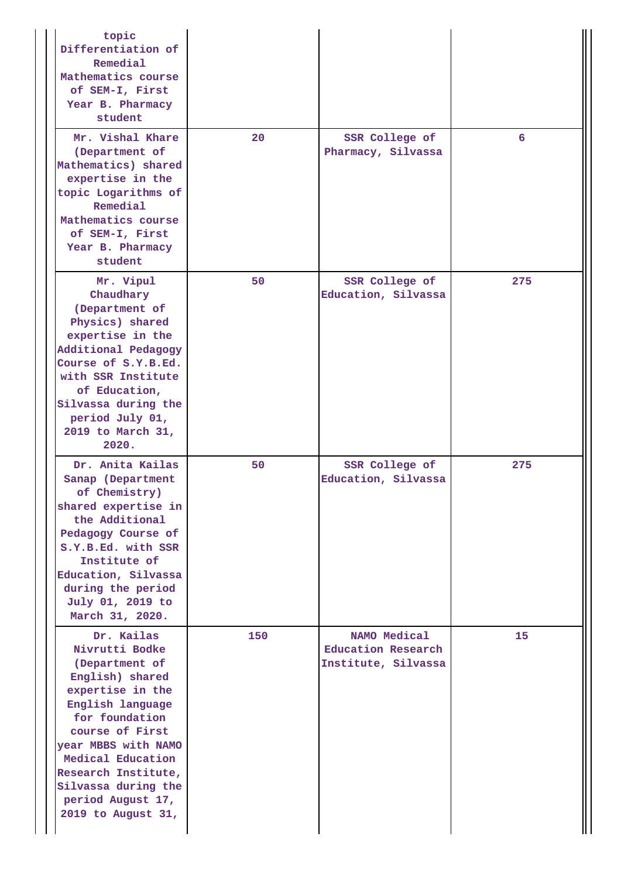| | | | |
|---|---|---|---|
| topic Differentiation of Remedial Mathematics course of SEM-I, First Year B. Pharmacy student | | | |
| Mr. Vishal Khare (Department of Mathematics) shared expertise in the topic Logarithms of Remedial Mathematics course of SEM-I, First Year B. Pharmacy student | 20 | SSR College of Pharmacy, Silvassa | 6 |
| Mr. Vipul Chaudhary (Department of Physics) shared expertise in the Additional Pedagogy Course of S.Y.B.Ed. with SSR Institute of Education, Silvassa during the period July 01, 2019 to March 31, 2020. | 50 | SSR College of Education, Silvassa | 275 |
| Dr. Anita Kailas Sanap (Department of Chemistry) shared expertise in the Additional Pedagogy Course of S.Y.B.Ed. with SSR Institute of Education, Silvassa during the period July 01, 2019 to March 31, 2020. | 50 | SSR College of Education, Silvassa | 275 |
| Dr. Kailas Nivrutti Bodke (Department of English) shared expertise in the English language for foundation course of First year MBBS with NAMO Medical Education Research Institute, Silvassa during the period August 17, 2019 to August 31, | 150 | NAMO Medical Education Research Institute, Silvassa | 15 |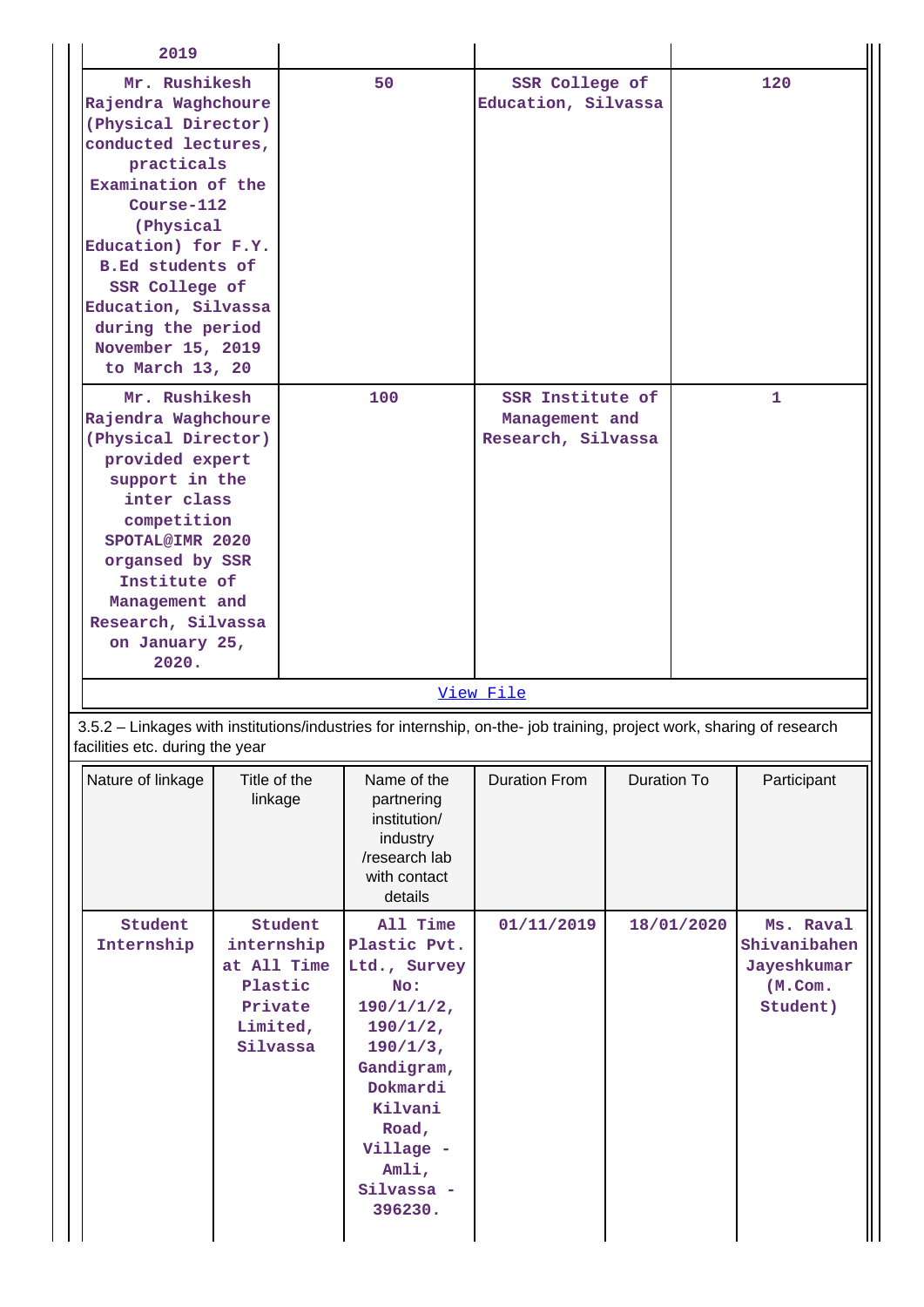| | | | |
|---|---|---|---|
| 2019 | | | |
| Mr. Rushikesh Rajendra Waghchoure (Physical Director) conducted lectures, practicals Examination of the Course-112 (Physical Education) for F.Y. B.Ed students of SSR College of Education, Silvassa during the period November 15, 2019 to March 13, 20 | 50 | SSR College of Education, Silvassa | 120 |
| Mr. Rushikesh Rajendra Waghchoure (Physical Director) provided expert support in the inter class competition SPOTAL@IMR 2020 organsed by SSR Institute of Management and Research, Silvassa on January 25, 2020. | 100 | SSR Institute of Management and Research, Silvassa | 1 |

[View File]()

3.5.2 – Linkages with institutions/industries for internship, on-the- job training, project work, sharing of research facilities etc. during the year

| Nature of linkage | Title of the linkage | Name of the partnering institution/ industry /research lab with contact details | Duration From | Duration To | Participant |
|---|---|---|---|---|---|
| Student Internship | Student internship at All Time Plastic Private Limited, Silvassa | All Time Plastic Pvt. Ltd., Survey No: 190/1/1/2, 190/1/2, 190/1/3, Gandigram, Dokmardi Kilvani Road, Village - Amli, Silvassa - 396230. | 01/11/2019 | 18/01/2020 | Ms. Raval Shivanibahen Jayeshkumar (M.Com. Student) |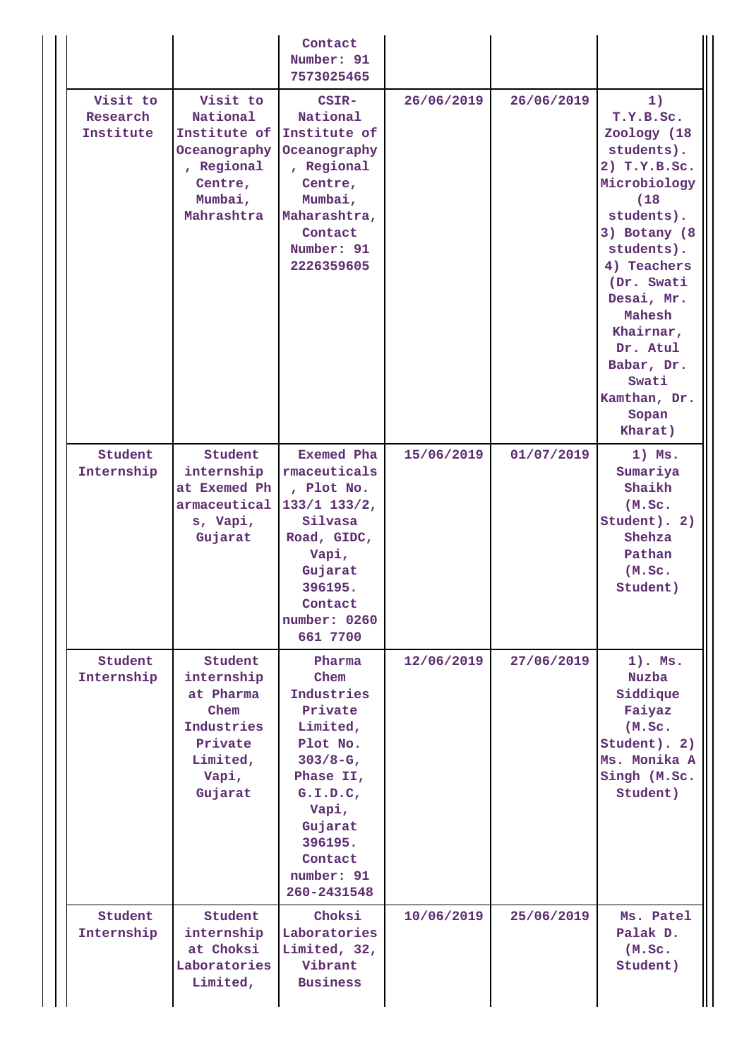| | | Contact Number: 91 7573025465 | | | |
|---|---|---|---|---|---|
| Visit to Research Institute | Visit to National Institute of Oceanography , Regional Centre, Mumbai, Mahrashtra | CSIR-National Institute of Oceanography , Regional Centre, Mumbai, Maharashtra, Contact Number: 91 2226359605 | 26/06/2019 | 26/06/2019 | 1) T.Y.B.Sc. Zoology (18 students). 2) T.Y.B.Sc. Microbiology (18 students). 3) Botany (8 students). 4) Teachers (Dr. Swati Desai, Mr. Mahesh Khairnar, Dr. Atul Babar, Dr. Swati Kamthan, Dr. Sopan Kharat) |
| Student Internship | Student internship at Exemed Pharmaceuticals, Vapi, Gujarat | Exemed Pharmaceuticals , Plot No. 133/1 133/2, Silvasa Road, GIDC, Vapi, Gujarat 396195. Contact number: 0260 661 7700 | 15/06/2019 | 01/07/2019 | 1) Ms. Sumariya Shaikh (M.Sc. Student). 2) Shehza Pathan (M.Sc. Student) |
| Student Internship | Student internship at Pharma Chem Industries Private Limited, Vapi, Gujarat | Pharma Chem Industries Private Limited, Plot No. 303/8-G, Phase II, G.I.D.C, Vapi, Gujarat 396195. Contact number: 91 260-2431548 | 12/06/2019 | 27/06/2019 | 1). Ms. Nuzba Siddique Faiyaz (M.Sc. Student). 2) Ms. Monika A Singh (M.Sc. Student) |
| Student Internship | Student internship at Choksi Laboratories Limited, | Choksi Laboratories Limited, 32, Vibrant Business | 10/06/2019 | 25/06/2019 | Ms. Patel Palak D. (M.Sc. Student) |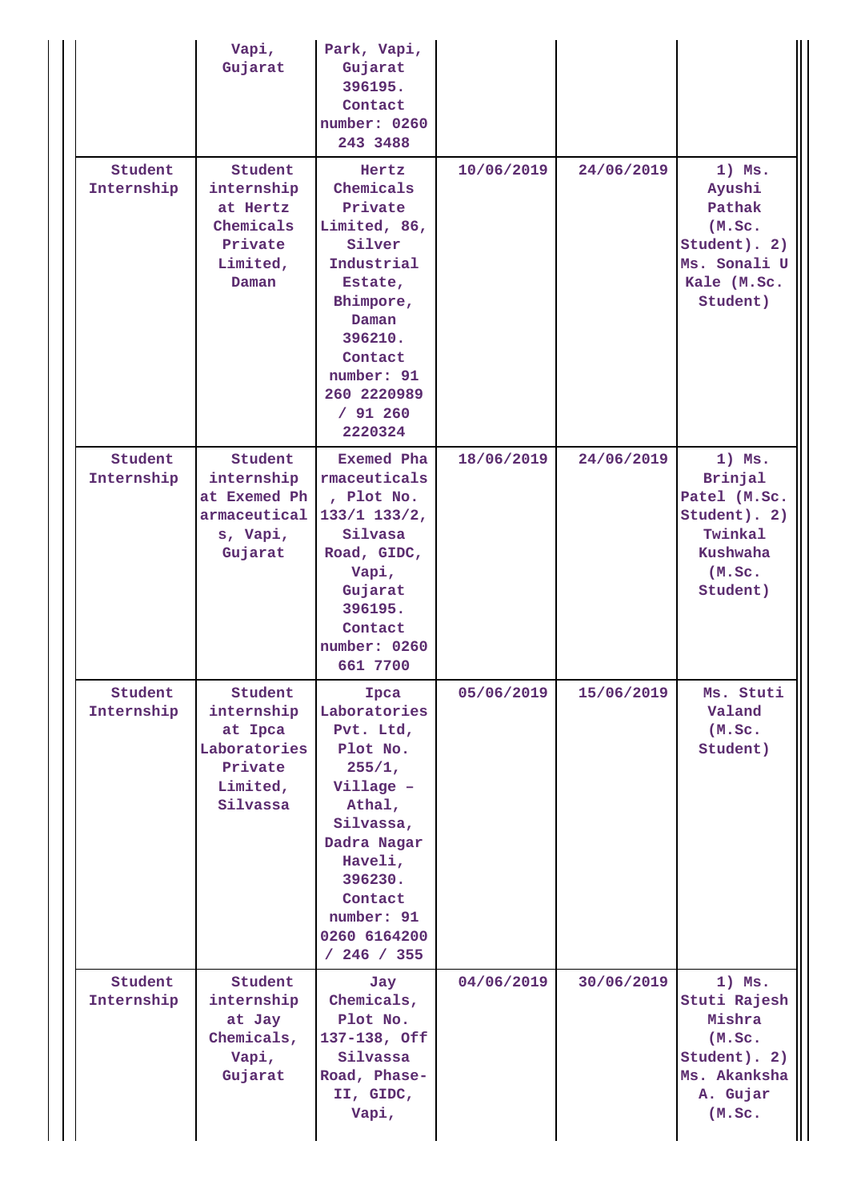|  | Vapi, Gujarat | Park, Vapi, Gujarat 396195. Contact number: 0260 243 3488 |  |  |  |
|---|---|---|---|---|---|
| Student Internship | Student internship at Hertz Chemicals Private Limited, Daman | Hertz Chemicals Private Limited, 86, Silver Industrial Estate, Bhimpore, Daman 396210. Contact number: 91 260 2220989 / 91 260 2220324 | 10/06/2019 | 24/06/2019 | 1) Ms. Ayushi Pathak (M.Sc. Student). 2) Ms. Sonali U Kale (M.Sc. Student) |
| Student Internship | Student internship at Exemed Pharmaceuticals, Vapi, Gujarat | Exemed Pharmaceuticals, Plot No. 133/1 133/2, Silvasa Road, GIDC, Vapi, Gujarat 396195. Contact number: 0260 661 7700 | 18/06/2019 | 24/06/2019 | 1) Ms. Brinjal Patel (M.Sc. Student). 2) Twinkal Kushwaha (M.Sc. Student) |
| Student Internship | Student internship at Ipca Laboratories Private Limited, Silvassa | Ipca Laboratories Pvt. Ltd, Plot No. 255/1, Village – Athal, Silvassa, Dadra Nagar Haveli, 396230. Contact number: 91 0260 6164200 / 246 / 355 | 05/06/2019 | 15/06/2019 | Ms. Stuti Valand (M.Sc. Student) |
| Student Internship | Student internship at Jay Chemicals, Vapi, Gujarat | Jay Chemicals, Plot No. 137-138, Off Silvassa Road, Phase-II, GIDC, Vapi, | 04/06/2019 | 30/06/2019 | 1) Ms. Stuti Rajesh Mishra (M.Sc. Student). 2) Ms. Akanksha A. Gujar (M.Sc. |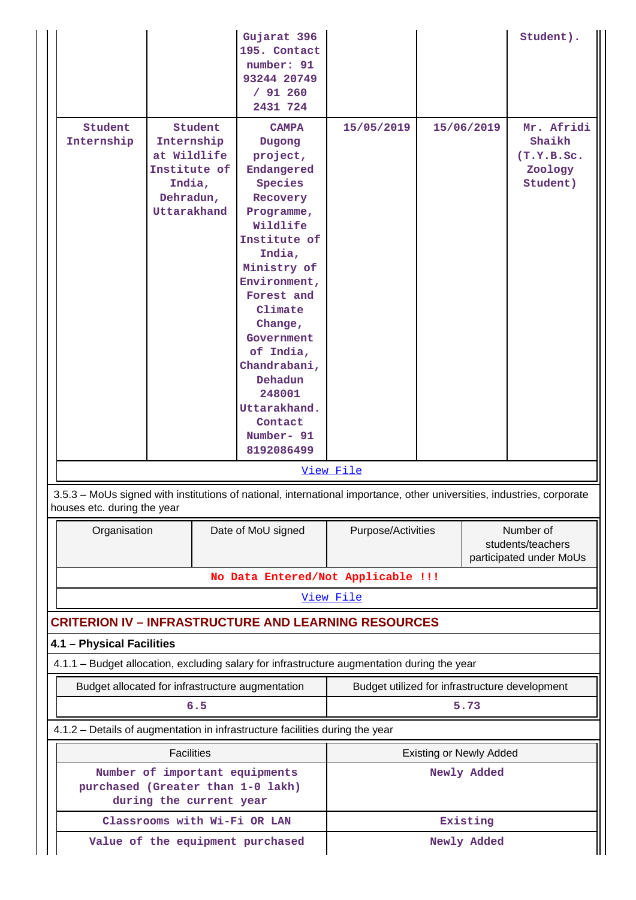| | | Gujarat 396 195. Contact number: 91 93244 20749 / 91 260 2431 724 | | | Student). |
|---|---|---|---|---|---|
| Student Internship | Student Internship at Wildlife Institute of India, Dehradun, Uttarakhand | CAMPA Dugong project, Endangered Species Recovery Programme, Wildlife Institute of India, Ministry of Environment, Forest and Climate Change, Government of India, Chandrabani, Dehadun 248001 Uttarakhand. Contact Number- 91 8192086499 | 15/05/2019 | 15/06/2019 | Mr. Afridi Shaikh (T.Y.B.Sc. Zoology Student) |

View File

3.5.3 – MoUs signed with institutions of national, international importance, other universities, industries, corporate houses etc. during the year

| Organisation | Date of MoU signed | Purpose/Activities | Number of students/teachers participated under MoUs |
|---|---|---|---|
| No Data Entered/Not Applicable !!! | | | |

View File

## CRITERION IV – INFRASTRUCTURE AND LEARNING RESOURCES

### 4.1 – Physical Facilities

4.1.1 – Budget allocation, excluding salary for infrastructure augmentation during the year

| Budget allocated for infrastructure augmentation | Budget utilized for infrastructure development |
|---|---|
| 6.5 | 5.73 |

4.1.2 – Details of augmentation in infrastructure facilities during the year

| Facilities | Existing or Newly Added |
|---|---|
| Number of important equipments purchased (Greater than 1-0 lakh) during the current year | Newly Added |
| Classrooms with Wi-Fi OR LAN | Existing |
| Value of the equipment purchased | Newly Added |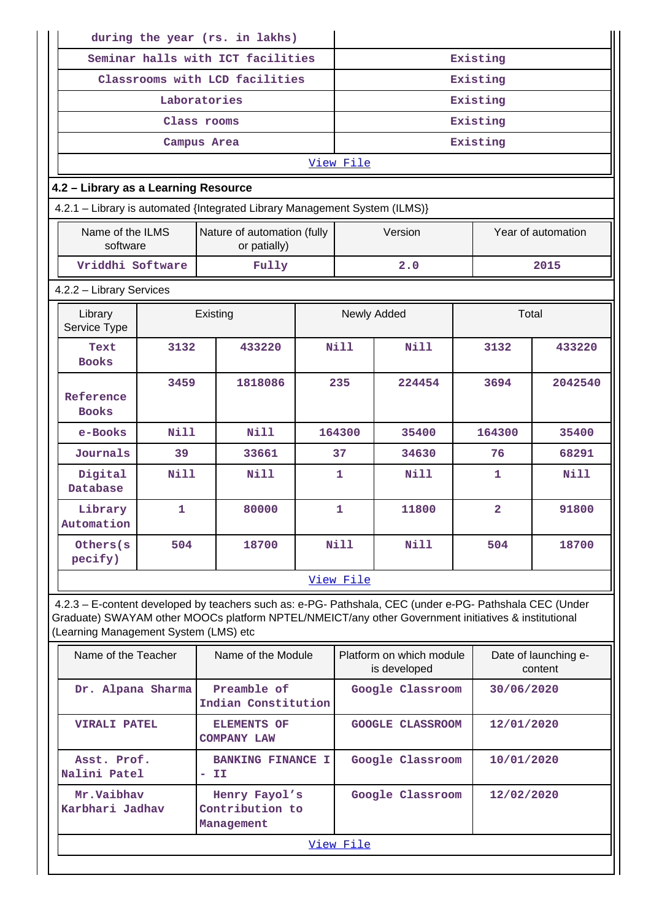| during the year (rs. in lakhs) | |
|---|---|
| Seminar halls with ICT facilities | Existing |
| Classrooms with LCD facilities | Existing |
| Laboratories | Existing |
| Class rooms | Existing |
| Campus Area | Existing |

View File

## 4.2 – Library as a Learning Resource

4.2.1 – Library is automated {Integrated Library Management System (ILMS)}

| Name of the ILMS software | Nature of automation (fully or patially) | Version | Year of automation |
|---|---|---|---|
| Vriddhi Software | Fully | 2.0 | 2015 |

4.2.2 – Library Services

| Library Service Type | Existing | | Newly Added | | Total | |
|---|---|---|---|---|---|---|
| Text Books | 3132 | 433220 | Nill | Nill | 3132 | 433220 |
| Reference Books | 3459 | 1818086 | 235 | 224454 | 3694 | 2042540 |
| e-Books | Nill | Nill | 164300 | 35400 | 164300 | 35400 |
| Journals | 39 | 33661 | 37 | 34630 | 76 | 68291 |
| Digital Database | Nill | Nill | 1 | Nill | 1 | Nill |
| Library Automation | 1 | 80000 | 1 | 11800 | 2 | 91800 |
| Others(specify) | 504 | 18700 | Nill | Nill | 504 | 18700 |

View File

4.2.3 – E-content developed by teachers such as: e-PG- Pathshala, CEC (under e-PG- Pathshala CEC (Under Graduate) SWAYAM other MOOCs platform NPTEL/NMEICT/any other Government initiatives & institutional (Learning Management System (LMS) etc

| Name of the Teacher | Name of the Module | Platform on which module is developed | Date of launching e-content |
|---|---|---|---|
| Dr. Alpana Sharma | Preamble of Indian Constitution | Google Classroom | 30/06/2020 |
| VIRALI PATEL | ELEMENTS OF COMPANY LAW | GOOGLE CLASSROOM | 12/01/2020 |
| Asst. Prof. Nalini Patel | BANKING FINANCE I - II | Google Classroom | 10/01/2020 |
| Mr.Vaibhav Karbhari Jadhav | Henry Fayol's Contribution to Management | Google Classroom | 12/02/2020 |

View File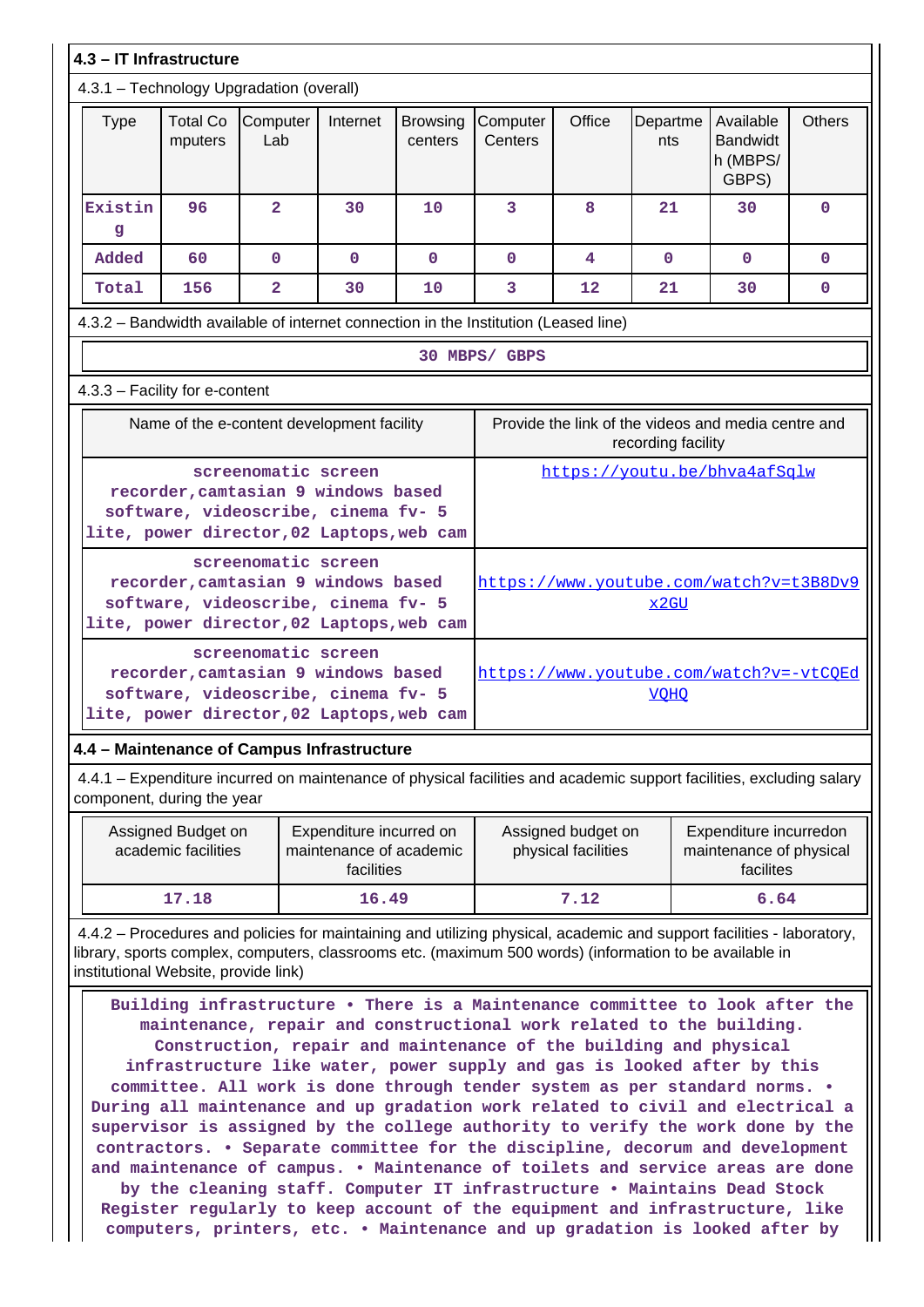### 4.3 – IT Infrastructure

4.3.1 – Technology Upgradation (overall)

| Type | Total Computers | Computer Lab | Internet | Browsing centers | Computer Centers | Office | Departments | Available Bandwidth (MBPS/ GBPS) | Others |
|---|---|---|---|---|---|---|---|---|---|
| Existing | 96 | 2 | 30 | 10 | 3 | 8 | 21 | 30 | 0 |
| Added | 60 | 0 | 0 | 0 | 0 | 4 | 0 | 0 | 0 |
| Total | 156 | 2 | 30 | 10 | 3 | 12 | 21 | 30 | 0 |

4.3.2 – Bandwidth available of internet connection in the Institution (Leased line)

30 MBPS/ GBPS

4.3.3 – Facility for e-content

| Name of the e-content development facility | Provide the link of the videos and media centre and recording facility |
|---|---|
| screenomatic screen recorder,camtasian 9 windows based software, videoscribe, cinema fv- 5 lite, power director,02 Laptops,web cam | https://youtu.be/bhva4afSqlw |
| screenomatic screen recorder,camtasian 9 windows based software, videoscribe, cinema fv- 5 lite, power director,02 Laptops,web cam | https://www.youtube.com/watch?v=t3B8Dv9x2GU |
| screenomatic screen recorder,camtasian 9 windows based software, videoscribe, cinema fv- 5 lite, power director,02 Laptops,web cam | https://www.youtube.com/watch?v=-vtCQEdVQHQ |

### 4.4 – Maintenance of Campus Infrastructure

4.4.1 – Expenditure incurred on maintenance of physical facilities and academic support facilities, excluding salary component, during the year

| Assigned Budget on academic facilities | Expenditure incurred on maintenance of academic facilities | Assigned budget on physical facilities | Expenditure incurredon maintenance of physical facilites |
|---|---|---|---|
| 17.18 | 16.49 | 7.12 | 6.64 |

4.4.2 – Procedures and policies for maintaining and utilizing physical, academic and support facilities - laboratory, library, sports complex, computers, classrooms etc. (maximum 500 words) (information to be available in institutional Website, provide link)

Building infrastructure • There is a Maintenance committee to look after the maintenance, repair and constructional work related to the building. Construction, repair and maintenance of the building and physical infrastructure like water, power supply and gas is looked after by this committee. All work is done through tender system as per standard norms. • During all maintenance and up gradation work related to civil and electrical a supervisor is assigned by the college authority to verify the work done by the contractors. • Separate committee for the discipline, decorum and development and maintenance of campus. • Maintenance of toilets and service areas are done by the cleaning staff. Computer IT infrastructure • Maintains Dead Stock Register regularly to keep account of the equipment and infrastructure, like computers, printers, etc. • Maintenance and up gradation is looked after by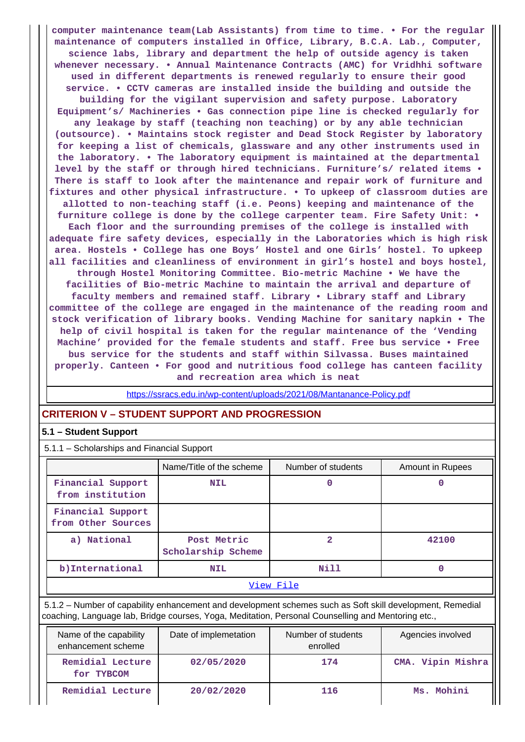computer maintenance team(Lab Assistants) from time to time. • For the regular maintenance of computers installed in Office, Library, B.C.A. Lab., Computer, science labs, library and department the help of outside agency is taken whenever necessary. • Annual Maintenance Contracts (AMC) for Vridhhi software used in different departments is renewed regularly to ensure their good service. • CCTV cameras are installed inside the building and outside the building for the vigilant supervision and safety purpose. Laboratory Equipment's/ Machineries • Gas connection pipe line is checked regularly for any leakage by staff (teaching non teaching) or by any able technician (outsource). • Maintains stock register and Dead Stock Register by laboratory for keeping a list of chemicals, glassware and any other instruments used in the laboratory. • The laboratory equipment is maintained at the departmental level by the staff or through hired technicians. Furniture's/ related items • There is staff to look after the maintenance and repair work of furniture and fixtures and other physical infrastructure. • To upkeep of classroom duties are allotted to non-teaching staff (i.e. Peons) keeping and maintenance of the furniture college is done by the college carpenter team. Fire Safety Unit: • Each floor and the surrounding premises of the college is installed with adequate fire safety devices, especially in the Laboratories which is high risk area. Hostels • College has one Boys' Hostel and one Girls' hostel. To upkeep all facilities and cleanliness of environment in girl's hostel and boys hostel, through Hostel Monitoring Committee. Bio-metric Machine • We have the facilities of Bio-metric Machine to maintain the arrival and departure of faculty members and remained staff. Library • Library staff and Library committee of the college are engaged in the maintenance of the reading room and stock verification of library books. Vending Machine for sanitary napkin • The help of civil hospital is taken for the regular maintenance of the 'Vending Machine' provided for the female students and staff. Free bus service • Free bus service for the students and staff within Silvassa. Buses maintained properly. Canteen • For good and nutritious food college has canteen facility and recreation area which is neat

https://ssracs.edu.in/wp-content/uploads/2021/08/Mantanance-Policy.pdf

## CRITERION V – STUDENT SUPPORT AND PROGRESSION

### 5.1 – Student Support

5.1.1 – Scholarships and Financial Support

| | Name/Title of the scheme | Number of students | Amount in Rupees |
|---|---|---|---|
| Financial Support from institution | NIL | 0 | 0 |
| Financial Support from Other Sources | | | |
| a) National | Post Metric Scholarship Scheme | 2 | 42100 |
| b)International | NIL | Nill | 0 |

View File

5.1.2 – Number of capability enhancement and development schemes such as Soft skill development, Remedial coaching, Language lab, Bridge courses, Yoga, Meditation, Personal Counselling and Mentoring etc.,

| Name of the capability enhancement scheme | Date of implemetation | Number of students enrolled | Agencies involved |
|---|---|---|---|
| Remidial Lecture for TYBCOM | 02/05/2020 | 174 | CMA. Vipin Mishra |
| Remidial Lecture | 20/02/2020 | 116 | Ms. Mohini |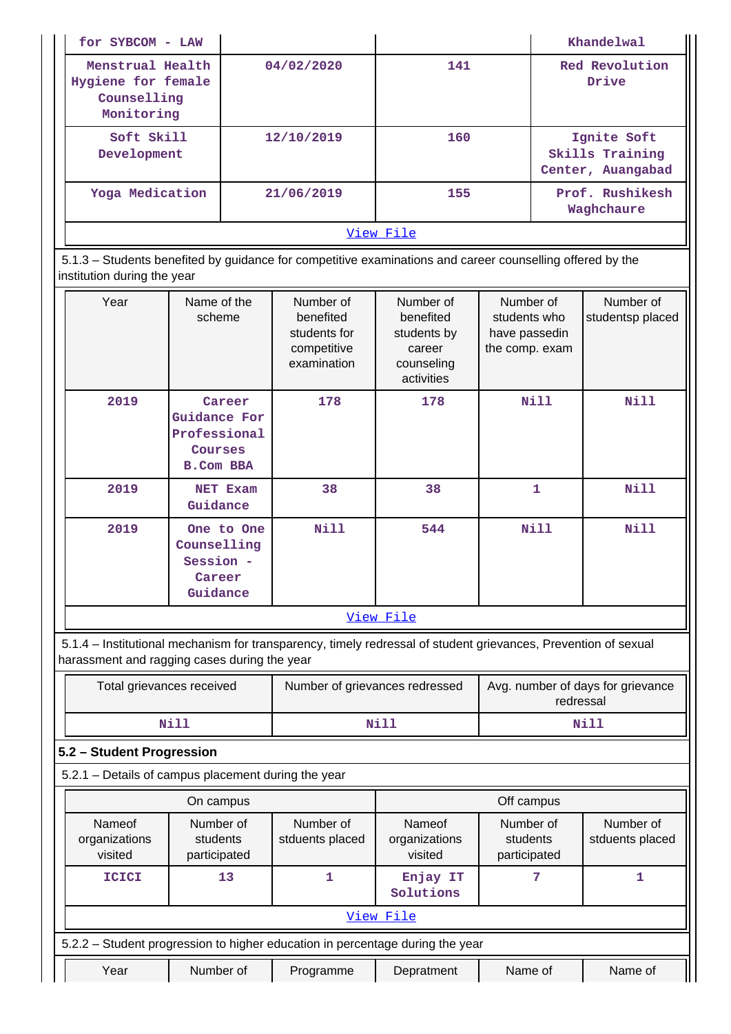| for SYBCOM - LAW | | | Khandelwal |
|---|---|---|---|
| Menstrual Health Hygiene for female Counselling Monitoring | 04/02/2020 | 141 | Red Revolution Drive |
| Soft Skill Development | 12/10/2019 | 160 | Ignite Soft Skills Training Center, Auangabad |
| Yoga Medication | 21/06/2019 | 155 | Prof. Rushikesh Waghchaure |

View File

5.1.3 – Students benefited by guidance for competitive examinations and career counselling offered by the institution during the year

| Year | Name of the scheme | Number of benefited students for competitive examination | Number of benefited students by career counseling activities | Number of students who have passedin the comp. exam | Number of studentsp placed |
|---|---|---|---|---|---|
| 2019 | Career Guidance For Professional Courses B.Com BBA | 178 | 178 | Nill | Nill |
| 2019 | NET Exam Guidance | 38 | 38 | 1 | Nill |
| 2019 | One to One Counselling Session - Career Guidance | Nill | 544 | Nill | Nill |

View File

5.1.4 – Institutional mechanism for transparency, timely redressal of student grievances, Prevention of sexual harassment and ragging cases during the year

| Total grievances received | Number of grievances redressed | Avg. number of days for grievance redressal |
|---|---|---|
| Nill | Nill | Nill |

## 5.2 – Student Progression

5.2.1 – Details of campus placement during the year

| On campus | | | Off campus | | |
|---|---|---|---|---|---|
| Nameof organizations visited | Number of students participated | Number of stduents placed | Nameof organizations visited | Number of students participated | Number of stduents placed |
| ICICI | 13 | 1 | Enjay IT Solutions | 7 | 1 |

View File

5.2.2 – Student progression to higher education in percentage during the year

| Year | Number of | Programme | Depratment | Name of | Name of |
|---|---|---|---|---|---|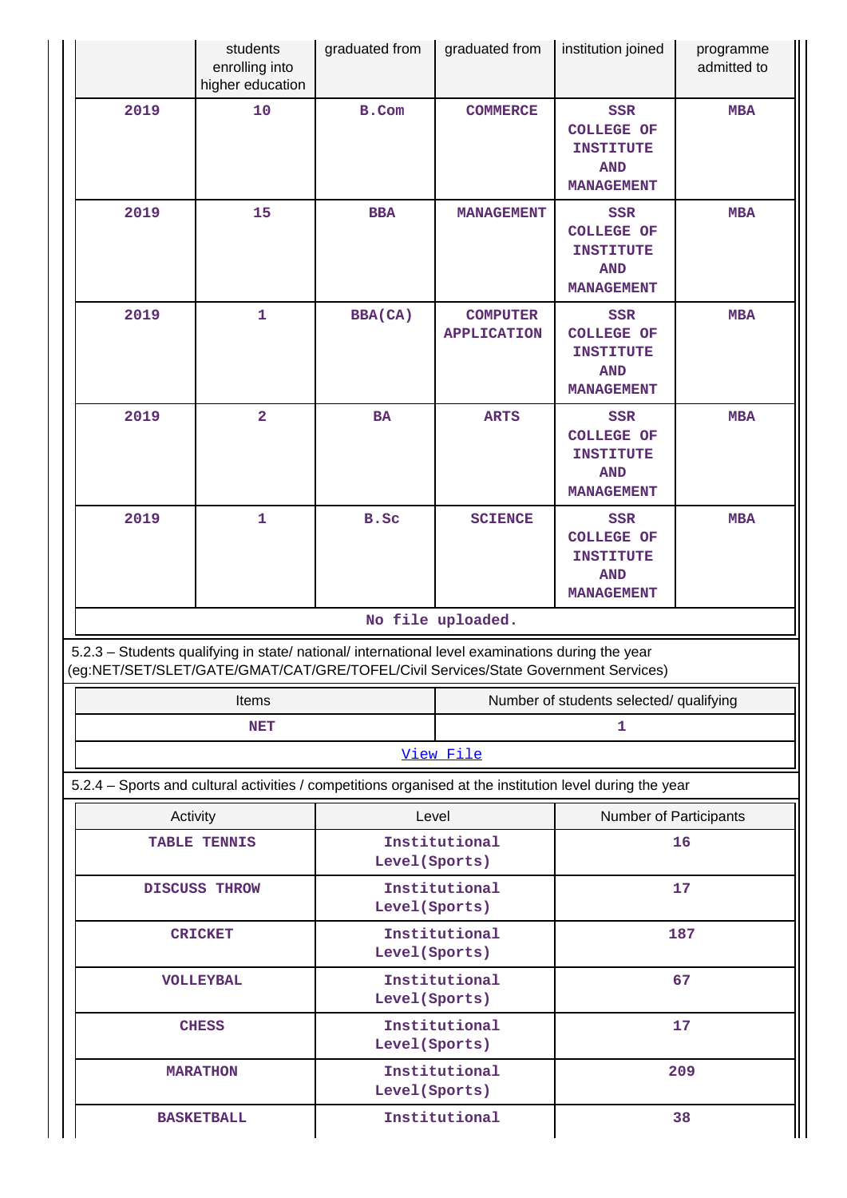| Year | Number of students enrolling into higher education | Programme graduated from | Depratment graduated from | Name of institution joined | Name of programme admitted to |
|---|---|---|---|---|---|
| 2019 | 10 | B.Com | COMMERCE | SSR COLLEGE OF INSTITUTE AND MANAGEMENT | MBA |
| 2019 | 15 | BBA | MANAGEMENT | SSR COLLEGE OF INSTITUTE AND MANAGEMENT | MBA |
| 2019 | 1 | BBA(CA) | COMPUTER APPLICATION | SSR COLLEGE OF INSTITUTE AND MANAGEMENT | MBA |
| 2019 | 2 | BA | ARTS | SSR COLLEGE OF INSTITUTE AND MANAGEMENT | MBA |
| 2019 | 1 | B.Sc | SCIENCE | SSR COLLEGE OF INSTITUTE AND MANAGEMENT | MBA |

No file uploaded.

5.2.3 – Students qualifying in state/ national/ international level examinations during the year (eg:NET/SET/SLET/GATE/GMAT/CAT/GRE/TOFEL/Civil Services/State Government Services)

| Items | Number of students selected/ qualifying |
|---|---|
| NET | 1 |

View File

5.2.4 – Sports and cultural activities / competitions organised at the institution level during the year

| Activity | Level | Number of Participants |
|---|---|---|
| TABLE TENNIS | Institutional Level(Sports) | 16 |
| DISCUSS THROW | Institutional Level(Sports) | 17 |
| CRICKET | Institutional Level(Sports) | 187 |
| VOLLEYBAL | Institutional Level(Sports) | 67 |
| CHESS | Institutional Level(Sports) | 17 |
| MARATHON | Institutional Level(Sports) | 209 |
| BASKETBALL | Institutional | 38 |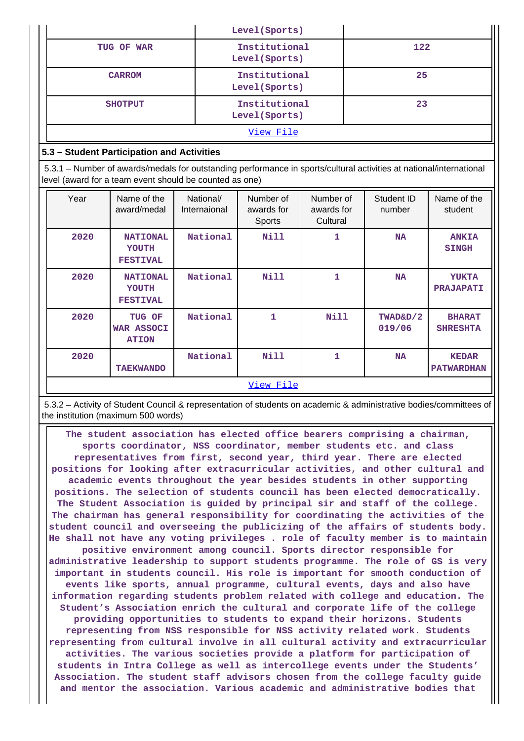| | Level(Sports) | |
|---|---|---|
| TUG OF WAR | Institutional Level(Sports) | 122 |
| CARROM | Institutional Level(Sports) | 25 |
| SHOTPUT | Institutional Level(Sports) | 23 |
| [View File](#) | | |

### 5.3 – Student Participation and Activities

5.3.1 – Number of awards/medals for outstanding performance in sports/cultural activities at national/international level (award for a team event should be counted as one)

| Year | Name of the award/medal | National/ Internaional | Number of awards for Sports | Number of awards for Cultural | Student ID number | Name of the student |
|---|---|---|---|---|---|---|
| 2020 | NATIONAL YOUTH FESTIVAL | National | Nill | 1 | NA | ANKIA SINGH |
| 2020 | NATIONAL YOUTH FESTIVAL | National | Nill | 1 | NA | YUKTA PRAJAPATI |
| 2020 | TUG OF WAR ASSOCI ATION | National | 1 | Nill | TWAD&D/2 019/06 | BHARAT SHRESHTA |
| 2020 | TAEKWANDO | National | Nill | 1 | NA | KEDAR PATWARDHAN |
| [View File](#) | | | | | | |

5.3.2 – Activity of Student Council & representation of students on academic & administrative bodies/committees of the institution (maximum 500 words)

The student association has elected office bearers comprising a chairman, sports coordinator, NSS coordinator, member students etc. and class representatives from first, second year, third year. There are elected positions for looking after extracurricular activities, and other cultural and academic events throughout the year besides students in other supporting positions. The selection of students council has been elected democratically. The Student Association is guided by principal sir and staff of the college. The chairman has general responsibility for coordinating the activities of the student council and overseeing the publicizing of the affairs of students body. He shall not have any voting privileges . role of faculty member is to maintain positive environment among council. Sports director responsible for administrative leadership to support students programme. The role of GS is very important in students council. His role is important for smooth conduction of events like sports, annual programme, cultural events, days and also have information regarding students problem related with college and education. The Student's Association enrich the cultural and corporate life of the college providing opportunities to students to expand their horizons. Students representing from NSS responsible for NSS activity related work. Students representing from cultural involve in all cultural activity and extracurricular activities. The various societies provide a platform for participation of students in Intra College as well as intercollege events under the Students' Association. The student staff advisors chosen from the college faculty guide and mentor the association. Various academic and administrative bodies that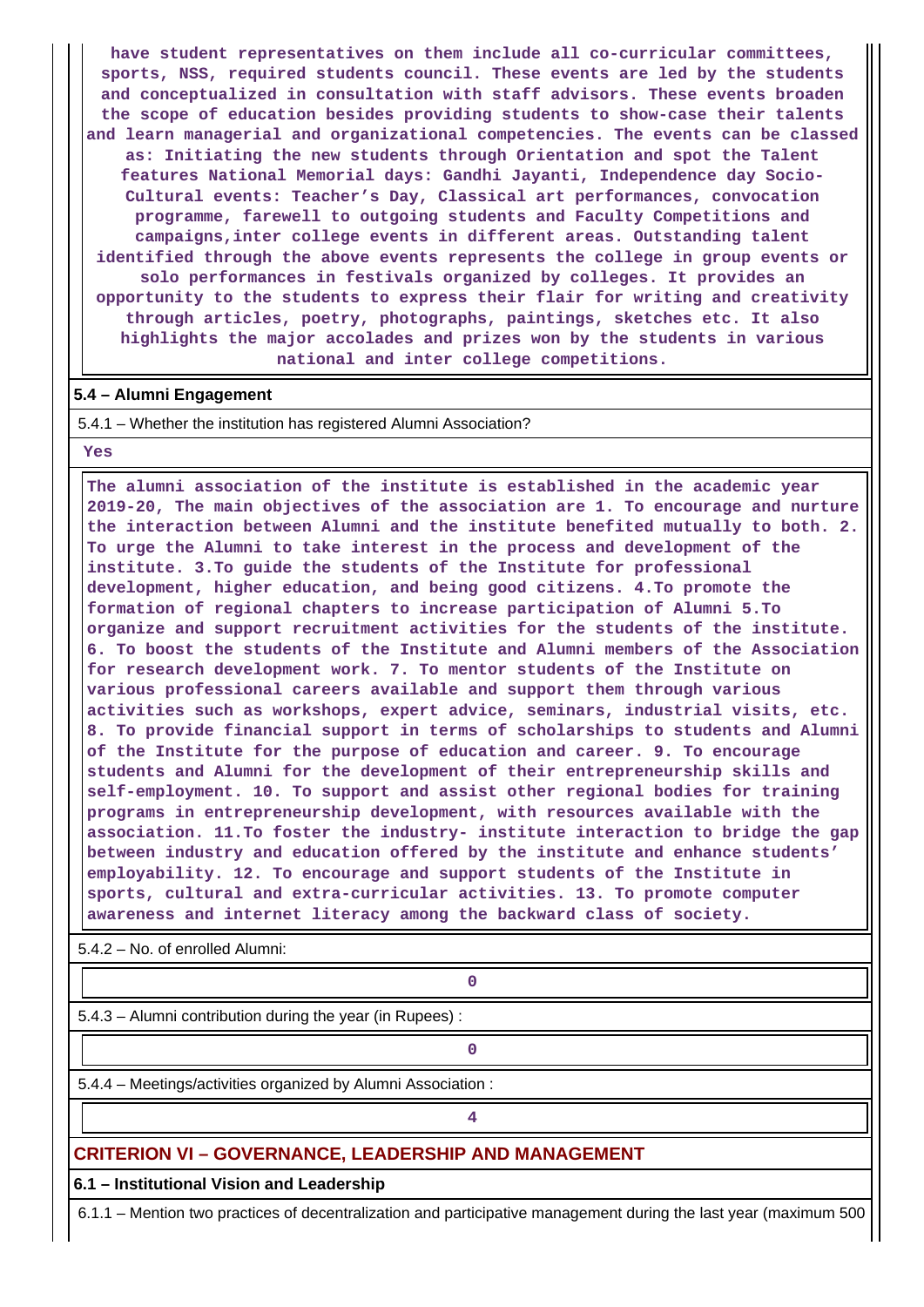have student representatives on them include all co-curricular committees, sports, NSS, required students council. These events are led by the students and conceptualized in consultation with staff advisors. These events broaden the scope of education besides providing students to show-case their talents and learn managerial and organizational competencies. The events can be classed as: Initiating the new students through Orientation and spot the Talent features National Memorial days: Gandhi Jayanti, Independence day Socio-Cultural events: Teacher's Day, Classical art performances, convocation programme, farewell to outgoing students and Faculty Competitions and campaigns,inter college events in different areas. Outstanding talent identified through the above events represents the college in group events or solo performances in festivals organized by colleges. It provides an opportunity to the students to express their flair for writing and creativity through articles, poetry, photographs, paintings, sketches etc. It also highlights the major accolades and prizes won by the students in various national and inter college competitions.

**5.4 – Alumni Engagement**

5.4.1 – Whether the institution has registered Alumni Association?

Yes

The alumni association of the institute is established in the academic year 2019-20, The main objectives of the association are 1. To encourage and nurture the interaction between Alumni and the institute benefited mutually to both. 2. To urge the Alumni to take interest in the process and development of the institute. 3.To guide the students of the Institute for professional development, higher education, and being good citizens. 4.To promote the formation of regional chapters to increase participation of Alumni 5.To organize and support recruitment activities for the students of the institute. 6. To boost the students of the Institute and Alumni members of the Association for research development work. 7. To mentor students of the Institute on various professional careers available and support them through various activities such as workshops, expert advice, seminars, industrial visits, etc. 8. To provide financial support in terms of scholarships to students and Alumni of the Institute for the purpose of education and career. 9. To encourage students and Alumni for the development of their entrepreneurship skills and self-employment. 10. To support and assist other regional bodies for training programs in entrepreneurship development, with resources available with the association. 11.To foster the industry- institute interaction to bridge the gap between industry and education offered by the institute and enhance students' employability. 12. To encourage and support students of the Institute in sports, cultural and extra-curricular activities. 13. To promote computer awareness and internet literacy among the backward class of society.

5.4.2 – No. of enrolled Alumni:

0

5.4.3 – Alumni contribution during the year (in Rupees) :

0

5.4.4 – Meetings/activities organized by Alumni Association :

4

## CRITERION VI – GOVERNANCE, LEADERSHIP AND MANAGEMENT

**6.1 – Institutional Vision and Leadership**

6.1.1 – Mention two practices of decentralization and participative management during the last year (maximum 500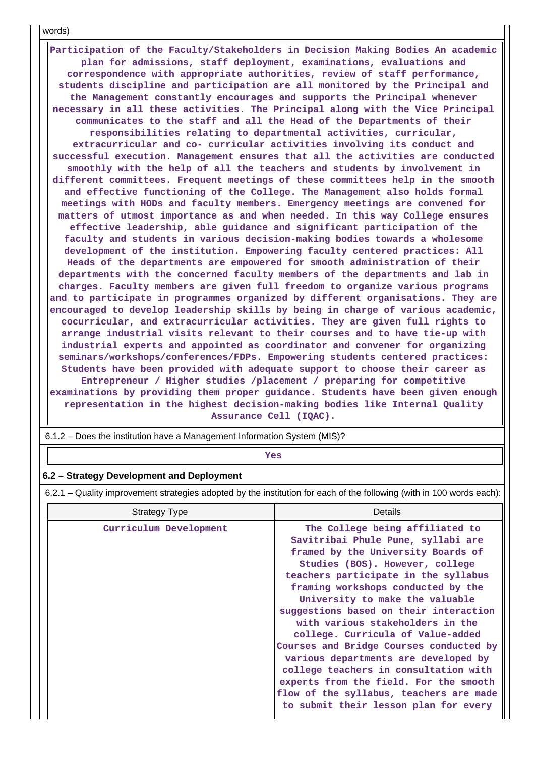words)

Participation of the Faculty/Stakeholders in Decision Making Bodies An academic plan for admissions, staff deployment, examinations, evaluations and correspondence with appropriate authorities, review of staff performance, students discipline and participation are all monitored by the Principal and the Management constantly encourages and supports the Principal whenever necessary in all these activities. The Principal along with the Vice Principal communicates to the staff and all the Head of the Departments of their responsibilities relating to departmental activities, curricular, extracurricular and co- curricular activities involving its conduct and successful execution. Management ensures that all the activities are conducted smoothly with the help of all the teachers and students by involvement in different committees. Frequent meetings of these committees help in the smooth and effective functioning of the College. The Management also holds formal meetings with HODs and faculty members. Emergency meetings are convened for matters of utmost importance as and when needed. In this way College ensures effective leadership, able guidance and significant participation of the faculty and students in various decision-making bodies towards a wholesome development of the institution. Empowering faculty centered practices: All Heads of the departments are empowered for smooth administration of their departments with the concerned faculty members of the departments and lab in charges. Faculty members are given full freedom to organize various programs and to participate in programmes organized by different organisations. They are encouraged to develop leadership skills by being in charge of various academic, cocurricular, and extracurricular activities. They are given full rights to arrange industrial visits relevant to their courses and to have tie-up with industrial experts and appointed as coordinator and convener for organizing seminars/workshops/conferences/FDPs. Empowering students centered practices: Students have been provided with adequate support to choose their career as Entrepreneur / Higher studies /placement / preparing for competitive examinations by providing them proper guidance. Students have been given enough representation in the highest decision-making bodies like Internal Quality Assurance Cell (IQAC).

6.1.2 – Does the institution have a Management Information System (MIS)?

Yes

## 6.2 – Strategy Development and Deployment

6.2.1 – Quality improvement strategies adopted by the institution for each of the following (with in 100 words each):

| Strategy Type | Details |
|---|---|
| Curriculum Development | The College being affiliated to Savitribai Phule Pune, syllabi are framed by the University Boards of Studies (BOS). However, college teachers participate in the syllabus framing workshops conducted by the University to make the valuable suggestions based on their interaction with various stakeholders in the college. Curricula of Value-added Courses and Bridge Courses conducted by various departments are developed by college teachers in consultation with experts from the field. For the smooth flow of the syllabus, teachers are made to submit their lesson plan for every |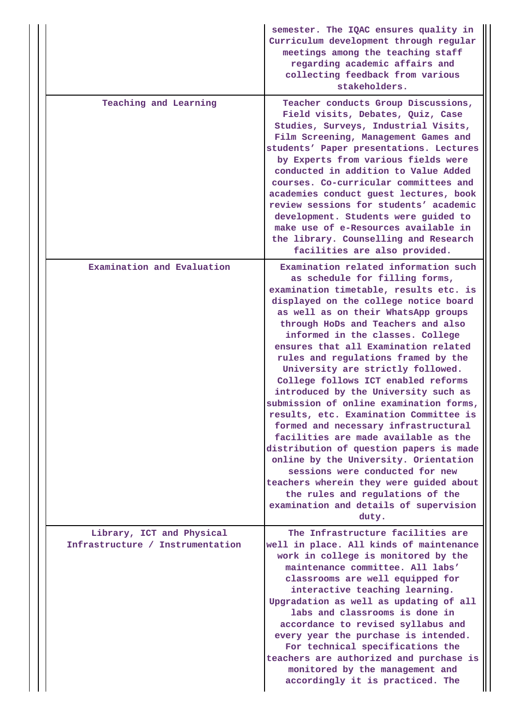| | |
|---|---|
| | semester. The IQAC ensures quality in Curriculum development through regular meetings among the teaching staff regarding academic affairs and collecting feedback from various stakeholders. |
| Teaching and Learning | Teacher conducts Group Discussions, Field visits, Debates, Quiz, Case Studies, Surveys, Industrial Visits, Film Screening, Management Games and students' Paper presentations. Lectures by Experts from various fields were conducted in addition to Value Added courses. Co-curricular committees and academies conduct guest lectures, book review sessions for students' academic development. Students were guided to make use of e-Resources available in the library. Counselling and Research facilities are also provided. |
| Examination and Evaluation | Examination related information such as schedule for filling forms, examination timetable, results etc. is displayed on the college notice board as well as on their WhatsApp groups through HoDs and Teachers and also informed in the classes. College ensures that all Examination related rules and regulations framed by the University are strictly followed. College follows ICT enabled reforms introduced by the University such as submission of online examination forms, results, etc. Examination Committee is formed and necessary infrastructural facilities are made available as the distribution of question papers is made online by the University. Orientation sessions were conducted for new teachers wherein they were guided about the rules and regulations of the examination and details of supervision duty. |
| Library, ICT and Physical Infrastructure / Instrumentation | The Infrastructure facilities are well in place. All kinds of maintenance work in college is monitored by the maintenance committee. All labs' classrooms are well equipped for interactive teaching learning. Upgradation as well as updating of all labs and classrooms is done in accordance to revised syllabus and every year the purchase is intended. For technical specifications the teachers are authorized and purchase is monitored by the management and accordingly it is practiced. The |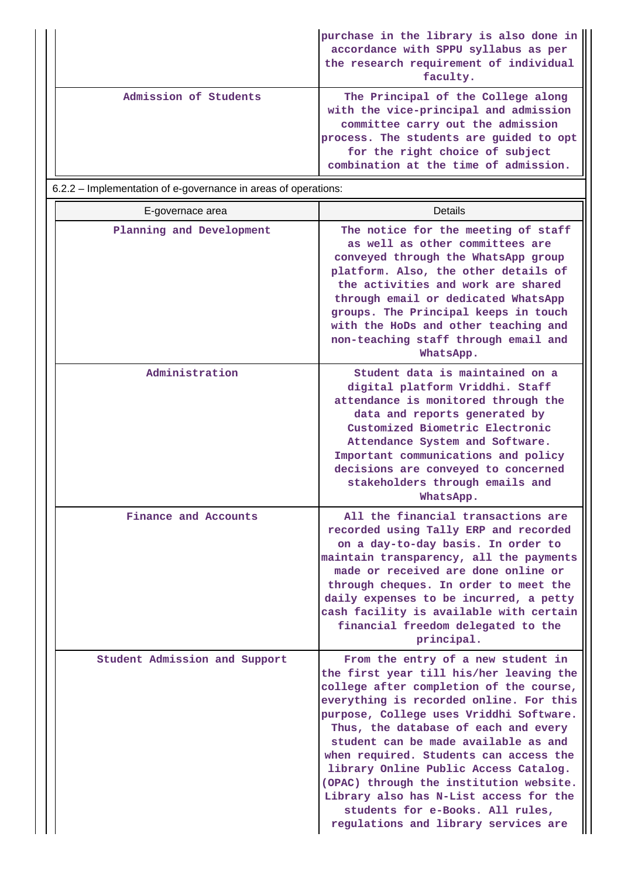| | |
|---|---|
| | purchase in the library is also done in accordance with SPPU syllabus as per the research requirement of individual faculty. |
| Admission of Students | The Principal of the College along with the vice-principal and admission committee carry out the admission process. The students are guided to opt for the right choice of subject combination at the time of admission. |

6.2.2 – Implementation of e-governance in areas of operations:

| E-governace area | Details |
|---|---|
| Planning and Development | The notice for the meeting of staff as well as other committees are conveyed through the WhatsApp group platform. Also, the other details of the activities and work are shared through email or dedicated WhatsApp groups. The Principal keeps in touch with the HoDs and other teaching and non-teaching staff through email and WhatsApp. |
| Administration | Student data is maintained on a digital platform Vriddhi. Staff attendance is monitored through the data and reports generated by Customized Biometric Electronic Attendance System and Software. Important communications and policy decisions are conveyed to concerned stakeholders through emails and WhatsApp. |
| Finance and Accounts | All the financial transactions are recorded using Tally ERP and recorded on a day-to-day basis. In order to maintain transparency, all the payments made or received are done online or through cheques. In order to meet the daily expenses to be incurred, a petty cash facility is available with certain financial freedom delegated to the principal. |
| Student Admission and Support | From the entry of a new student in the first year till his/her leaving the college after completion of the course, everything is recorded online. For this purpose, College uses Vriddhi Software. Thus, the database of each and every student can be made available as and when required. Students can access the library Online Public Access Catalog. (OPAC) through the institution website. Library also has N-List access for the students for e-Books. All rules, regulations and library services are |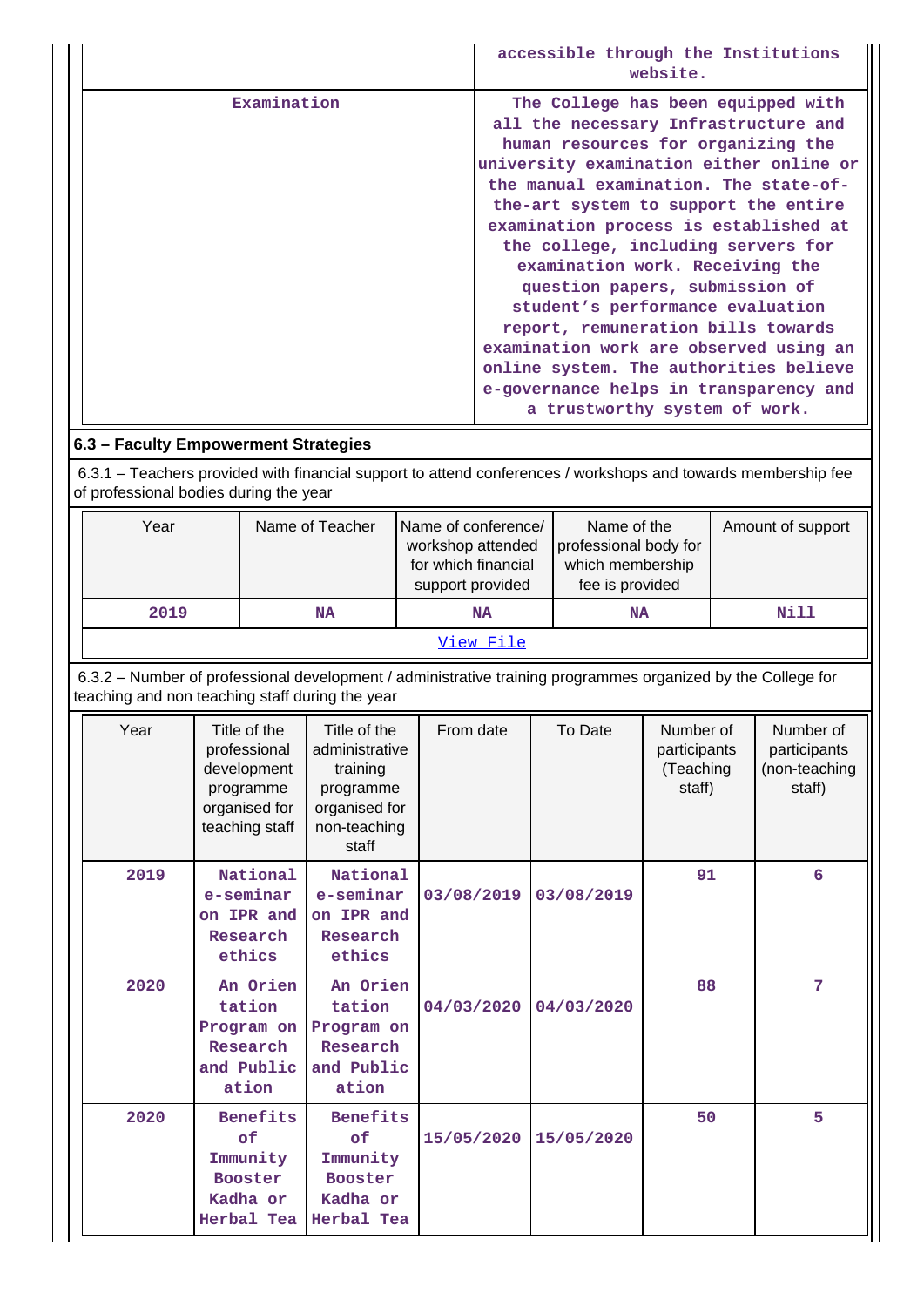| | |
|---|---|
| | accessible through the Institutions website. |
| Examination | The College has been equipped with all the necessary Infrastructure and human resources for organizing the university examination either online or the manual examination. The state-of-the-art system to support the entire examination process is established at the college, including servers for examination work. Receiving the question papers, submission of student's performance evaluation report, remuneration bills towards examination work are observed using an online system. The authorities believe e-governance helps in transparency and a trustworthy system of work. |

**6.3 – Faculty Empowerment Strategies**

6.3.1 – Teachers provided with financial support to attend conferences / workshops and towards membership fee of professional bodies during the year

| Year | Name of Teacher | Name of conference/ workshop attended for which financial support provided | Name of the professional body for which membership fee is provided | Amount of support |
|---|---|---|---|---|
| 2019 | NA | NA | NA | Nill |
| View File | | | | |

6.3.2 – Number of professional development / administrative training programmes organized by the College for teaching and non teaching staff during the year

| Year | Title of the professional development programme organised for teaching staff | Title of the administrative training programme organised for non-teaching staff | From date | To Date | Number of participants (Teaching staff) | Number of participants (non-teaching staff) |
|---|---|---|---|---|---|---|
| 2019 | National e-seminar on IPR and Research ethics | National e-seminar on IPR and Research ethics | 03/08/2019 | 03/08/2019 | 91 | 6 |
| 2020 | An Orientation Program on Research and Publication | An Orientation Program on Research and Publication | 04/03/2020 | 04/03/2020 | 88 | 7 |
| 2020 | Benefits of Immunity Booster Kadha or Herbal Tea | Benefits of Immunity Booster Kadha or Herbal Tea | 15/05/2020 | 15/05/2020 | 50 | 5 |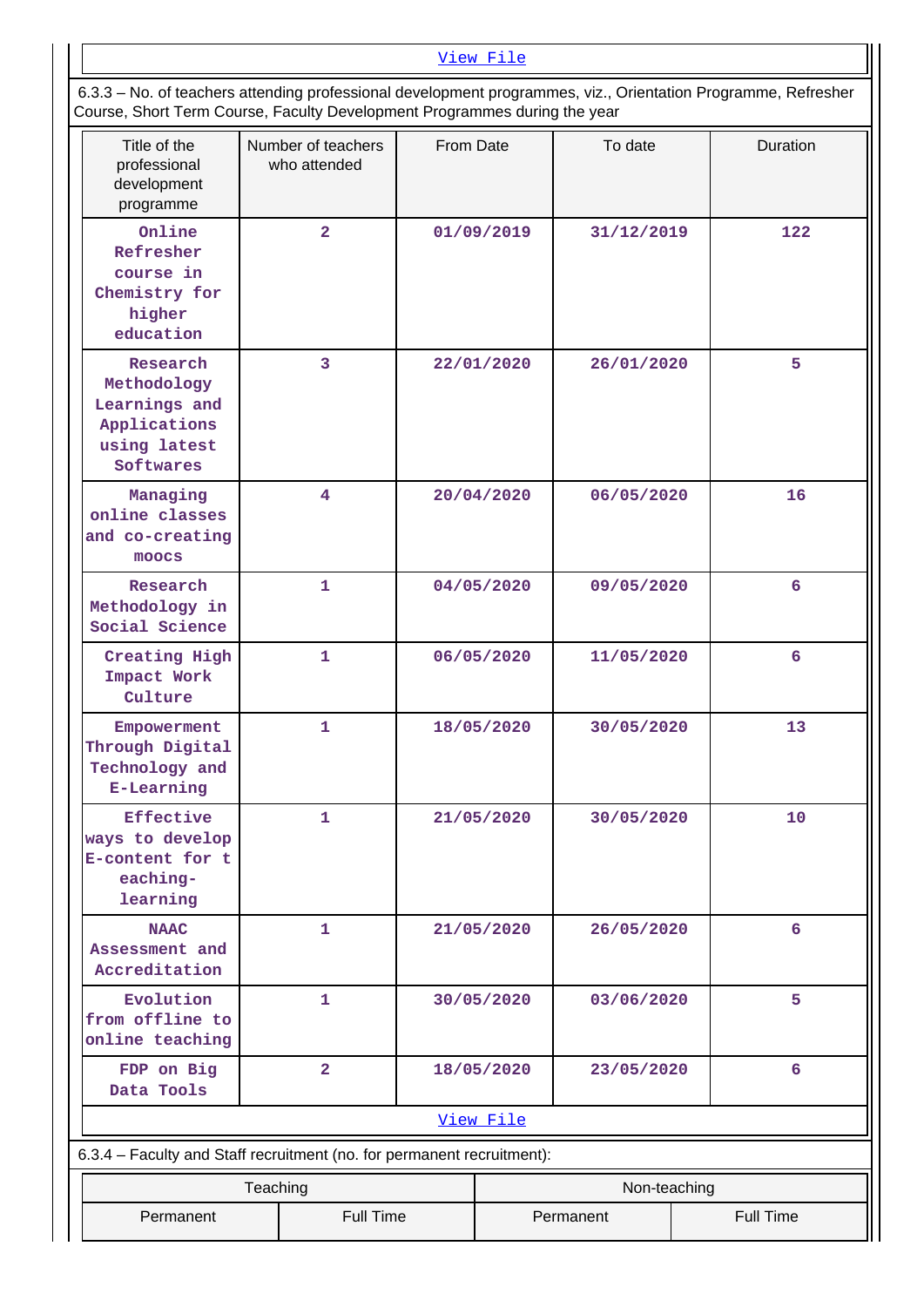View File

6.3.3 – No. of teachers attending professional development programmes, viz., Orientation Programme, Refresher Course, Short Term Course, Faculty Development Programmes during the year

| Title of the professional development programme | Number of teachers who attended | From Date | To date | Duration |
|---|---|---|---|---|
| Online Refresher course in Chemistry for higher education | 2 | 01/09/2019 | 31/12/2019 | 122 |
| Research Methodology Learnings and Applications using latest Softwares | 3 | 22/01/2020 | 26/01/2020 | 5 |
| Managing online classes and co-creating moocs | 4 | 20/04/2020 | 06/05/2020 | 16 |
| Research Methodology in Social Science | 1 | 04/05/2020 | 09/05/2020 | 6 |
| Creating High Impact Work Culture | 1 | 06/05/2020 | 11/05/2020 | 6 |
| Empowerment Through Digital Technology and E-Learning | 1 | 18/05/2020 | 30/05/2020 | 13 |
| Effective ways to develop E-content for t eaching-learning | 1 | 21/05/2020 | 30/05/2020 | 10 |
| NAAC Assessment and Accreditation | 1 | 21/05/2020 | 26/05/2020 | 6 |
| Evolution from offline to online teaching | 1 | 30/05/2020 | 03/06/2020 | 5 |
| FDP on Big Data Tools | 2 | 18/05/2020 | 23/05/2020 | 6 |

View File

6.3.4 – Faculty and Staff recruitment (no. for permanent recruitment):

| Teaching | | Non-teaching | |
|---|---|---|---|
| Permanent | Full Time | Permanent | Full Time |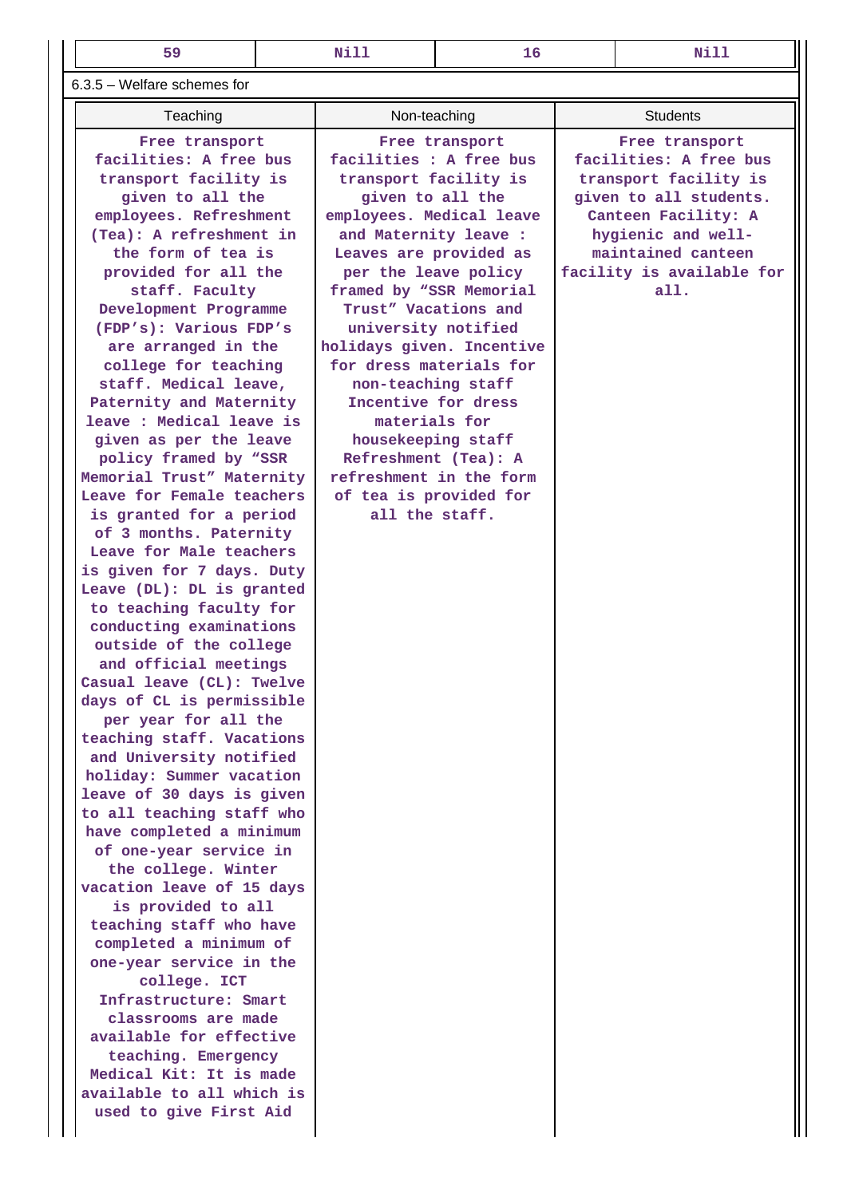| 59 | Nill | 16 | Nill |
|---|---|---|---|

6.3.5 – Welfare schemes for

| Teaching | Non-teaching | Students |
|---|---|---|
| Free transport facilities: A free bus transport facility is given to all the employees. Refreshment (Tea): A refreshment in the form of tea is provided for all the staff. Faculty Development Programme (FDP's): Various FDP's are arranged in the college for teaching staff. Medical leave, Paternity and Maternity leave : Medical leave is given as per the leave policy framed by "SSR Memorial Trust" Maternity Leave for Female teachers is granted for a period of 3 months. Paternity Leave for Male teachers is given for 7 days. Duty Leave (DL): DL is granted to teaching faculty for conducting examinations outside of the college and official meetings Casual leave (CL): Twelve days of CL is permissible per year for all the teaching staff. Vacations and University notified holiday: Summer vacation leave of 30 days is given to all teaching staff who have completed a minimum of one-year service in the college. Winter vacation leave of 15 days is provided to all teaching staff who have completed a minimum of one-year service in the college. ICT Infrastructure: Smart classrooms are made available for effective teaching. Emergency Medical Kit: It is made available to all which is used to give First Aid | Free transport facilities : A free bus transport facility is given to all the employees. Medical leave and Maternity leave : Leaves are provided as per the leave policy framed by "SSR Memorial Trust" Vacations and university notified holidays given. Incentive for dress materials for non-teaching staff Incentive for dress materials for housekeeping staff Refreshment (Tea): A refreshment in the form of tea is provided for all the staff. | Free transport facilities: A free bus transport facility is given to all students. Canteen Facility: A hygienic and well-maintained canteen facility is available for all. |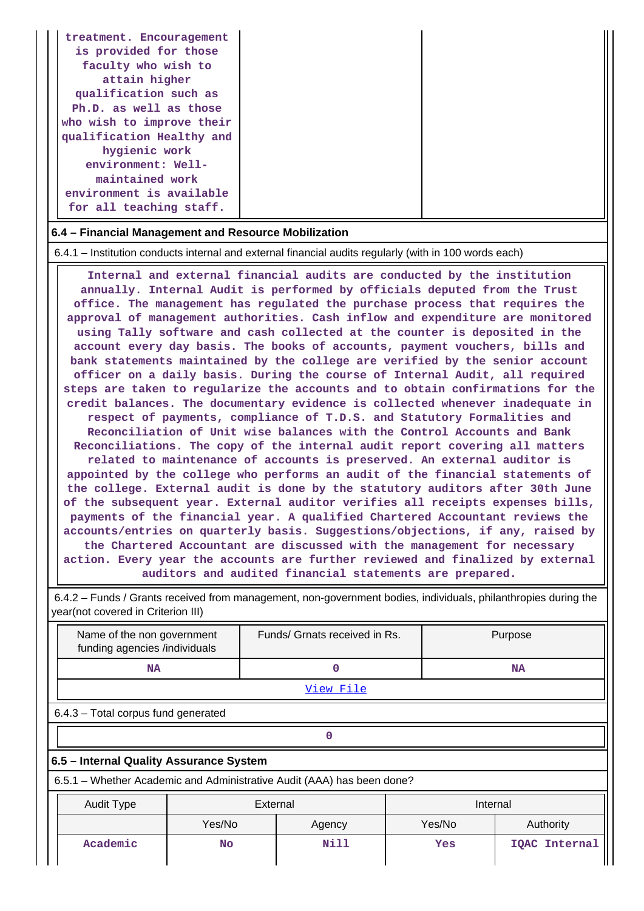| treatment. Encouragement is provided for those faculty who wish to attain higher qualification such as Ph.D. as well as those who wish to improve their qualification Healthy and hygienic work environment: Well-maintained work environment is available for all teaching staff. | | |
|---|---|---|

### 6.4 – Financial Management and Resource Mobilization

6.4.1 – Institution conducts internal and external financial audits regularly (with in 100 words each)

**Internal and external financial audits are conducted by the institution annually. Internal Audit is performed by officials deputed from the Trust office. The management has regulated the purchase process that requires the approval of management authorities. Cash inflow and expenditure are monitored using Tally software and cash collected at the counter is deposited in the account every day basis. The books of accounts, payment vouchers, bills and bank statements maintained by the college are verified by the senior account officer on a daily basis. During the course of Internal Audit, all required steps are taken to regularize the accounts and to obtain confirmations for the credit balances. The documentary evidence is collected whenever inadequate in respect of payments, compliance of T.D.S. and Statutory Formalities and Reconciliation of Unit wise balances with the Control Accounts and Bank Reconciliations. The copy of the internal audit report covering all matters related to maintenance of accounts is preserved. An external auditor is appointed by the college who performs an audit of the financial statements of the college. External audit is done by the statutory auditors after 30th June of the subsequent year. External auditor verifies all receipts expenses bills, payments of the financial year. A qualified Chartered Accountant reviews the accounts/entries on quarterly basis. Suggestions/objections, if any, raised by the Chartered Accountant are discussed with the management for necessary action. Every year the accounts are further reviewed and finalized by external auditors and audited financial statements are prepared.**

6.4.2 – Funds / Grants received from management, non-government bodies, individuals, philanthropies during the year(not covered in Criterion III)

| Name of the non government funding agencies /individuals | Funds/ Grnats received in Rs. | Purpose |
|---|---|---|
| NA | 0 | NA |
| View File | | |

6.4.3 – Total corpus fund generated

| 0 |
|---|

### 6.5 – Internal Quality Assurance System

6.5.1 – Whether Academic and Administrative Audit (AAA) has been done?

| Audit Type | External | | Internal | |
|---|---|---|---|---|
| | Yes/No | Agency | Yes/No | Authority |
| Academic | No | Nill | Yes | IQAC Internal |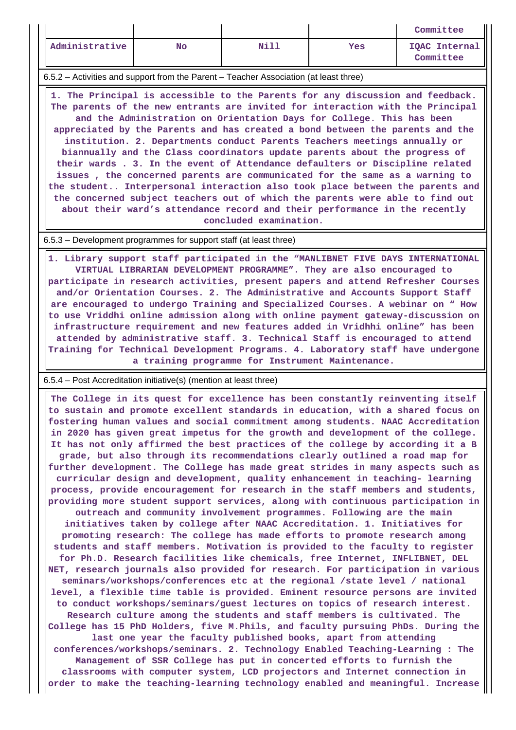| | | | | Committee |
|---|---|---|---|---|
| Administrative | No | Nill | Yes | IQAC Internal Committee |

6.5.2 – Activities and support from the Parent – Teacher Association (at least three)

1. The Principal is accessible to the Parents for any discussion and feedback. The parents of the new entrants are invited for interaction with the Principal and the Administration on Orientation Days for College. This has been appreciated by the Parents and has created a bond between the parents and the institution. 2. Departments conduct Parents Teachers meetings annually or biannually and the Class coordinators update parents about the progress of their wards . 3. In the event of Attendance defaulters or Discipline related issues , the concerned parents are communicated for the same as a warning to the student.. Interpersonal interaction also took place between the parents and the concerned subject teachers out of which the parents were able to find out about their ward's attendance record and their performance in the recently concluded examination.

6.5.3 – Development programmes for support staff (at least three)

1. Library support staff participated in the "MANLIBNET FIVE DAYS INTERNATIONAL VIRTUAL LIBRARIAN DEVELOPMENT PROGRAMME". They are also encouraged to participate in research activities, present papers and attend Refresher Courses and/or Orientation Courses. 2. The Administrative and Accounts Support Staff are encouraged to undergo Training and Specialized Courses. A webinar on " How to use Vriddhi online admission along with online payment gateway-discussion on infrastructure requirement and new features added in Vridhhi online" has been attended by administrative staff. 3. Technical Staff is encouraged to attend Training for Technical Development Programs. 4. Laboratory staff have undergone a training programme for Instrument Maintenance.

6.5.4 – Post Accreditation initiative(s) (mention at least three)

The College in its quest for excellence has been constantly reinventing itself to sustain and promote excellent standards in education, with a shared focus on fostering human values and social commitment among students. NAAC Accreditation in 2020 has given great impetus for the growth and development of the college. It has not only affirmed the best practices of the college by according it a B grade, but also through its recommendations clearly outlined a road map for further development. The College has made great strides in many aspects such as curricular design and development, quality enhancement in teaching- learning process, provide encouragement for research in the staff members and students, providing more student support services, along with continuous participation in outreach and community involvement programmes. Following are the main initiatives taken by college after NAAC Accreditation. 1. Initiatives for promoting research: The college has made efforts to promote research among students and staff members. Motivation is provided to the faculty to register for Ph.D. Research facilities like chemicals, free Internet, INFLIBNET, DEL NET, research journals also provided for research. For participation in various seminars/workshops/conferences etc at the regional /state level / national level, a flexible time table is provided. Eminent resource persons are invited to conduct workshops/seminars/guest lectures on topics of research interest. Research culture among the students and staff members is cultivated. The College has 15 PhD Holders, five M.Phils, and faculty pursuing PhDs. During the last one year the faculty published books, apart from attending conferences/workshops/seminars. 2. Technology Enabled Teaching-Learning : The Management of SSR College has put in concerted efforts to furnish the classrooms with computer system, LCD projectors and Internet connection in order to make the teaching-learning technology enabled and meaningful. Increase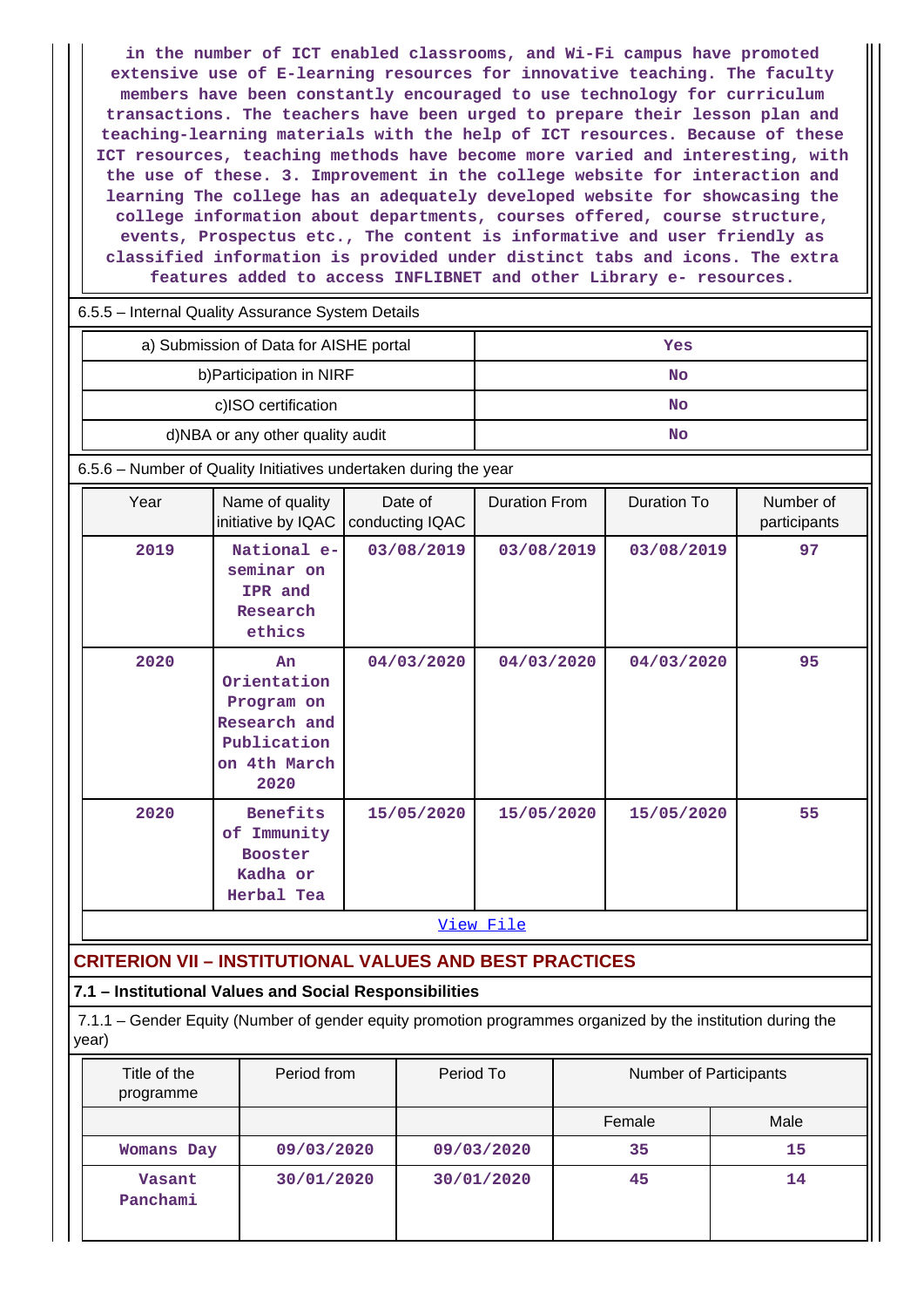in the number of ICT enabled classrooms, and Wi-Fi campus have promoted extensive use of E-learning resources for innovative teaching. The faculty members have been constantly encouraged to use technology for curriculum transactions. The teachers have been urged to prepare their lesson plan and teaching-learning materials with the help of ICT resources. Because of these ICT resources, teaching methods have become more varied and interesting, with the use of these. 3. Improvement in the college website for interaction and learning The college has an adequately developed website for showcasing the college information about departments, courses offered, course structure, events, Prospectus etc., The content is informative and user friendly as classified information is provided under distinct tabs and icons. The extra features added to access INFLIBNET and other Library e- resources.

6.5.5 – Internal Quality Assurance System Details

| | |
|---|---|
| a) Submission of Data for AISHE portal | Yes |
| b)Participation in NIRF | No |
| c)ISO certification | No |
| d)NBA or any other quality audit | No |

6.5.6 – Number of Quality Initiatives undertaken during the year

| Year | Name of quality initiative by IQAC | Date of conducting IQAC | Duration From | Duration To | Number of participants |
|---|---|---|---|---|---|
| 2019 | National e-seminar on IPR and Research ethics | 03/08/2019 | 03/08/2019 | 03/08/2019 | 97 |
| 2020 | An Orientation Program on Research and Publication on 4th March 2020 | 04/03/2020 | 04/03/2020 | 04/03/2020 | 95 |
| 2020 | Benefits of Immunity Booster Kadha or Herbal Tea | 15/05/2020 | 15/05/2020 | 15/05/2020 | 55 |

View File

## CRITERION VII – INSTITUTIONAL VALUES AND BEST PRACTICES

### 7.1 – Institutional Values and Social Responsibilities

7.1.1 – Gender Equity (Number of gender equity promotion programmes organized by the institution during the year)

| Title of the programme | Period from | Period To | Number of Participants | |
|---|---|---|---|---|
| | | | Female | Male |
| Womans Day | 09/03/2020 | 09/03/2020 | 35 | 15 |
| Vasant Panchami | 30/01/2020 | 30/01/2020 | 45 | 14 |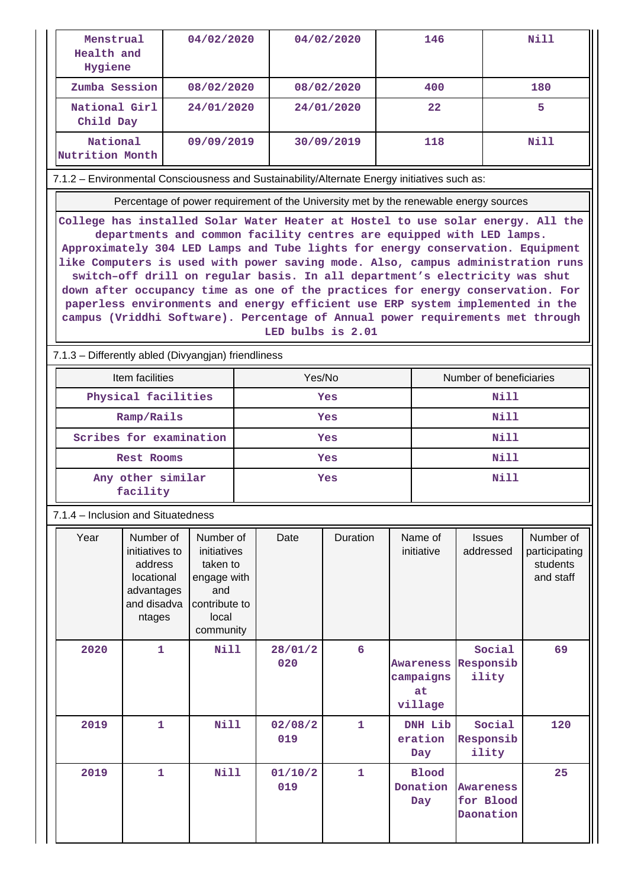| Menstrual Health and Hygiene | 04/02/2020 | 04/02/2020 | 146 | Nill |
|---|---|---|---|---|
| Zumba Session | 08/02/2020 | 08/02/2020 | 400 | 180 |
| National Girl Child Day | 24/01/2020 | 24/01/2020 | 22 | 5 |
| National Nutrition Month | 09/09/2019 | 30/09/2019 | 118 | Nill |

7.1.2 – Environmental Consciousness and Sustainability/Alternate Energy initiatives such as:

| Percentage of power requirement of the University met by the renewable energy sources |
|---|
| College has installed Solar Water Heater at Hostel to use solar energy. All the departments and common facility centres are equipped with LED lamps. Approximately 304 LED Lamps and Tube lights for energy conservation. Equipment like Computers is used with power saving mode. Also, campus administration runs switch-off drill on regular basis. In all department's electricity was shut down after occupancy time as one of the practices for energy conservation. For paperless environments and energy efficient use ERP system implemented in the campus (Vriddhi Software). Percentage of Annual power requirements met through LED bulbs is 2.01 |

7.1.3 – Differently abled (Divyangjan) friendliness

| Item facilities | Yes/No | Number of beneficiaries |
|---|---|---|
| Physical facilities | Yes | Nill |
| Ramp/Rails | Yes | Nill |
| Scribes for examination | Yes | Nill |
| Rest Rooms | Yes | Nill |
| Any other similar facility | Yes | Nill |

7.1.4 – Inclusion and Situatedness

| Year | Number of initiatives to address locational advantages and disadvantages | Number of initiatives taken to engage with and contribute to local community | Date | Duration | Name of initiative | Issues addressed | Number of participating students and staff |
|---|---|---|---|---|---|---|---|
| 2020 | 1 | Nill | 28/01/2020 | 6 | Awareness campaigns at village | Social Responsibility | 69 |
| 2019 | 1 | Nill | 02/08/2019 | 1 | DNH Liberation Day | Social Responsibility | 120 |
| 2019 | 1 | Nill | 01/10/2019 | 1 | Blood Donation Day | Awareness for Blood Daonation | 25 |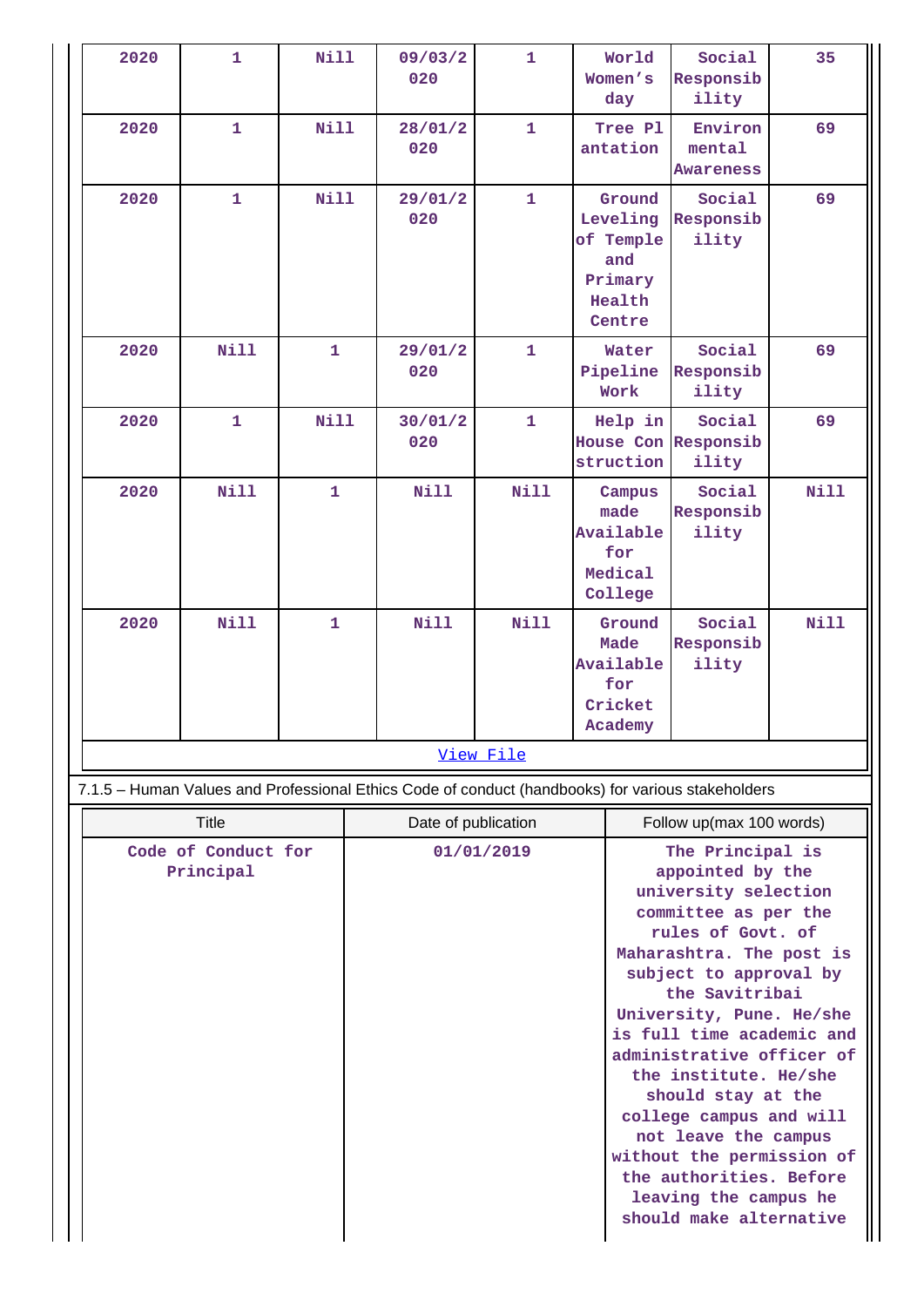| 2020 | 1 | Nill | 09/03/2020 | 1 | World Women's day | Social Responsibility | 35 |
|---|---|---|---|---|---|---|---|
| 2020 | 1 | Nill | 28/01/2020 | 1 | Tree Plantation | Environmental Awareness | 69 |
| 2020 | 1 | Nill | 29/01/2020 | 1 | Ground Leveling of Temple and Primary Health Centre | Social Responsibility | 69 |
| 2020 | Nill | 1 | 29/01/2020 | 1 | Water Pipeline Work | Social Responsibility | 69 |
| 2020 | 1 | Nill | 30/01/2020 | 1 | Help in House Construction | Social Responsibility | 69 |
| 2020 | Nill | 1 | Nill | Nill | Campus made Available for Medical College | Social Responsibility | Nill |
| 2020 | Nill | 1 | Nill | Nill | Ground Made Available for Cricket Academy | Social Responsibility | Nill |

[View File]

7.1.5 – Human Values and Professional Ethics Code of conduct (handbooks) for various stakeholders

| Title | Date of publication | Follow up(max 100 words) |
|---|---|---|
| Code of Conduct for Principal | 01/01/2019 | The Principal is appointed by the university selection committee as per the rules of Govt. of Maharashtra. The post is subject to approval by the Savitribai University, Pune. He/she is full time academic and administrative officer of the institute. He/she should stay at the college campus and will not leave the campus without the permission of the authorities. Before leaving the campus he should make alternative |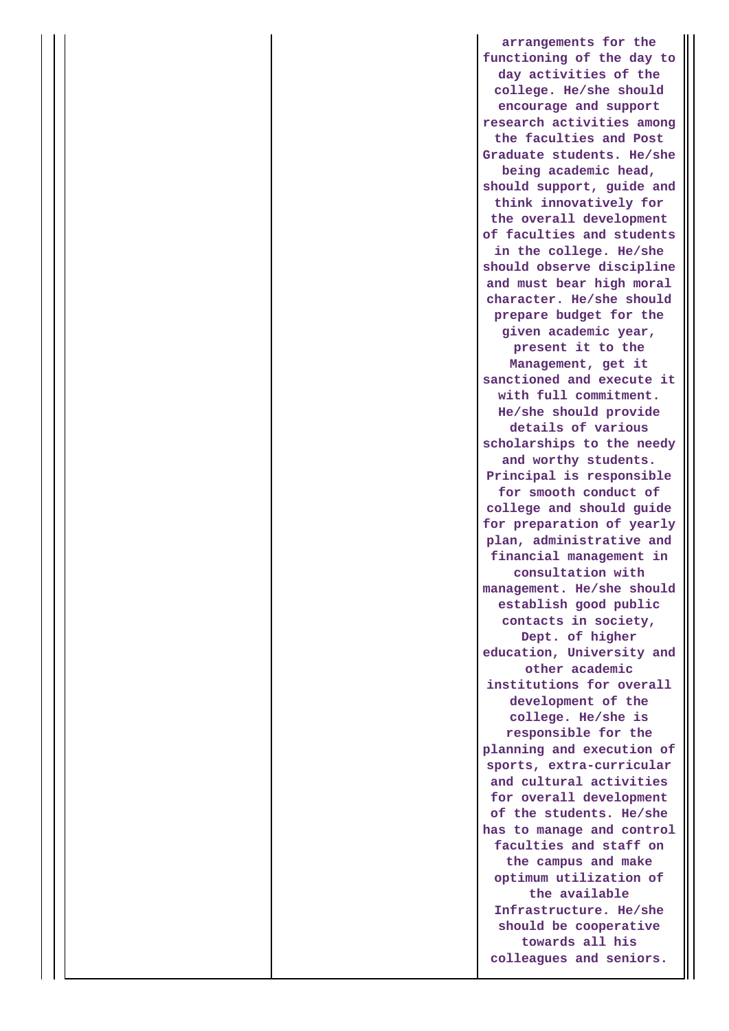|  |  | arrangements for the functioning of the day to day activities of the college. He/she should encourage and support research activities among the faculties and Post Graduate students. He/she being academic head, should support, guide and think innovatively for the overall development of faculties and students in the college. He/she should observe discipline and must bear high moral character. He/she should prepare budget for the given academic year, present it to the Management, get it sanctioned and execute it with full commitment. He/she should provide details of various scholarships to the needy and worthy students. Principal is responsible for smooth conduct of college and should guide for preparation of yearly plan, administrative and financial management in consultation with management. He/she should establish good public contacts in society, Dept. of higher education, University and other academic institutions for overall development of the college. He/she is responsible for the planning and execution of sports, extra-curricular and cultural activities for overall development of the students. He/she has to manage and control faculties and staff on the campus and make optimum utilization of the available Infrastructure. He/she should be cooperative towards all his colleagues and seniors. |
|---|---|---|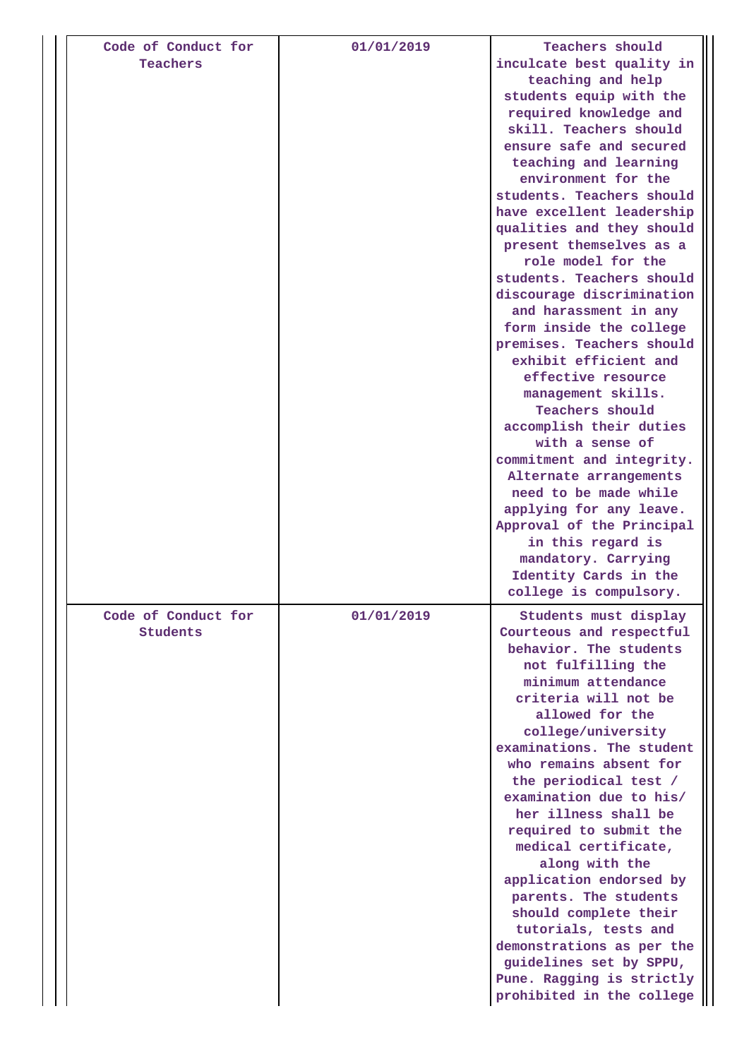| | | |
|---|---|---|
| Code of Conduct for Teachers | 01/01/2019 | Teachers should inculcate best quality in teaching and help students equip with the required knowledge and skill. Teachers should ensure safe and secured teaching and learning environment for the students. Teachers should have excellent leadership qualities and they should present themselves as a role model for the students. Teachers should discourage discrimination and harassment in any form inside the college premises. Teachers should exhibit efficient and effective resource management skills. Teachers should accomplish their duties with a sense of commitment and integrity. Alternate arrangements need to be made while applying for any leave. Approval of the Principal in this regard is mandatory. Carrying Identity Cards in the college is compulsory. |
| Code of Conduct for Students | 01/01/2019 | Students must display Courteous and respectful behavior. The students not fulfilling the minimum attendance criteria will not be allowed for the college/university examinations. The student who remains absent for the periodical test / examination due to his/ her illness shall be required to submit the medical certificate, along with the application endorsed by parents. The students should complete their tutorials, tests and demonstrations as per the guidelines set by SPPU, Pune. Ragging is strictly prohibited in the college |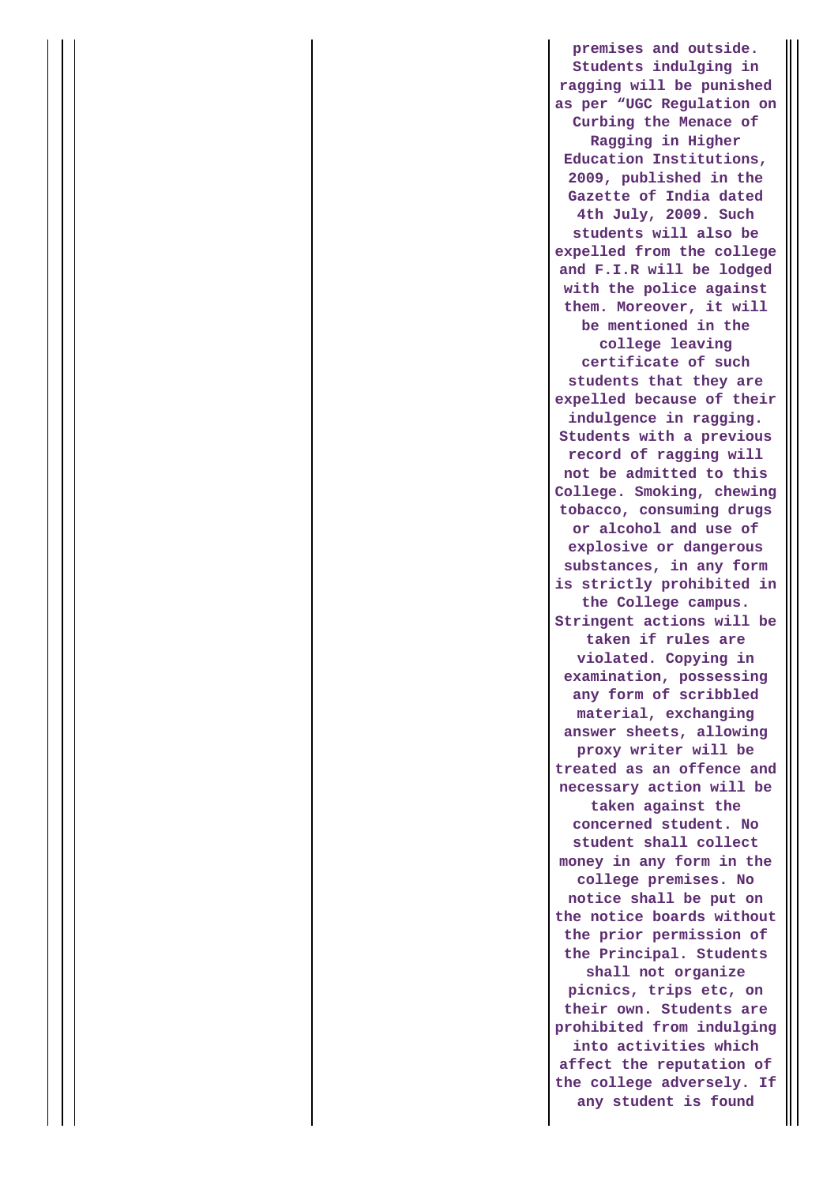| | | |
|---|---|---|
| | | premises and outside. Students indulging in ragging will be punished as per "UGC Regulation on Curbing the Menace of Ragging in Higher Education Institutions, 2009, published in the Gazette of India dated 4th July, 2009. Such students will also be expelled from the college and F.I.R will be lodged with the police against them. Moreover, it will be mentioned in the college leaving certificate of such students that they are expelled because of their indulgence in ragging. Students with a previous record of ragging will not be admitted to this College. Smoking, chewing tobacco, consuming drugs or alcohol and use of explosive or dangerous substances, in any form is strictly prohibited in the College campus. Stringent actions will be taken if rules are violated. Copying in examination, possessing any form of scribbled material, exchanging answer sheets, allowing proxy writer will be treated as an offence and necessary action will be taken against the concerned student. No student shall collect money in any form in the college premises. No notice shall be put on the notice boards without the prior permission of the Principal. Students shall not organize picnics, trips etc, on their own. Students are prohibited from indulging into activities which affect the reputation of the college adversely. If any student is found |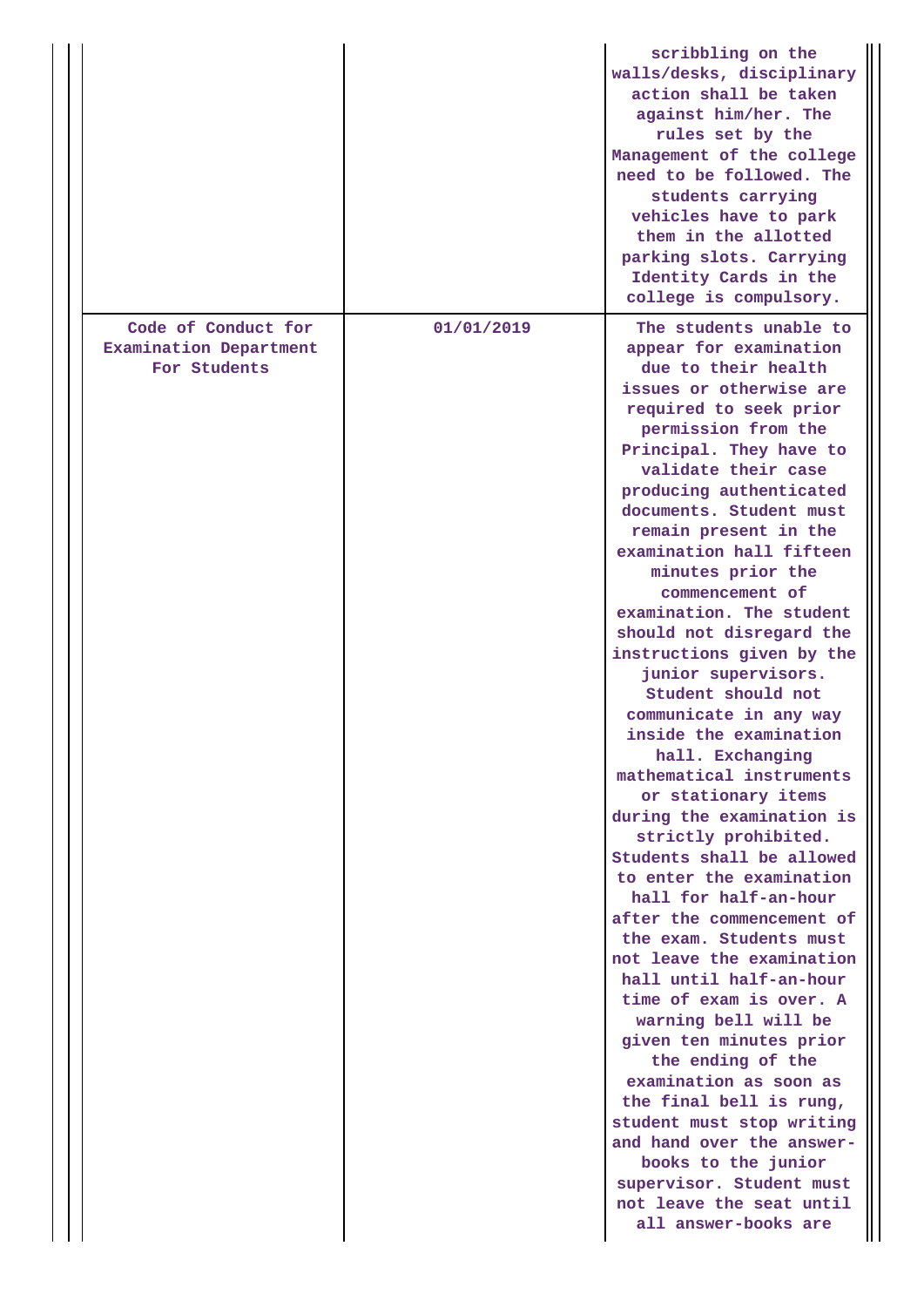| | | |
|---|---|---|
| | | scribbling on the walls/desks, disciplinary action shall be taken against him/her. The rules set by the Management of the college need to be followed. The students carrying vehicles have to park them in the allotted parking slots. Carrying Identity Cards in the college is compulsory. |
| Code of Conduct for Examination Department For Students | 01/01/2019 | The students unable to appear for examination due to their health issues or otherwise are required to seek prior permission from the Principal. They have to validate their case producing authenticated documents. Student must remain present in the examination hall fifteen minutes prior the commencement of examination. The student should not disregard the instructions given by the junior supervisors. Student should not communicate in any way inside the examination hall. Exchanging mathematical instruments or stationary items during the examination is strictly prohibited. Students shall be allowed to enter the examination hall for half-an-hour after the commencement of the exam. Students must not leave the examination hall until half-an-hour time of exam is over. A warning bell will be given ten minutes prior the ending of the examination as soon as the final bell is rung, student must stop writing and hand over the answer-books to the junior supervisor. Student must not leave the seat until all answer-books are |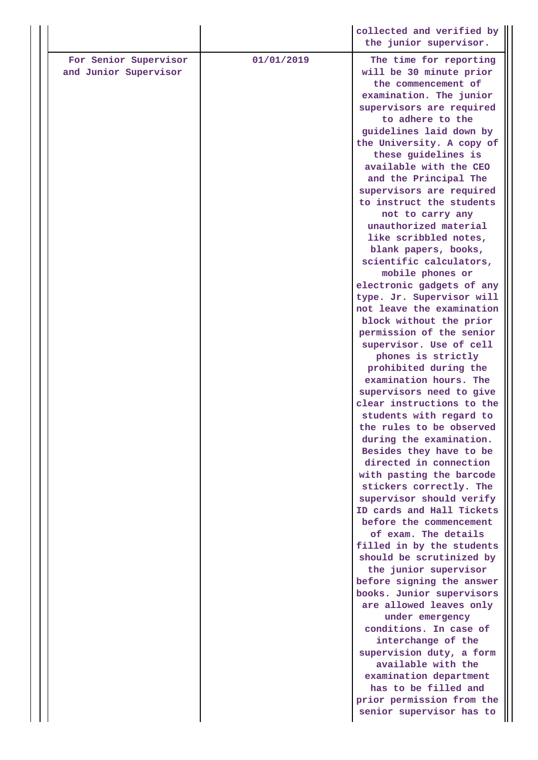| | | |
|---|---|---|
| | | collected and verified by the junior supervisor. |
| For Senior Supervisor and Junior Supervisor | 01/01/2019 | The time for reporting will be 30 minute prior the commencement of examination. The junior supervisors are required to adhere to the guidelines laid down by the University. A copy of these guidelines is available with the CEO and the Principal The supervisors are required to instruct the students not to carry any unauthorized material like scribbled notes, blank papers, books, scientific calculators, mobile phones or electronic gadgets of any type. Jr. Supervisor will not leave the examination block without the prior permission of the senior supervisor. Use of cell phones is strictly prohibited during the examination hours. The supervisors need to give clear instructions to the students with regard to the rules to be observed during the examination. Besides they have to be directed in connection with pasting the barcode stickers correctly. The supervisor should verify ID cards and Hall Tickets before the commencement of exam. The details filled in by the students should be scrutinized by the junior supervisor before signing the answer books. Junior supervisors are allowed leaves only under emergency conditions. In case of the interchange of the supervision duty, a form available with the examination department has to be filled and prior permission from the senior supervisor has to |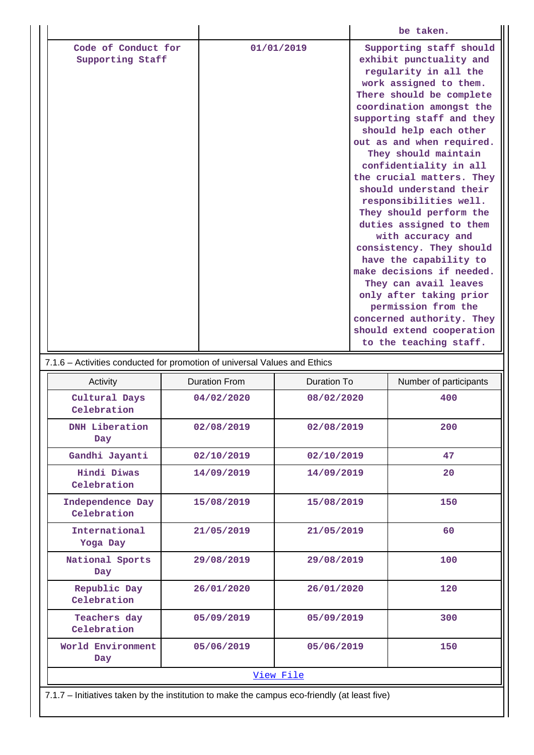| | | be taken. |
|---|---|---|
| Code of Conduct for Supporting Staff | 01/01/2019 | Supporting staff should exhibit punctuality and regularity in all the work assigned to them. There should be complete coordination amongst the supporting staff and they should help each other out as and when required. They should maintain confidentiality in all the crucial matters. They should understand their responsibilities well. They should perform the duties assigned to them with accuracy and consistency. They should have the capability to make decisions if needed. They can avail leaves only after taking prior permission from the concerned authority. They should extend cooperation to the teaching staff. |

7.1.6 – Activities conducted for promotion of universal Values and Ethics

| Activity | Duration From | Duration To | Number of participants |
|---|---|---|---|
| Cultural Days Celebration | 04/02/2020 | 08/02/2020 | 400 |
| DNH Liberation Day | 02/08/2019 | 02/08/2019 | 200 |
| Gandhi Jayanti | 02/10/2019 | 02/10/2019 | 47 |
| Hindi Diwas Celebration | 14/09/2019 | 14/09/2019 | 20 |
| Independence Day Celebration | 15/08/2019 | 15/08/2019 | 150 |
| International Yoga Day | 21/05/2019 | 21/05/2019 | 60 |
| National Sports Day | 29/08/2019 | 29/08/2019 | 100 |
| Republic Day Celebration | 26/01/2020 | 26/01/2020 | 120 |
| Teachers day Celebration | 05/09/2019 | 05/09/2019 | 300 |
| World Environment Day | 05/06/2019 | 05/06/2019 | 150 |

View File

7.1.7 – Initiatives taken by the institution to make the campus eco-friendly (at least five)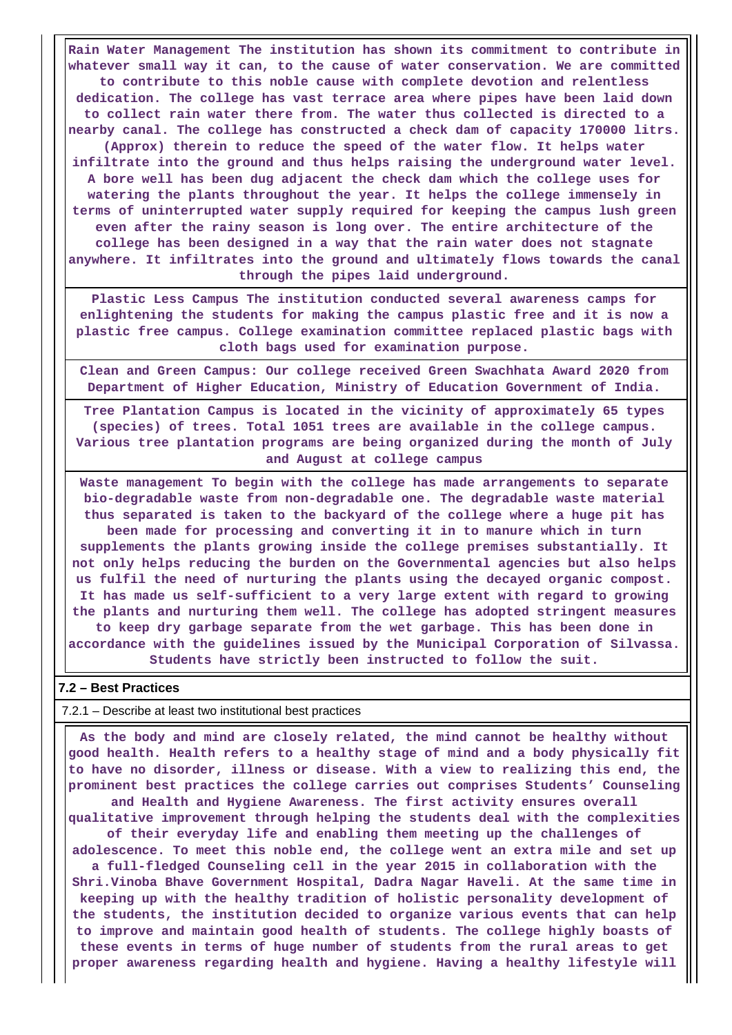**Rain Water Management The institution has shown its commitment to contribute in whatever small way it can, to the cause of water conservation. We are committed to contribute to this noble cause with complete devotion and relentless dedication. The college has vast terrace area where pipes have been laid down to collect rain water there from. The water thus collected is directed to a nearby canal. The college has constructed a check dam of capacity 170000 litrs. (Approx) therein to reduce the speed of the water flow. It helps water infiltrate into the ground and thus helps raising the underground water level. A bore well has been dug adjacent the check dam which the college uses for watering the plants throughout the year. It helps the college immensely in terms of uninterrupted water supply required for keeping the campus lush green even after the rainy season is long over. The entire architecture of the college has been designed in a way that the rain water does not stagnate anywhere. It infiltrates into the ground and ultimately flows towards the canal through the pipes laid underground.**

**Plastic Less Campus The institution conducted several awareness camps for enlightening the students for making the campus plastic free and it is now a plastic free campus. College examination committee replaced plastic bags with cloth bags used for examination purpose.**

**Clean and Green Campus: Our college received Green Swachhata Award 2020 from Department of Higher Education, Ministry of Education Government of India.**

**Tree Plantation Campus is located in the vicinity of approximately 65 types (species) of trees. Total 1051 trees are available in the college campus. Various tree plantation programs are being organized during the month of July and August at college campus**

**Waste management To begin with the college has made arrangements to separate bio-degradable waste from non-degradable one. The degradable waste material thus separated is taken to the backyard of the college where a huge pit has been made for processing and converting it in to manure which in turn supplements the plants growing inside the college premises substantially. It not only helps reducing the burden on the Governmental agencies but also helps us fulfil the need of nurturing the plants using the decayed organic compost. It has made us self-sufficient to a very large extent with regard to growing the plants and nurturing them well. The college has adopted stringent measures to keep dry garbage separate from the wet garbage. This has been done in accordance with the guidelines issued by the Municipal Corporation of Silvassa. Students have strictly been instructed to follow the suit.**

## 7.2 – Best Practices

7.2.1 – Describe at least two institutional best practices

**As the body and mind are closely related, the mind cannot be healthy without good health. Health refers to a healthy stage of mind and a body physically fit to have no disorder, illness or disease. With a view to realizing this end, the prominent best practices the college carries out comprises Students' Counseling and Health and Hygiene Awareness. The first activity ensures overall qualitative improvement through helping the students deal with the complexities of their everyday life and enabling them meeting up the challenges of adolescence. To meet this noble end, the college went an extra mile and set up a full-fledged Counseling cell in the year 2015 in collaboration with the Shri.Vinoba Bhave Government Hospital, Dadra Nagar Haveli. At the same time in keeping up with the healthy tradition of holistic personality development of the students, the institution decided to organize various events that can help to improve and maintain good health of students. The college highly boasts of these events in terms of huge number of students from the rural areas to get proper awareness regarding health and hygiene. Having a healthy lifestyle will**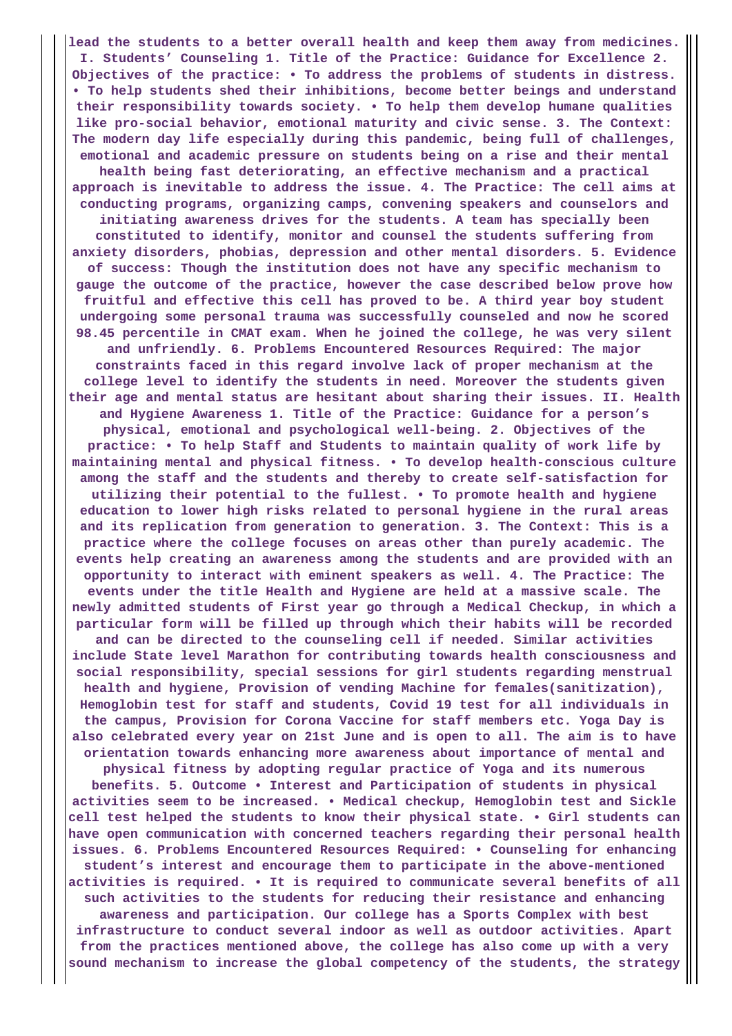lead the students to a better overall health and keep them away from medicines. I. Students' Counseling 1. Title of the Practice: Guidance for Excellence 2. Objectives of the practice: • To address the problems of students in distress. • To help students shed their inhibitions, become better beings and understand their responsibility towards society. • To help them develop humane qualities like pro-social behavior, emotional maturity and civic sense. 3. The Context: The modern day life especially during this pandemic, being full of challenges, emotional and academic pressure on students being on a rise and their mental health being fast deteriorating, an effective mechanism and a practical approach is inevitable to address the issue. 4. The Practice: The cell aims at conducting programs, organizing camps, convening speakers and counselors and initiating awareness drives for the students. A team has specially been constituted to identify, monitor and counsel the students suffering from anxiety disorders, phobias, depression and other mental disorders. 5. Evidence of success: Though the institution does not have any specific mechanism to gauge the outcome of the practice, however the case described below prove how fruitful and effective this cell has proved to be. A third year boy student undergoing some personal trauma was successfully counseled and now he scored 98.45 percentile in CMAT exam. When he joined the college, he was very silent and unfriendly. 6. Problems Encountered Resources Required: The major constraints faced in this regard involve lack of proper mechanism at the college level to identify the students in need. Moreover the students given their age and mental status are hesitant about sharing their issues. II. Health and Hygiene Awareness 1. Title of the Practice: Guidance for a person's physical, emotional and psychological well-being. 2. Objectives of the practice: • To help Staff and Students to maintain quality of work life by maintaining mental and physical fitness. • To develop health-conscious culture among the staff and the students and thereby to create self-satisfaction for utilizing their potential to the fullest. • To promote health and hygiene education to lower high risks related to personal hygiene in the rural areas and its replication from generation to generation. 3. The Context: This is a practice where the college focuses on areas other than purely academic. The events help creating an awareness among the students and are provided with an opportunity to interact with eminent speakers as well. 4. The Practice: The events under the title Health and Hygiene are held at a massive scale. The newly admitted students of First year go through a Medical Checkup, in which a particular form will be filled up through which their habits will be recorded and can be directed to the counseling cell if needed. Similar activities include State level Marathon for contributing towards health consciousness and social responsibility, special sessions for girl students regarding menstrual health and hygiene, Provision of vending Machine for females(sanitization), Hemoglobin test for staff and students, Covid 19 test for all individuals in the campus, Provision for Corona Vaccine for staff members etc. Yoga Day is also celebrated every year on 21st June and is open to all. The aim is to have orientation towards enhancing more awareness about importance of mental and physical fitness by adopting regular practice of Yoga and its numerous benefits. 5. Outcome • Interest and Participation of students in physical activities seem to be increased. • Medical checkup, Hemoglobin test and Sickle cell test helped the students to know their physical state. • Girl students can have open communication with concerned teachers regarding their personal health issues. 6. Problems Encountered Resources Required: • Counseling for enhancing student's interest and encourage them to participate in the above-mentioned activities is required. • It is required to communicate several benefits of all such activities to the students for reducing their resistance and enhancing awareness and participation. Our college has a Sports Complex with best infrastructure to conduct several indoor as well as outdoor activities. Apart from the practices mentioned above, the college has also come up with a very sound mechanism to increase the global competency of the students, the strategy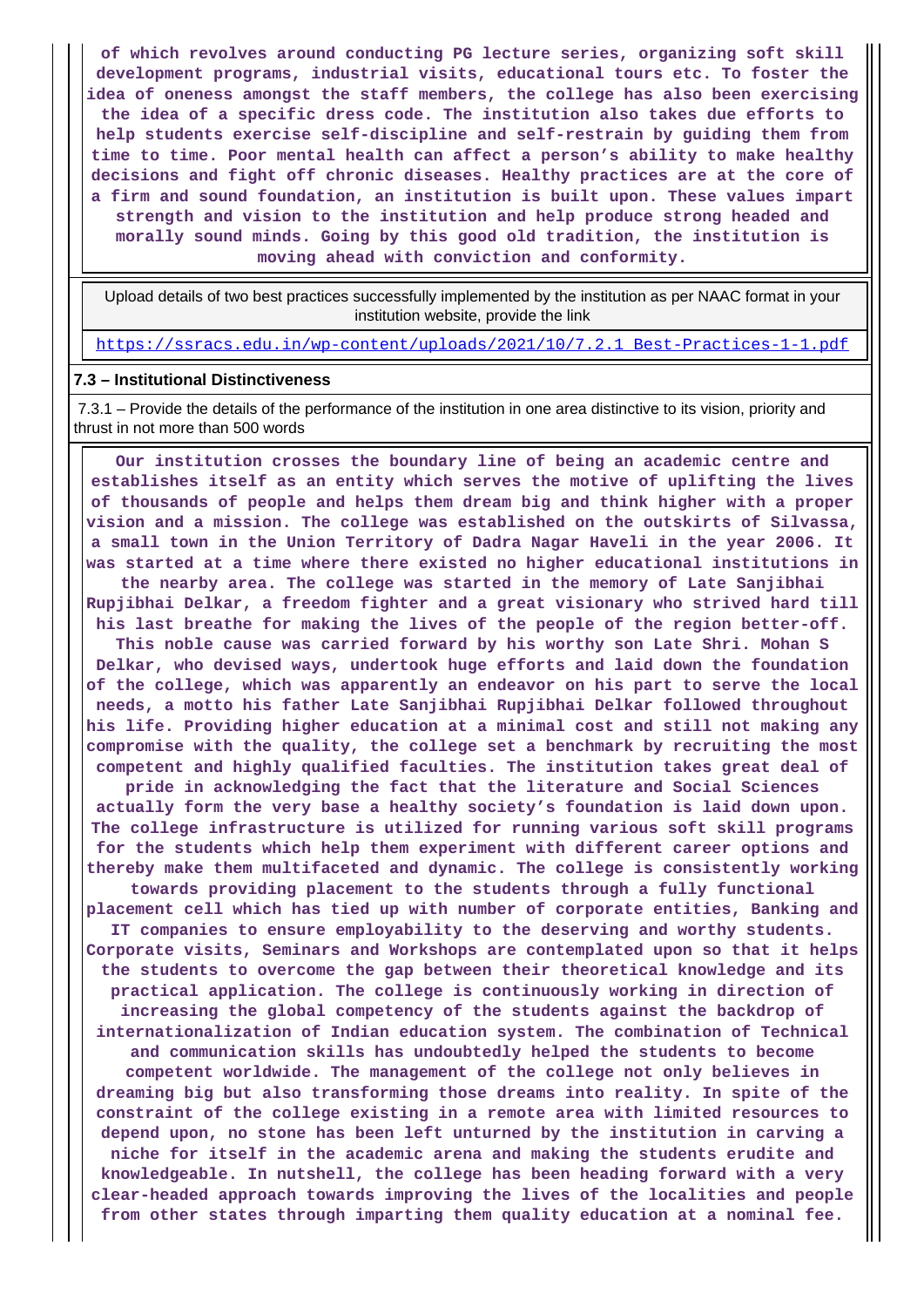**of which revolves around conducting PG lecture series, organizing soft skill development programs, industrial visits, educational tours etc. To foster the idea of oneness amongst the staff members, the college has also been exercising the idea of a specific dress code. The institution also takes due efforts to help students exercise self-discipline and self-restrain by guiding them from time to time. Poor mental health can affect a person's ability to make healthy decisions and fight off chronic diseases. Healthy practices are at the core of a firm and sound foundation, an institution is built upon. These values impart strength and vision to the institution and help produce strong headed and morally sound minds. Going by this good old tradition, the institution is moving ahead with conviction and conformity.**

Upload details of two best practices successfully implemented by the institution as per NAAC format in your institution website, provide the link

https://ssracs.edu.in/wp-content/uploads/2021/10/7.2.1_Best-Practices-1-1.pdf

### 7.3 – Institutional Distinctiveness

7.3.1 – Provide the details of the performance of the institution in one area distinctive to its vision, priority and thrust in not more than 500 words

**Our institution crosses the boundary line of being an academic centre and establishes itself as an entity which serves the motive of uplifting the lives of thousands of people and helps them dream big and think higher with a proper vision and a mission. The college was established on the outskirts of Silvassa, a small town in the Union Territory of Dadra Nagar Haveli in the year 2006. It was started at a time where there existed no higher educational institutions in the nearby area. The college was started in the memory of Late Sanjibhai Rupjibhai Delkar, a freedom fighter and a great visionary who strived hard till his last breathe for making the lives of the people of the region better-off. This noble cause was carried forward by his worthy son Late Shri. Mohan S Delkar, who devised ways, undertook huge efforts and laid down the foundation of the college, which was apparently an endeavor on his part to serve the local needs, a motto his father Late Sanjibhai Rupjibhai Delkar followed throughout his life. Providing higher education at a minimal cost and still not making any compromise with the quality, the college set a benchmark by recruiting the most competent and highly qualified faculties. The institution takes great deal of pride in acknowledging the fact that the literature and Social Sciences actually form the very base a healthy society's foundation is laid down upon. The college infrastructure is utilized for running various soft skill programs for the students which help them experiment with different career options and thereby make them multifaceted and dynamic. The college is consistently working towards providing placement to the students through a fully functional placement cell which has tied up with number of corporate entities, Banking and IT companies to ensure employability to the deserving and worthy students. Corporate visits, Seminars and Workshops are contemplated upon so that it helps the students to overcome the gap between their theoretical knowledge and its practical application. The college is continuously working in direction of increasing the global competency of the students against the backdrop of internationalization of Indian education system. The combination of Technical and communication skills has undoubtedly helped the students to become competent worldwide. The management of the college not only believes in dreaming big but also transforming those dreams into reality. In spite of the constraint of the college existing in a remote area with limited resources to depend upon, no stone has been left unturned by the institution in carving a niche for itself in the academic arena and making the students erudite and knowledgeable. In nutshell, the college has been heading forward with a very clear-headed approach towards improving the lives of the localities and people from other states through imparting them quality education at a nominal fee.**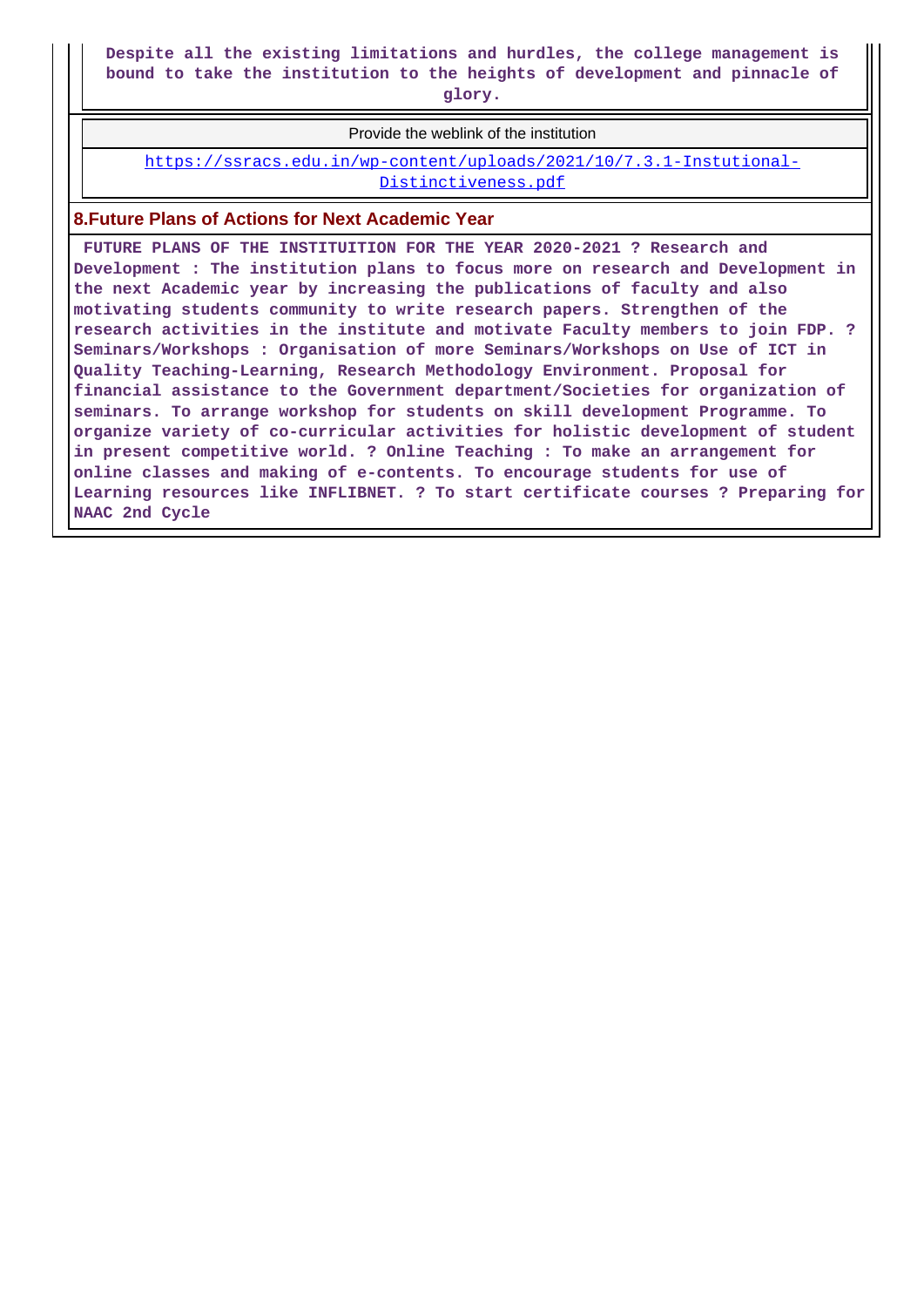**Despite all the existing limitations and hurdles, the college management is bound to take the institution to the heights of development and pinnacle of glory.**

| Provide the weblink of the institution |
|---|
| https://ssracs.edu.in/wp-content/uploads/2021/10/7.3.1-Instutional-Distinctiveness.pdf |

## 8.Future Plans of Actions for Next Academic Year

**FUTURE PLANS OF THE INSTITUITION FOR THE YEAR 2020-2021 ? Research and Development : The institution plans to focus more on research and Development in the next Academic year by increasing the publications of faculty and also motivating students community to write research papers. Strengthen of the research activities in the institute and motivate Faculty members to join FDP. ? Seminars/Workshops : Organisation of more Seminars/Workshops on Use of ICT in Quality Teaching-Learning, Research Methodology Environment. Proposal for financial assistance to the Government department/Societies for organization of seminars. To arrange workshop for students on skill development Programme. To organize variety of co-curricular activities for holistic development of student in present competitive world. ? Online Teaching : To make an arrangement for online classes and making of e-contents. To encourage students for use of Learning resources like INFLIBNET. ? To start certificate courses ? Preparing for NAAC 2nd Cycle**